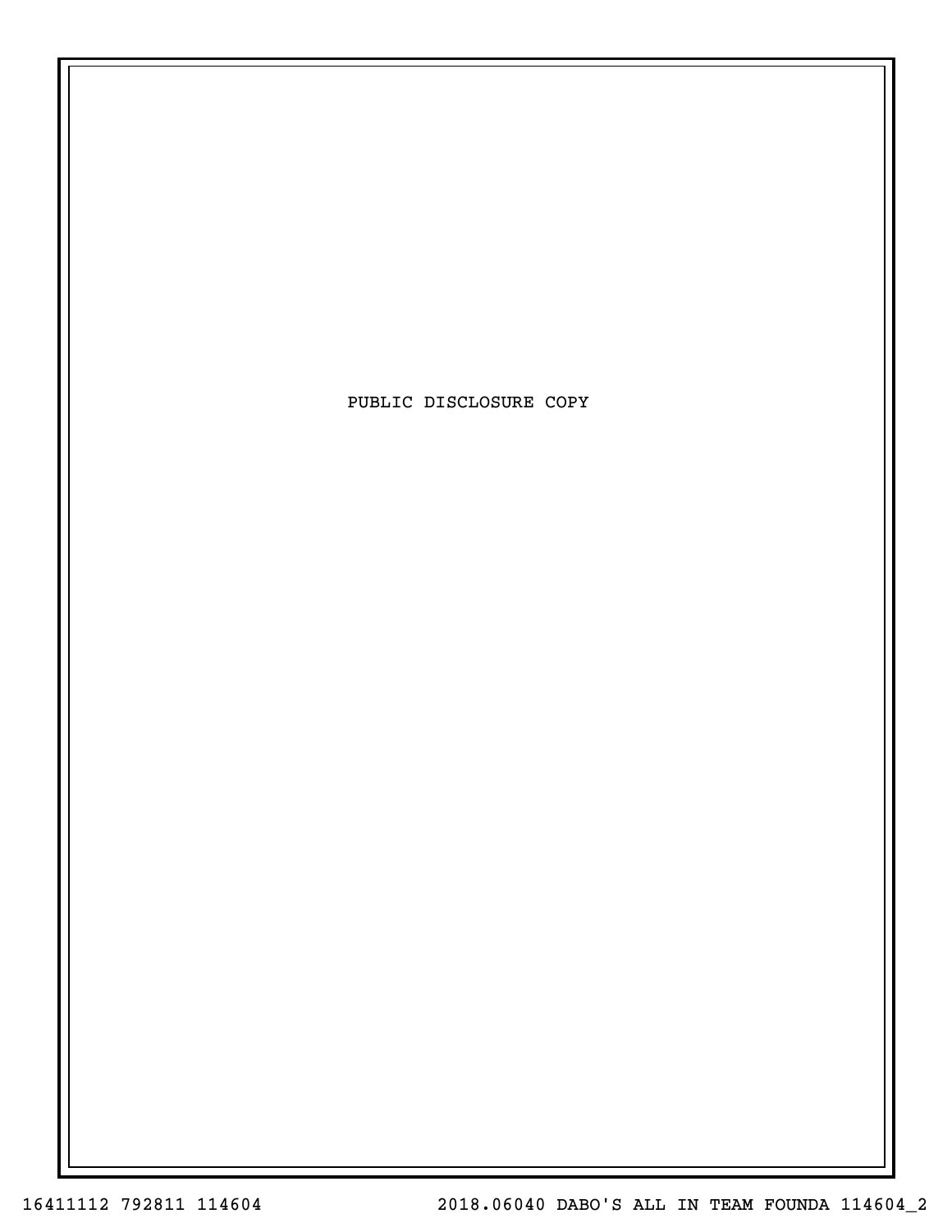PUBLIC DISCLOSURE COPY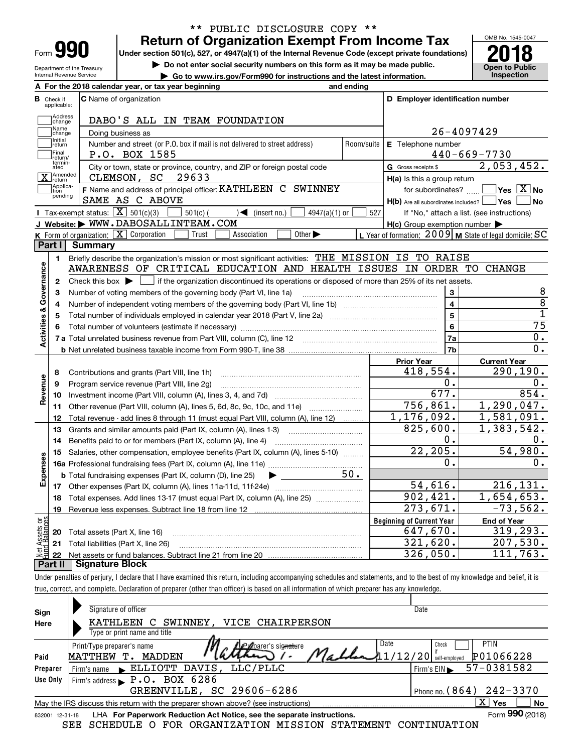\*\* PUBLIC DISCLOSURE COPY \*\*

# Form 990 — Return of Organization Exempt From Income Tax

Under section 501(c), 527, or 4947(a)(1) of the Internal Revenue Code (except private foundations)

▶ Do not enter social security numbers on this form as it may be made public.

▶ Go to www.irs.gov/Form990 for instructions and the latest information.

Department of the Treasury
Internal Revenue Service

OMB No. 1545-0047

**2018**

**Open to Public Inspection**

**A** For the 2018 calendar year, or tax year beginning and ending

**B** Check if applicable: Address change; Name change; Initial return; Final return/terminated; [X] Amended return; Application pending

**C** Name of organization: DABO'S ALL IN TEAM FOUNDATION

Doing business as

Number and street (or P.O. box if mail is not delivered to street address): P.O. BOX 1585 — Room/suite

City or town, state or province, country, and ZIP or foreign postal code: CLEMSON, SC 29633

**D** Employer identification number: 26-4097429

**E** Telephone number: 440-669-7730

**G** Gross receipts $ 2,053,452.

**F** Name and address of principal officer: KATHLEEN C SWINNEY, SAME AS C ABOVE

**H(a)** Is this a group return for subordinates? Yes [ ] No [X]

**H(b)** Are all subordinates included? Yes [ ] No [ ]
If "No," attach a list. (see instructions)

**H(c)** Group exemption number ▶

**I** Tax-exempt status: [X] 501(c)(3) [ ] 501(c) ( ) ◀ (insert no.) [ ] 4947(a)(1) or [ ] 527

**J** Website: ▶ WWW.DABOSALLINTEAM.COM

**K** Form of organization: [X] Corporation [ ] Trust [ ] Association [ ] Other ▶

**L** Year of formation: 2009 **M** State of legal domicile: SC

## Part I Summary

**Activities & Governance**

1 Briefly describe the organization's mission or most significant activities: THE MISSION IS TO RAISE AWARENESS OF CRITICAL EDUCATION AND HEALTH ISSUES IN ORDER TO CHANGE

2 Check this box ▶ [ ] if the organization discontinued its operations or disposed of more than 25% of its net assets.

| | | | |
|---|---|---|---|
| 3 | Number of voting members of the governing body (Part VI, line 1a) | 3 | 8 |
| 4 | Number of independent voting members of the governing body (Part VI, line 1b) | 4 | 8 |
| 5 | Total number of individuals employed in calendar year 2018 (Part V, line 2a) | 5 | 1 |
| 6 | Total number of volunteers (estimate if necessary) | 6 | 75 |
| 7a | Total unrelated business revenue from Part VIII, column (C), line 12 | 7a | 0. |
| b | Net unrelated business taxable income from Form 990-T, line 38 | 7b | 0. |

| | | Prior Year | Current Year |
|---|---|---|---|
| **Revenue** | | | |
| 8 | Contributions and grants (Part VIII, line 1h) | 418,554. | 290,190. |
| 9 | Program service revenue (Part VIII, line 2g) | 0. | 0. |
| 10 | Investment income (Part VIII, column (A), lines 3, 4, and 7d) | 677. | 854. |
| 11 | Other revenue (Part VIII, column (A), lines 5, 6d, 8c, 9c, 10c, and 11e) | 756,861. | 1,290,047. |
| 12 | Total revenue - add lines 8 through 11 (must equal Part VIII, column (A), line 12) | 1,176,092. | 1,581,091. |
| **Expenses** | | | |
| 13 | Grants and similar amounts paid (Part IX, column (A), lines 1-3) | 825,600. | 1,383,542. |
| 14 | Benefits paid to or for members (Part IX, column (A), line 4) | 0. | 0. |
| 15 | Salaries, other compensation, employee benefits (Part IX, column (A), lines 5-10) | 22,205. | 54,980. |
| 16a | Professional fundraising fees (Part IX, column (A), line 11e) | 0. | 0. |
| b | Total fundraising expenses (Part IX, column (D), line 25) ▶ 50. | | |
| 17 | Other expenses (Part IX, column (A), lines 11a-11d, 11f-24e) | 54,616. | 216,131. |
| 18 | Total expenses. Add lines 13-17 (must equal Part IX, column (A), line 25) | 902,421. | 1,654,653. |
| 19 | Revenue less expenses. Subtract line 18 from line 12 | 273,671. | -73,562. |
| **Net Assets or Fund Balances** | | **Beginning of Current Year** | **End of Year** |
| 20 | Total assets (Part X, line 16) | 647,670. | 319,293. |
| 21 | Total liabilities (Part X, line 26) | 321,620. | 207,530. |
| 22 | Net assets or fund balances. Subtract line 21 from line 20 | 326,050. | 111,763. |

## Part II Signature Block

Under penalties of perjury, I declare that I have examined this return, including accompanying schedules and statements, and to the best of my knowledge and belief, it is true, correct, and complete. Declaration of preparer (other than officer) is based on all information of which preparer has any knowledge.

**Sign Here**

Signature of officer — Date

KATHLEEN C SWINNEY, VICE CHAIRPERSON
Type or print name and title

**Paid Preparer Use Only**

| Print/Type preparer's name | Preparer's signature | Date | Check if self-employed | PTIN |
|---|---|---|---|---|
| MATTHEW T. MADDEN | Matthew T. Madden | 11/12/20 | [ ] | P01066228 |

Firm's name ▶ ELLIOTT DAVIS, LLC/PLLC — Firm's EIN ▶ 57-0381582

Firm's address ▶ P.O. BOX 6286, GREENVILLE, SC 29606-6286 — Phone no. (864) 242-3370

May the IRS discuss this return with the preparer shown above? (see instructions) [X] Yes [ ] No

832001 12-31-18 LHA For Paperwork Reduction Act Notice, see the separate instructions. Form **990** (2018)

SEE SCHEDULE O FOR ORGANIZATION MISSION STATEMENT CONTINUATION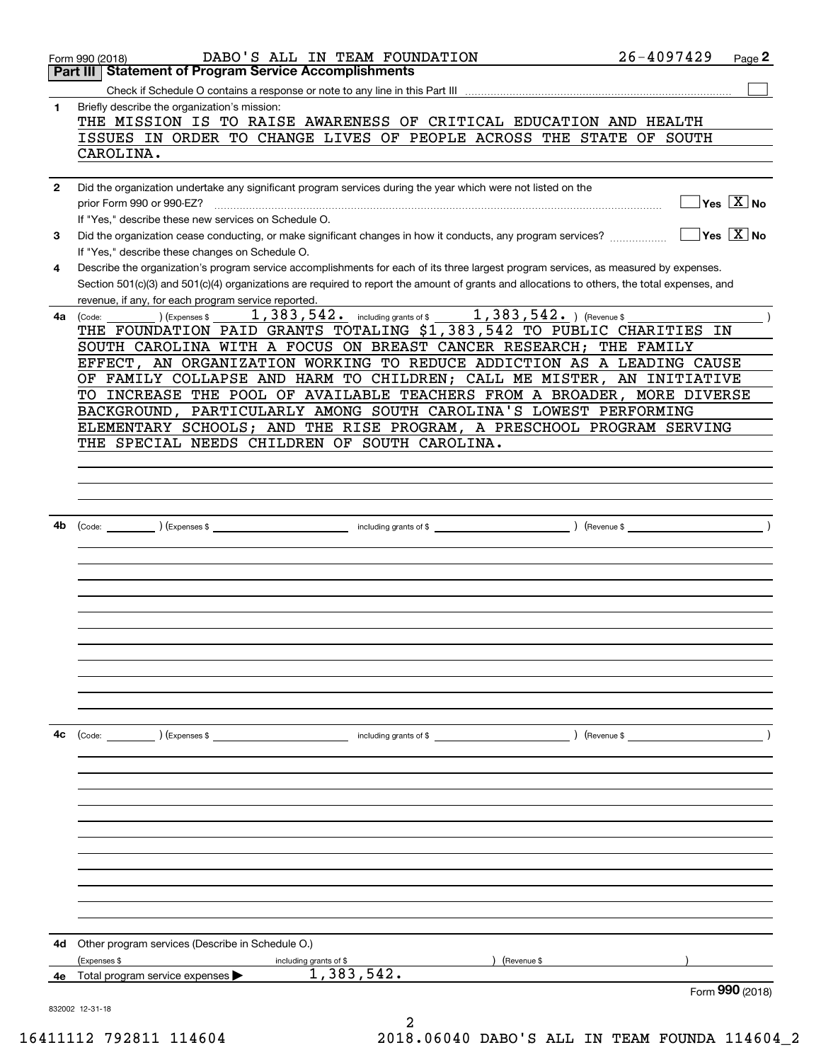Form 990 (2018) DABO'S ALL IN TEAM FOUNDATION 26-4097429 Page 2

## Part III | Statement of Program Service Accomplishments

Check if Schedule O contains a response or note to any line in this Part III ☐

**1** Briefly describe the organization's mission:

THE MISSION IS TO RAISE AWARENESS OF CRITICAL EDUCATION AND HEALTH ISSUES IN ORDER TO CHANGE LIVES OF PEOPLE ACROSS THE STATE OF SOUTH CAROLINA.

**2** Did the organization undertake any significant program services during the year which were not listed on the prior Form 990 or 990-EZ? ☐ Yes ☒ No

If "Yes," describe these new services on Schedule O.

**3** Did the organization cease conducting, or make significant changes in how it conducts, any program services? ☐ Yes ☒ No

If "Yes," describe these changes on Schedule O.

**4** Describe the organization's program service accomplishments for each of its three largest program services, as measured by expenses. Section 501(c)(3) and 501(c)(4) organizations are required to report the amount of grants and allocations to others, the total expenses, and revenue, if any, for each program service reported.

**4a** (Code: ) (Expenses $ 1,383,542. including grants of $ 1,383,542. ) (Revenue $ )

THE FOUNDATION PAID GRANTS TOTALING $1,383,542 TO PUBLIC CHARITIES IN SOUTH CAROLINA WITH A FOCUS ON BREAST CANCER RESEARCH; THE FAMILY EFFECT, AN ORGANIZATION WORKING TO REDUCE ADDICTION AS A LEADING CAUSE OF FAMILY COLLAPSE AND HARM TO CHILDREN; CALL ME MISTER, AN INITIATIVE TO INCREASE THE POOL OF AVAILABLE TEACHERS FROM A BROADER, MORE DIVERSE BACKGROUND, PARTICULARLY AMONG SOUTH CAROLINA'S LOWEST PERFORMING ELEMENTARY SCHOOLS; AND THE RISE PROGRAM, A PRESCHOOL PROGRAM SERVING THE SPECIAL NEEDS CHILDREN OF SOUTH CAROLINA.

**4b** (Code: ) (Expenses $ including grants of $ ) (Revenue $ )

**4c** (Code: ) (Expenses $ including grants of $ ) (Revenue $ )

**4d** Other program services (Describe in Schedule O.)

(Expenses $ including grants of $ ) (Revenue $ )

**4e** Total program service expenses ▶ 1,383,542.

Form **990** (2018)

832002 12-31-18

16411112 792811 114604 2018.06040 DABO'S ALL IN TEAM FOUNDA 114604_2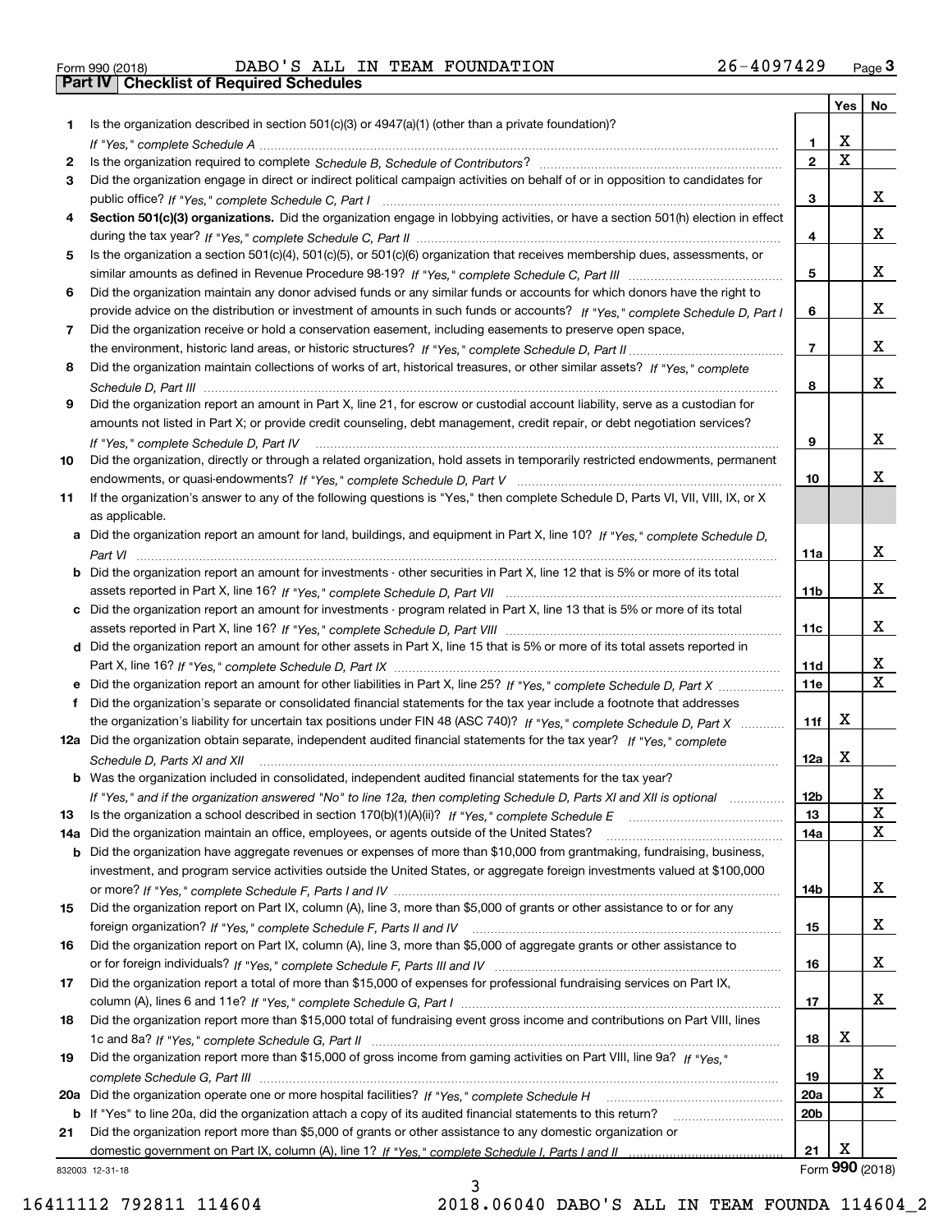Form 990 (2018) DABO'S ALL IN TEAM FOUNDATION 26-4097429 Page 3

**Part IV | Checklist of Required Schedules**

| | | | Yes | No |
|---|---|---|---|---|
| 1 | Is the organization described in section 501(c)(3) or 4947(a)(1) (other than a private foundation)? *If "Yes," complete Schedule A* | 1 | X | |
| 2 | Is the organization required to complete *Schedule B, Schedule of Contributors*? | 2 | X | |
| 3 | Did the organization engage in direct or indirect political campaign activities on behalf of or in opposition to candidates for public office? *If "Yes," complete Schedule C, Part I* | 3 | | X |
| 4 | **Section 501(c)(3) organizations.** Did the organization engage in lobbying activities, or have a section 501(h) election in effect during the tax year? *If "Yes," complete Schedule C, Part II* | 4 | | X |
| 5 | Is the organization a section 501(c)(4), 501(c)(5), or 501(c)(6) organization that receives membership dues, assessments, or similar amounts as defined in Revenue Procedure 98-19? *If "Yes," complete Schedule C, Part III* | 5 | | X |
| 6 | Did the organization maintain any donor advised funds or any similar funds or accounts for which donors have the right to provide advice on the distribution or investment of amounts in such funds or accounts? *If "Yes," complete Schedule D, Part I* | 6 | | X |
| 7 | Did the organization receive or hold a conservation easement, including easements to preserve open space, the environment, historic land areas, or historic structures? *If "Yes," complete Schedule D, Part II* | 7 | | X |
| 8 | Did the organization maintain collections of works of art, historical treasures, or other similar assets? *If "Yes," complete Schedule D, Part III* | 8 | | X |
| 9 | Did the organization report an amount in Part X, line 21, for escrow or custodial account liability, serve as a custodian for amounts not listed in Part X; or provide credit counseling, debt management, credit repair, or debt negotiation services? *If "Yes," complete Schedule D, Part IV* | 9 | | X |
| 10 | Did the organization, directly or through a related organization, hold assets in temporarily restricted endowments, permanent endowments, or quasi-endowments? *If "Yes," complete Schedule D, Part V* | 10 | | X |
| 11 | If the organization's answer to any of the following questions is "Yes," then complete Schedule D, Parts VI, VII, VIII, IX, or X as applicable. | | | |
| a | Did the organization report an amount for land, buildings, and equipment in Part X, line 10? *If "Yes," complete Schedule D, Part VI* | 11a | | X |
| b | Did the organization report an amount for investments - other securities in Part X, line 12 that is 5% or more of its total assets reported in Part X, line 16? *If "Yes," complete Schedule D, Part VII* | 11b | | X |
| c | Did the organization report an amount for investments - program related in Part X, line 13 that is 5% or more of its total assets reported in Part X, line 16? *If "Yes," complete Schedule D, Part VIII* | 11c | | X |
| d | Did the organization report an amount for other assets in Part X, line 15 that is 5% or more of its total assets reported in Part X, line 16? *If "Yes," complete Schedule D, Part IX* | 11d | | X |
| e | Did the organization report an amount for other liabilities in Part X, line 25? *If "Yes," complete Schedule D, Part X* | 11e | | X |
| f | Did the organization's separate or consolidated financial statements for the tax year include a footnote that addresses the organization's liability for uncertain tax positions under FIN 48 (ASC 740)? *If "Yes," complete Schedule D, Part X* | 11f | X | |
| 12a | Did the organization obtain separate, independent audited financial statements for the tax year? *If "Yes," complete Schedule D, Parts XI and XII* | 12a | X | |
| b | Was the organization included in consolidated, independent audited financial statements for the tax year? *If "Yes," and if the organization answered "No" to line 12a, then completing Schedule D, Parts XI and XII is optional* | 12b | | X |
| 13 | Is the organization a school described in section 170(b)(1)(A)(ii)? *If "Yes," complete Schedule E* | 13 | | X |
| 14a | Did the organization maintain an office, employees, or agents outside of the United States? | 14a | | X |
| b | Did the organization have aggregate revenues or expenses of more than $10,000 from grantmaking, fundraising, business, investment, and program service activities outside the United States, or aggregate foreign investments valued at $100,000 or more? *If "Yes," complete Schedule F, Parts I and IV* | 14b | | X |
| 15 | Did the organization report on Part IX, column (A), line 3, more than $5,000 of grants or other assistance to or for any foreign organization? *If "Yes," complete Schedule F, Parts II and IV* | 15 | | X |
| 16 | Did the organization report on Part IX, column (A), line 3, more than $5,000 of aggregate grants or other assistance to or for foreign individuals? *If "Yes," complete Schedule F, Parts III and IV* | 16 | | X |
| 17 | Did the organization report a total of more than $15,000 of expenses for professional fundraising services on Part IX, column (A), lines 6 and 11e? *If "Yes," complete Schedule G, Part I* | 17 | | X |
| 18 | Did the organization report more than $15,000 total of fundraising event gross income and contributions on Part VIII, lines 1c and 8a? *If "Yes," complete Schedule G, Part II* | 18 | X | |
| 19 | Did the organization report more than $15,000 of gross income from gaming activities on Part VIII, line 9a? *If "Yes," complete Schedule G, Part III* | 19 | | X |
| 20a | Did the organization operate one or more hospital facilities? *If "Yes," complete Schedule H* | 20a | | X |
| b | If "Yes" to line 20a, did the organization attach a copy of its audited financial statements to this return? | 20b | | |
| 21 | Did the organization report more than $5,000 of grants or other assistance to any domestic organization or domestic government on Part IX, column (A), line 1? *If "Yes," complete Schedule I, Parts I and II* | 21 | X | |

832003 12-31-18 Form **990** (2018)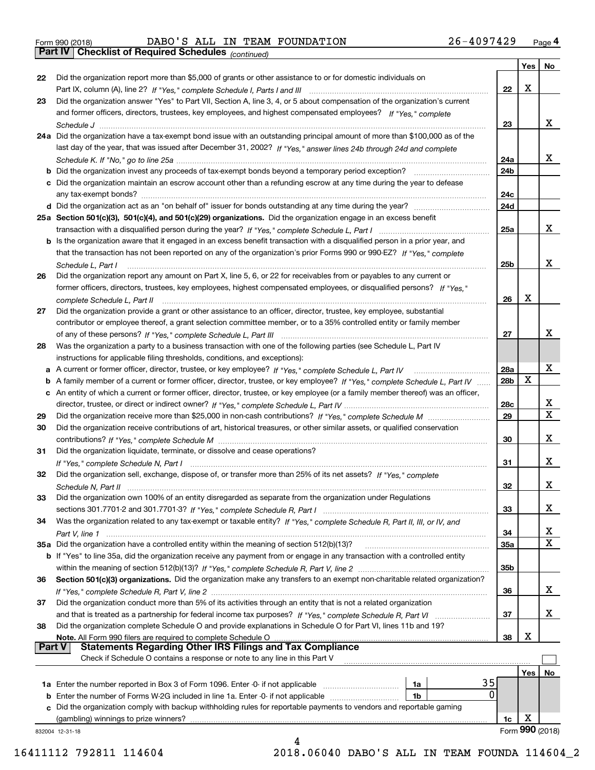Form 990 (2018) DABO'S ALL IN TEAM FOUNDATION 26-4097429 Page 4

**Part IV Checklist of Required Schedules** *(continued)*

| | | | Yes | No |
|---|---|---|---|---|
| 22 | Did the organization report more than $5,000 of grants or other assistance to or for domestic individuals on Part IX, column (A), line 2? *If "Yes," complete Schedule I, Parts I and III* | 22 | X | |
| 23 | Did the organization answer "Yes" to Part VII, Section A, line 3, 4, or 5 about compensation of the organization's current and former officers, directors, trustees, key employees, and highest compensated employees? *If "Yes," complete Schedule J* | 23 | | X |
| 24a | Did the organization have a tax-exempt bond issue with an outstanding principal amount of more than $100,000 as of the last day of the year, that was issued after December 31, 2002? *If "Yes," answer lines 24b through 24d and complete Schedule K. If "No," go to line 25a* | 24a | | X |
| b | Did the organization invest any proceeds of tax-exempt bonds beyond a temporary period exception? | 24b | | |
| c | Did the organization maintain an escrow account other than a refunding escrow at any time during the year to defease any tax-exempt bonds? | 24c | | |
| d | Did the organization act as an "on behalf of" issuer for bonds outstanding at any time during the year? | 24d | | |
| 25a | **Section 501(c)(3), 501(c)(4), and 501(c)(29) organizations.** Did the organization engage in an excess benefit transaction with a disqualified person during the year? *If "Yes," complete Schedule L, Part I* | 25a | | X |
| b | Is the organization aware that it engaged in an excess benefit transaction with a disqualified person in a prior year, and that the transaction has not been reported on any of the organization's prior Forms 990 or 990-EZ? *If "Yes," complete Schedule L, Part I* | 25b | | X |
| 26 | Did the organization report any amount on Part X, line 5, 6, or 22 for receivables from or payables to any current or former officers, directors, trustees, key employees, highest compensated employees, or disqualified persons? *If "Yes," complete Schedule L, Part II* | 26 | X | |
| 27 | Did the organization provide a grant or other assistance to an officer, director, trustee, key employee, substantial contributor or employee thereof, a grant selection committee member, or to a 35% controlled entity or family member of any of these persons? *If "Yes," complete Schedule L, Part III* | 27 | | X |
| 28 | Was the organization a party to a business transaction with one of the following parties (see Schedule L, Part IV instructions for applicable filing thresholds, conditions, and exceptions): | | | |
| a | A current or former officer, director, trustee, or key employee? *If "Yes," complete Schedule L, Part IV* | 28a | | X |
| b | A family member of a current or former officer, director, trustee, or key employee? *If "Yes," complete Schedule L, Part IV* | 28b | X | |
| c | An entity of which a current or former officer, director, trustee, or key employee (or a family member thereof) was an officer, director, trustee, or direct or indirect owner? *If "Yes," complete Schedule L, Part IV* | 28c | | X |
| 29 | Did the organization receive more than $25,000 in non-cash contributions? *If "Yes," complete Schedule M* | 29 | | X |
| 30 | Did the organization receive contributions of art, historical treasures, or other similar assets, or qualified conservation contributions? *If "Yes," complete Schedule M* | 30 | | X |
| 31 | Did the organization liquidate, terminate, or dissolve and cease operations? *If "Yes," complete Schedule N, Part I* | 31 | | X |
| 32 | Did the organization sell, exchange, dispose of, or transfer more than 25% of its net assets? *If "Yes," complete Schedule N, Part II* | 32 | | X |
| 33 | Did the organization own 100% of an entity disregarded as separate from the organization under Regulations sections 301.7701-2 and 301.7701-3? *If "Yes," complete Schedule R, Part I* | 33 | | X |
| 34 | Was the organization related to any tax-exempt or taxable entity? *If "Yes," complete Schedule R, Part II, III, or IV, and Part V, line 1* | 34 | | X |
| 35a | Did the organization have a controlled entity within the meaning of section 512(b)(13)? | 35a | | X |
| b | If "Yes" to line 35a, did the organization receive any payment from or engage in any transaction with a controlled entity within the meaning of section 512(b)(13)? *If "Yes," complete Schedule R, Part V, line 2* | 35b | | |
| 36 | **Section 501(c)(3) organizations.** Did the organization make any transfers to an exempt non-charitable related organization? *If "Yes," complete Schedule R, Part V, line 2* | 36 | | X |
| 37 | Did the organization conduct more than 5% of its activities through an entity that is not a related organization and that is treated as a partnership for federal income tax purposes? *If "Yes," complete Schedule R, Part VI* | 37 | | X |
| 38 | Did the organization complete Schedule O and provide explanations in Schedule O for Part VI, lines 11b and 19? **Note.** All Form 990 filers are required to complete Schedule O | 38 | X | |

**Part V Statements Regarding Other IRS Filings and Tax Compliance**

Check if Schedule O contains a response or note to any line in this Part V ☐

| | | | | | Yes | No |
|---|---|---|---|---|---|---|
| 1a | Enter the number reported in Box 3 of Form 1096. Enter -0- if not applicable | 1a | 35 | | | |
| b | Enter the number of Forms W-2G included in line 1a. Enter -0- if not applicable | 1b | 0 | | | |
| c | Did the organization comply with backup withholding rules for reportable payments to vendors and reportable gaming (gambling) winnings to prize winners? | | | 1c | X | |

832004 12-31-18 Form **990** (2018)

16411112 792811 114604 2018.06040 DABO'S ALL IN TEAM FOUNDA 114604_2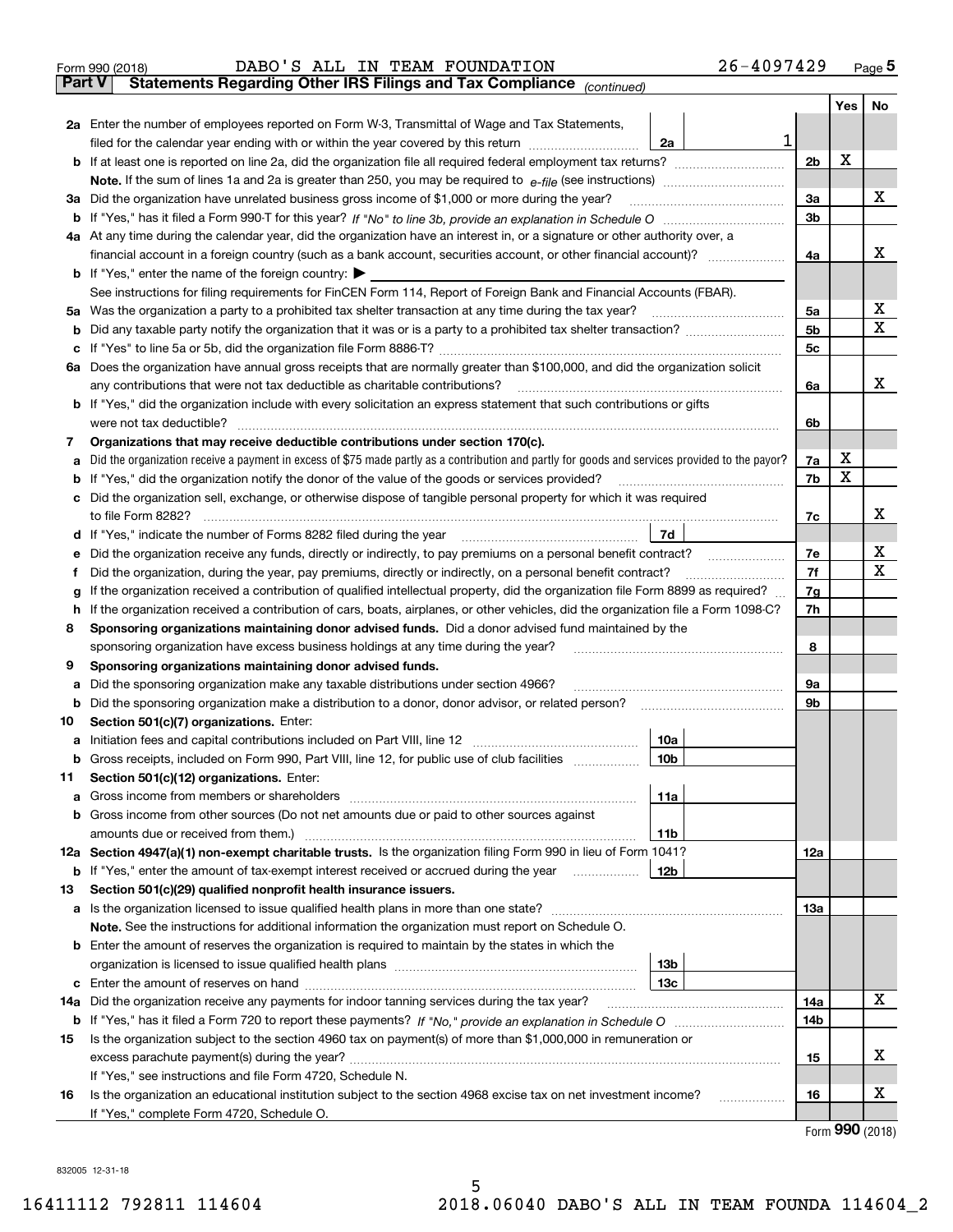Form 990 (2018) DABO'S ALL IN TEAM FOUNDATION 26-4097429 Page 5

**Part V Statements Regarding Other IRS Filings and Tax Compliance** *(continued)*

| | | | | Yes | No |
|---|---|---|---|---|---|
| **2a** | Enter the number of employees reported on Form W-3, Transmittal of Wage and Tax Statements, filed for the calendar year ending with or within the year covered by this return | 2a | 1 | | |
| **b** | If at least one is reported on line 2a, did the organization file all required federal employment tax returns? | | 2b | X | |
| | **Note.** If the sum of lines 1a and 2a is greater than 250, you may be required to *e-file* (see instructions) | | | | |
| **3a** | Did the organization have unrelated business gross income of $1,000 or more during the year? | | 3a | | X |
| **b** | If "Yes," has it filed a Form 990-T for this year? *If "No" to line 3b, provide an explanation in Schedule O* | | 3b | | |
| **4a** | At any time during the calendar year, did the organization have an interest in, or a signature or other authority over, a financial account in a foreign country (such as a bank account, securities account, or other financial account)? | | 4a | | X |
| **b** | If "Yes," enter the name of the foreign country: ▶ | | | | |
| | See instructions for filing requirements for FinCEN Form 114, Report of Foreign Bank and Financial Accounts (FBAR). | | | | |
| **5a** | Was the organization a party to a prohibited tax shelter transaction at any time during the tax year? | | 5a | | X |
| **b** | Did any taxable party notify the organization that it was or is a party to a prohibited tax shelter transaction? | | 5b | | X |
| **c** | If "Yes" to line 5a or 5b, did the organization file Form 8886-T? | | 5c | | |
| **6a** | Does the organization have annual gross receipts that are normally greater than $100,000, and did the organization solicit any contributions that were not tax deductible as charitable contributions? | | 6a | | X |
| **b** | If "Yes," did the organization include with every solicitation an express statement that such contributions or gifts were not tax deductible? | | 6b | | |
| **7** | **Organizations that may receive deductible contributions under section 170(c).** | | | | |
| **a** | Did the organization receive a payment in excess of $75 made partly as a contribution and partly for goods and services provided to the payor? | | 7a | X | |
| **b** | If "Yes," did the organization notify the donor of the value of the goods or services provided? | | 7b | X | |
| **c** | Did the organization sell, exchange, or otherwise dispose of tangible personal property for which it was required to file Form 8282? | | 7c | | X |
| **d** | If "Yes," indicate the number of Forms 8282 filed during the year | 7d | | | |
| **e** | Did the organization receive any funds, directly or indirectly, to pay premiums on a personal benefit contract? | | 7e | | X |
| **f** | Did the organization, during the year, pay premiums, directly or indirectly, on a personal benefit contract? | | 7f | | X |
| **g** | If the organization received a contribution of qualified intellectual property, did the organization file Form 8899 as required? | | 7g | | |
| **h** | If the organization received a contribution of cars, boats, airplanes, or other vehicles, did the organization file a Form 1098-C? | | 7h | | |
| **8** | **Sponsoring organizations maintaining donor advised funds.** Did a donor advised fund maintained by the sponsoring organization have excess business holdings at any time during the year? | | 8 | | |
| **9** | **Sponsoring organizations maintaining donor advised funds.** | | | | |
| **a** | Did the sponsoring organization make any taxable distributions under section 4966? | | 9a | | |
| **b** | Did the sponsoring organization make a distribution to a donor, donor advisor, or related person? | | 9b | | |
| **10** | **Section 501(c)(7) organizations.** Enter: | | | | |
| **a** | Initiation fees and capital contributions included on Part VIII, line 12 | 10a | | | |
| **b** | Gross receipts, included on Form 990, Part VIII, line 12, for public use of club facilities | 10b | | | |
| **11** | **Section 501(c)(12) organizations.** Enter: | | | | |
| **a** | Gross income from members or shareholders | 11a | | | |
| **b** | Gross income from other sources (Do not net amounts due or paid to other sources against amounts due or received from them.) | 11b | | | |
| **12a** | **Section 4947(a)(1) non-exempt charitable trusts.** Is the organization filing Form 990 in lieu of Form 1041? | | 12a | | |
| **b** | If "Yes," enter the amount of tax-exempt interest received or accrued during the year | 12b | | | |
| **13** | **Section 501(c)(29) qualified nonprofit health insurance issuers.** | | | | |
| **a** | Is the organization licensed to issue qualified health plans in more than one state? | | 13a | | |
| | **Note.** See the instructions for additional information the organization must report on Schedule O. | | | | |
| **b** | Enter the amount of reserves the organization is required to maintain by the states in which the organization is licensed to issue qualified health plans | 13b | | | |
| **c** | Enter the amount of reserves on hand | 13c | | | |
| **14a** | Did the organization receive any payments for indoor tanning services during the tax year? | | 14a | | X |
| **b** | If "Yes," has it filed a Form 720 to report these payments? *If "No," provide an explanation in Schedule O* | | 14b | | |
| **15** | Is the organization subject to the section 4960 tax on payment(s) of more than $1,000,000 in remuneration or excess parachute payment(s) during the year? | | 15 | | X |
| | If "Yes," see instructions and file Form 4720, Schedule N. | | | | |
| **16** | Is the organization an educational institution subject to the section 4968 excise tax on net investment income? | | 16 | | X |
| | If "Yes," complete Form 4720, Schedule O. | | | | |

Form **990** (2018)

832005 12-31-18

16411112 792811 114604 2018.06040 DABO'S ALL IN TEAM FOUNDA 114604_2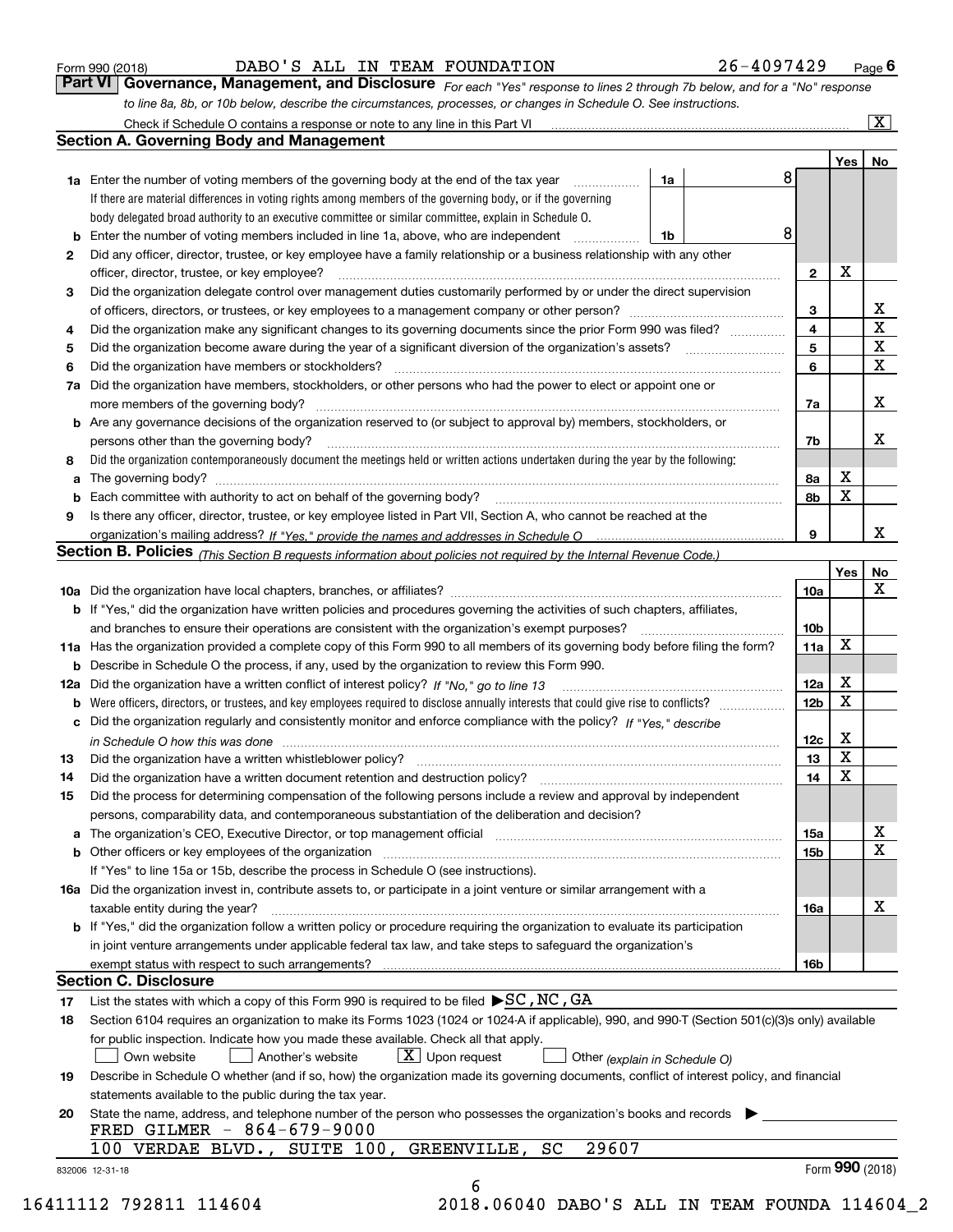Form 990 (2018) DABO'S ALL IN TEAM FOUNDATION 26-4097429 Page **6**

## Part VI Governance, Management, and Disclosure

*For each "Yes" response to lines 2 through 7b below, and for a "No" response to line 8a, 8b, or 10b below, describe the circumstances, processes, or changes in Schedule O. See instructions.*

Check if Schedule O contains a response or note to any line in this Part VI .......... [X]

### Section A. Governing Body and Management

| | | | | Yes | No |
|---|---|---|---|---|---|
| **1a** | Enter the number of voting members of the governing body at the end of the tax year ... **1a** 8. If there are material differences in voting rights among members of the governing body, or if the governing body delegated broad authority to an executive committee or similar committee, explain in Schedule O. | | | | |
| **b** | Enter the number of voting members included in line 1a, above, who are independent ... **1b** 8 | | | | |
| **2** | Did any officer, director, trustee, or key employee have a family relationship or a business relationship with any other officer, director, trustee, or key employee? | **2** | | X | |
| **3** | Did the organization delegate control over management duties customarily performed by or under the direct supervision of officers, directors, or trustees, or key employees to a management company or other person? | **3** | | | X |
| **4** | Did the organization make any significant changes to its governing documents since the prior Form 990 was filed? | **4** | | | X |
| **5** | Did the organization become aware during the year of a significant diversion of the organization's assets? | **5** | | | X |
| **6** | Did the organization have members or stockholders? | **6** | | | X |
| **7a** | Did the organization have members, stockholders, or other persons who had the power to elect or appoint one or more members of the governing body? | **7a** | | | X |
| **b** | Are any governance decisions of the organization reserved to (or subject to approval by) members, stockholders, or persons other than the governing body? | **7b** | | | X |
| **8** | Did the organization contemporaneously document the meetings held or written actions undertaken during the year by the following: | | | | |
| **a** | The governing body? | **8a** | | X | |
| **b** | Each committee with authority to act on behalf of the governing body? | **8b** | | X | |
| **9** | Is there any officer, director, trustee, or key employee listed in Part VII, Section A, who cannot be reached at the organization's mailing address? *If "Yes," provide the names and addresses in Schedule O* | **9** | | | X |

### Section B. Policies *(This Section B requests information about policies not required by the Internal Revenue Code.)*

| | | | Yes | No |
|---|---|---|---|---|
| **10a** | Did the organization have local chapters, branches, or affiliates? | **10a** | | X |
| **b** | If "Yes," did the organization have written policies and procedures governing the activities of such chapters, affiliates, and branches to ensure their operations are consistent with the organization's exempt purposes? | **10b** | | |
| **11a** | Has the organization provided a complete copy of this Form 990 to all members of its governing body before filing the form? | **11a** | X | |
| **b** | Describe in Schedule O the process, if any, used by the organization to review this Form 990. | | | |
| **12a** | Did the organization have a written conflict of interest policy? *If "No," go to line 13* | **12a** | X | |
| **b** | Were officers, directors, or trustees, and key employees required to disclose annually interests that could give rise to conflicts? | **12b** | X | |
| **c** | Did the organization regularly and consistently monitor and enforce compliance with the policy? *If "Yes," describe in Schedule O how this was done* | **12c** | X | |
| **13** | Did the organization have a written whistleblower policy? | **13** | X | |
| **14** | Did the organization have a written document retention and destruction policy? | **14** | X | |
| **15** | Did the process for determining compensation of the following persons include a review and approval by independent persons, comparability data, and contemporaneous substantiation of the deliberation and decision? | | | |
| **a** | The organization's CEO, Executive Director, or top management official | **15a** | | X |
| **b** | Other officers or key employees of the organization | **15b** | | X |
| | If "Yes" to line 15a or 15b, describe the process in Schedule O (see instructions). | | | |
| **16a** | Did the organization invest in, contribute assets to, or participate in a joint venture or similar arrangement with a taxable entity during the year? | **16a** | | X |
| **b** | If "Yes," did the organization follow a written policy or procedure requiring the organization to evaluate its participation in joint venture arrangements under applicable federal tax law, and take steps to safeguard the organization's exempt status with respect to such arrangements? | **16b** | | |

### Section C. Disclosure

**17** List the states with which a copy of this Form 990 is required to be filed ▶SC,NC,GA

**18** Section 6104 requires an organization to make its Forms 1023 (1024 or 1024-A if applicable), 990, and 990-T (Section 501(c)(3)s only) available for public inspection. Indicate how you made these available. Check all that apply.

[ ] Own website [ ] Another's website [X] Upon request [ ] Other *(explain in Schedule O)*

**19** Describe in Schedule O whether (and if so, how) the organization made its governing documents, conflict of interest policy, and financial statements available to the public during the tax year.

**20** State the name, address, and telephone number of the person who possesses the organization's books and records ▶

FRED GILMER - 864-679-9000
100 VERDAE BLVD., SUITE 100, GREENVILLE, SC 29607

832006 12-31-18 Form **990** (2018)

16411112 792811 114604 2018.06040 DABO'S ALL IN TEAM FOUNDA 114604_2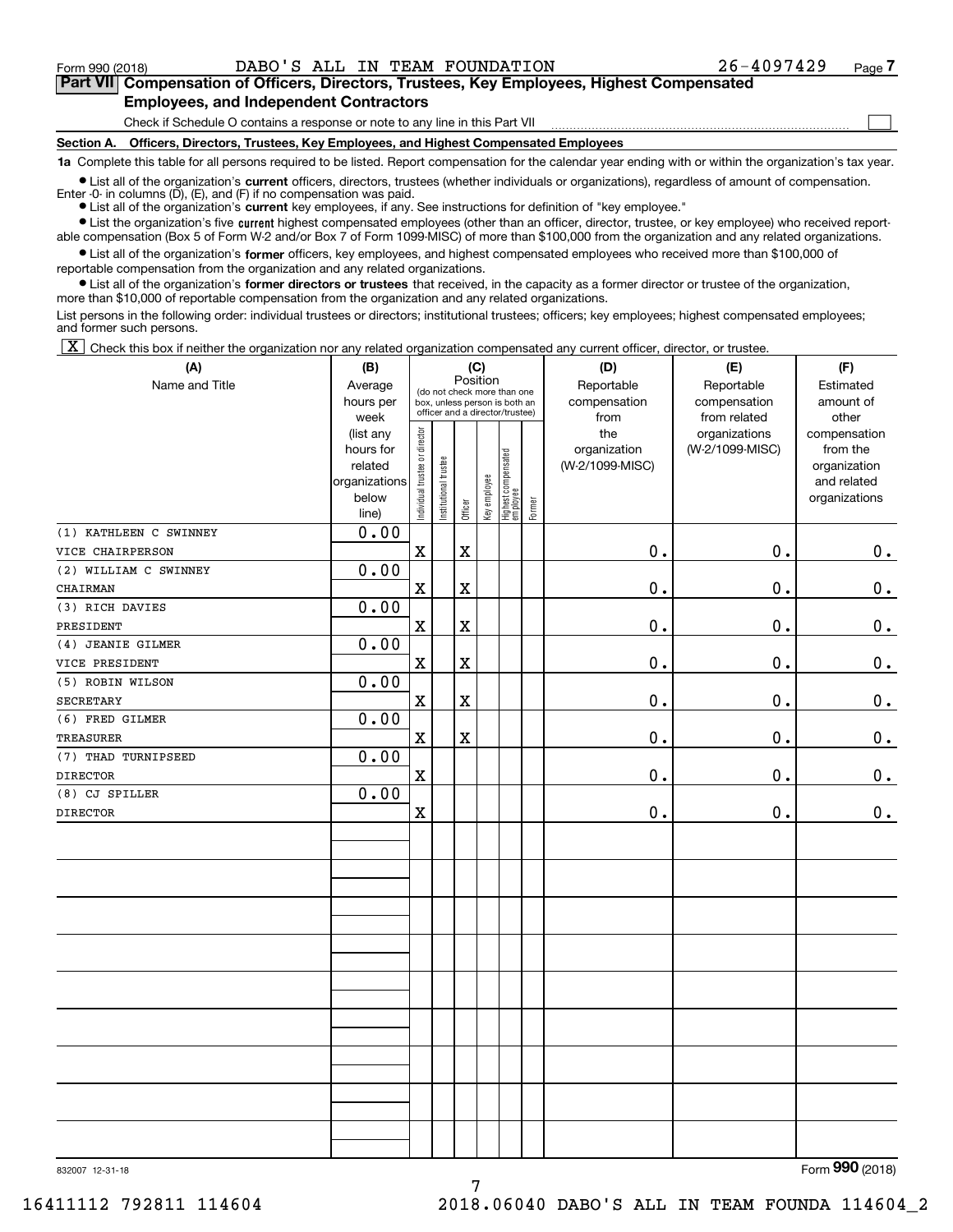Form 990 (2018) DABO'S ALL IN TEAM FOUNDATION 26-4097429 Page 7

## Part VII Compensation of Officers, Directors, Trustees, Key Employees, Highest Compensated Employees, and Independent Contractors

Check if Schedule O contains a response or note to any line in this Part VII ☐

### Section A. Officers, Directors, Trustees, Key Employees, and Highest Compensated Employees

**1a** Complete this table for all persons required to be listed. Report compensation for the calendar year ending with or within the organization's tax year.

- List all of the organization's **current** officers, directors, trustees (whether individuals or organizations), regardless of amount of compensation. Enter -0- in columns (D), (E), and (F) if no compensation was paid.
- List all of the organization's **current** key employees, if any. See instructions for definition of "key employee."
- List the organization's five **current** highest compensated employees (other than an officer, director, trustee, or key employee) who received reportable compensation (Box 5 of Form W-2 and/or Box 7 of Form 1099-MISC) of more than $100,000 from the organization and any related organizations.
- List all of the organization's **former** officers, key employees, and highest compensated employees who received more than $100,000 of reportable compensation from the organization and any related organizations.
- List all of the organization's **former directors or trustees** that received, in the capacity as a former director or trustee of the organization, more than $10,000 of reportable compensation from the organization and any related organizations.

List persons in the following order: individual trustees or directors; institutional trustees; officers; key employees; highest compensated employees; and former such persons.

☒ Check this box if neither the organization nor any related organization compensated any current officer, director, or trustee.

| (A) Name and Title | (B) Average hours per week (list any hours for related organizations below line) | (C) Position: Individual trustee or director | Institutional trustee | Officer | Key employee | Highest compensated employee | Former | (D) Reportable compensation from the organization (W-2/1099-MISC) | (E) Reportable compensation from related organizations (W-2/1099-MISC) | (F) Estimated amount of other compensation from the organization and related organizations |
|---|---|---|---|---|---|---|---|---|---|---|
| (1) KATHLEEN C SWINNEY<br>VICE CHAIRPERSON | 0.00 | X | | X | | | | 0. | 0. | 0. |
| (2) WILLIAM C SWINNEY<br>CHAIRMAN | 0.00 | X | | X | | | | 0. | 0. | 0. |
| (3) RICH DAVIES<br>PRESIDENT | 0.00 | X | | X | | | | 0. | 0. | 0. |
| (4) JEANIE GILMER<br>VICE PRESIDENT | 0.00 | X | | X | | | | 0. | 0. | 0. |
| (5) ROBIN WILSON<br>SECRETARY | 0.00 | X | | X | | | | 0. | 0. | 0. |
| (6) FRED GILMER<br>TREASURER | 0.00 | X | | X | | | | 0. | 0. | 0. |
| (7) THAD TURNIPSEED<br>DIRECTOR | 0.00 | X | | | | | | 0. | 0. | 0. |
| (8) CJ SPILLER<br>DIRECTOR | 0.00 | X | | | | | | 0. | 0. | 0. |

832007 12-31-18 Form 990 (2018)

16411112 792811 114604 2018.06040 DABO'S ALL IN TEAM FOUNDA 114604_2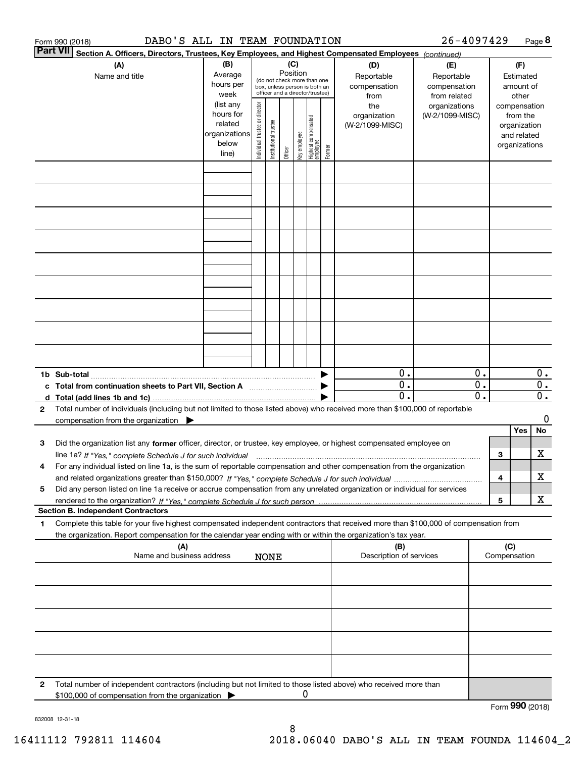Form 990 (2018) DABO'S ALL IN TEAM FOUNDATION 26-4097429 Page **8**

**Part VII** Section A. Officers, Directors, Trustees, Key Employees, and Highest Compensated Employees *(continued)*

| (A) Name and title | (B) Average hours per week (list any hours for related organizations below line) | (C) Position (do not check more than one box, unless person is both an officer and a director/trustee) | | | | | | (D) Reportable compensation from the organization (W-2/1099-MISC) | (E) Reportable compensation from related organizations (W-2/1099-MISC) | (F) Estimated amount of other compensation from the organization and related organizations |
|---|---|---|---|---|---|---|---|---|---|---|
| | | Individual trustee or director | Institutional trustee | Officer | Key employee | Highest compensated employee | Former | | | |
| | | | | | | | | | | |
| | | | | | | | | | | |
| | | | | | | | | | | |
| | | | | | | | | | | |
| | | | | | | | | | | |
| | | | | | | | | | | |
| | | | | | | | | | | |
| | | | | | | | | | | |
| | | | | | | | | | | |
| **1b Sub-total** | | | | | | | | 0. | 0. | 0. |
| **c Total from continuation sheets to Part VII, Section A** | | | | | | | | 0. | 0. | 0. |
| **d Total (add lines 1b and 1c)** | | | | | | | | 0. | 0. | 0. |

**2** Total number of individuals (including but not limited to those listed above) who received more than $100,000 of reportable compensation from the organization ▶ 0

| | | | Yes | No |
|---|---|---|---|---|
| **3** | Did the organization list any **former** officer, director, or trustee, key employee, or highest compensated employee on line 1a? *If "Yes," complete Schedule J for such individual* | 3 | | X |
| **4** | For any individual listed on line 1a, is the sum of reportable compensation and other compensation from the organization and related organizations greater than $150,000? *If "Yes," complete Schedule J for such individual* | 4 | | X |
| **5** | Did any person listed on line 1a receive or accrue compensation from any unrelated organization or individual for services rendered to the organization? *If "Yes," complete Schedule J for such person* | 5 | | X |

**Section B. Independent Contractors**

**1** Complete this table for your five highest compensated independent contractors that received more than $100,000 of compensation from the organization. Report compensation for the calendar year ending with or within the organization's tax year.

| (A) Name and business address NONE | (B) Description of services | (C) Compensation |
|---|---|---|
| | | |
| | | |
| | | |
| | | |
| | | |

**2** Total number of independent contractors (including but not limited to those listed above) who received more than $100,000 of compensation from the organization ▶ 0

Form **990** (2018)

832008 12-31-18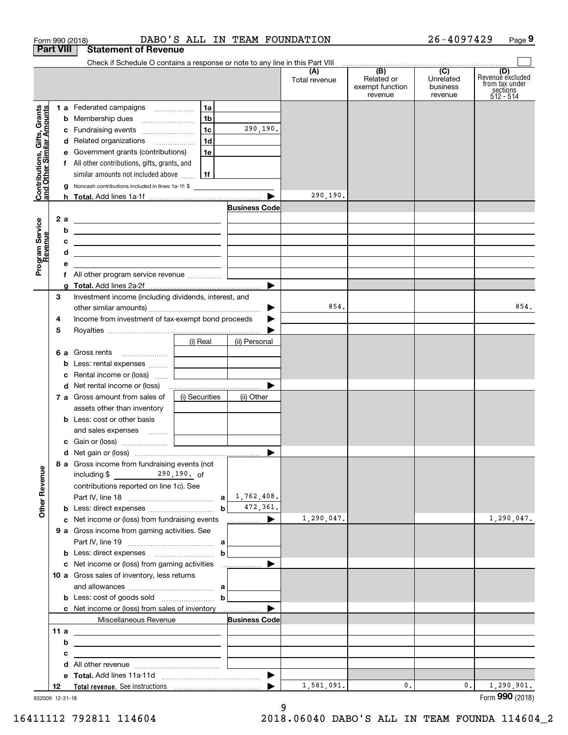Form 990 (2018) DABO'S ALL IN TEAM FOUNDATION 26-4097429 Page 9

## Part VIII Statement of Revenue

Check if Schedule O contains a response or note to any line in this Part VIII

| | | | | (A) Total revenue | (B) Related or exempt function revenue | (C) Unrelated business revenue | (D) Revenue excluded from tax under sections 512 - 514 |
|---|---|---|---|---|---|---|---|
| **Contributions, Gifts, Grants and Other Similar Amounts** | 1 a Federated campaigns | 1a | | | | | |
| | b Membership dues | 1b | | | | | |
| | c Fundraising events | 1c | 290,190. | | | | |
| | d Related organizations | 1d | | | | | |
| | e Government grants (contributions) | 1e | | | | | |
| | f All other contributions, gifts, grants, and similar amounts not included above | 1f | | | | | |
| | g Noncash contributions included in lines 1a-1f: $ | | | | | | |
| | h **Total.** Add lines 1a-1f | | | 290,190. | | | |
| **Program Service Revenue** | | | **Business Code** | | | | |
| | 2 a | | | | | | |
| | b | | | | | | |
| | c | | | | | | |
| | d | | | | | | |
| | e | | | | | | |
| | f All other program service revenue | | | | | | |
| | g **Total.** Add lines 2a-2f | | | | | | |
| **Other Revenue** | 3 Investment income (including dividends, interest, and other similar amounts) | | | 854. | | | 854. |
| | 4 Income from investment of tax-exempt bond proceeds | | | | | | |
| | 5 Royalties | | | | | | |
| | | (i) Real | (ii) Personal | | | | |
| | 6 a Gross rents | | | | | | |
| | b Less: rental expenses | | | | | | |
| | c Rental income or (loss) | | | | | | |
| | d Net rental income or (loss) | | | | | | |
| | 7 a Gross amount from sales of assets other than inventory | (i) Securities | (ii) Other | | | | |
| | b Less: cost or other basis and sales expenses | | | | | | |
| | c Gain or (loss) | | | | | | |
| | d Net gain or (loss) | | | | | | |
| | 8 a Gross income from fundraising events (not including $ 290,190. of contributions reported on line 1c). See Part IV, line 18 | a | 1,762,408. | | | | |
| | b Less: direct expenses | b | 472,361. | | | | |
| | c Net income or (loss) from fundraising events | | | 1,290,047. | | | 1,290,047. |
| | 9 a Gross income from gaming activities. See Part IV, line 19 | a | | | | | |
| | b Less: direct expenses | b | | | | | |
| | c Net income or (loss) from gaming activities | | | | | | |
| | 10 a Gross sales of inventory, less returns and allowances | a | | | | | |
| | b Less: cost of goods sold | b | | | | | |
| | c Net income or (loss) from sales of inventory | | | | | | |
| | Miscellaneous Revenue | | **Business Code** | | | | |
| | 11 a | | | | | | |
| | b | | | | | | |
| | c | | | | | | |
| | d All other revenue | | | | | | |
| | e **Total.** Add lines 11a-11d | | | | | | |
| | 12 **Total revenue.** See instructions | | | 1,581,091. | 0. | 0. | 1,290,901. |

832009 12-31-18 Form **990** (2018)

16411112 792811 114604 2018.06040 DABO'S ALL IN TEAM FOUNDA 114604_2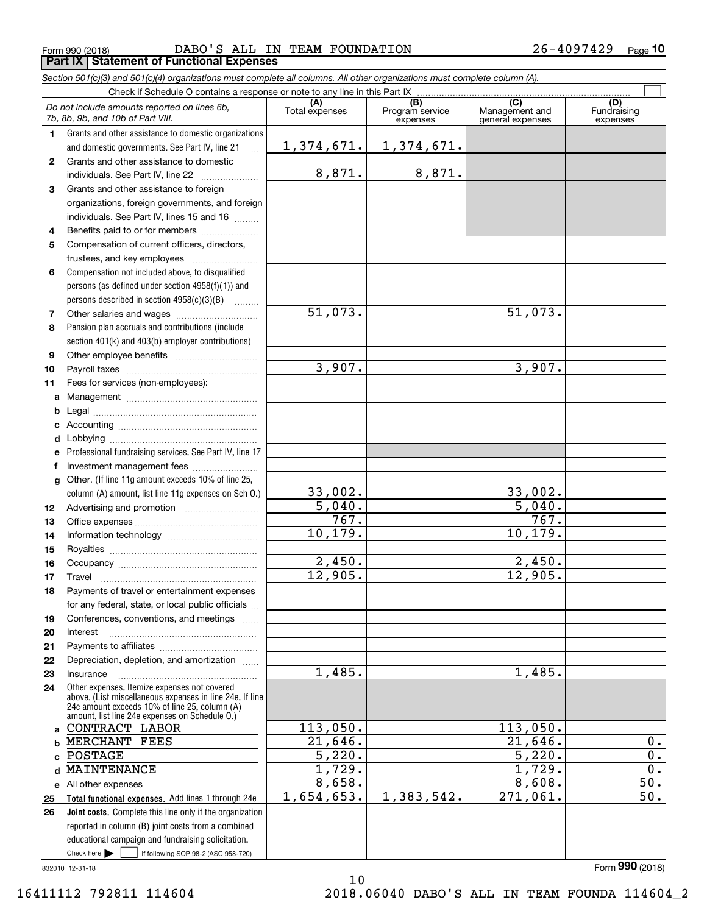Form 990 (2018) DABO'S ALL IN TEAM FOUNDATION 26-4097429 Page **10**

**Part IX Statement of Functional Expenses**

*Section 501(c)(3) and 501(c)(4) organizations must complete all columns. All other organizations must complete column (A).*

Check if Schedule O contains a response or note to any line in this Part IX

| *Do not include amounts reported on lines 6b, 7b, 8b, 9b, and 10b of Part VIII.* | (A) Total expenses | (B) Program service expenses | (C) Management and general expenses | (D) Fundraising expenses |
|---|---|---|---|---|
| **1** Grants and other assistance to domestic organizations and domestic governments. See Part IV, line 21 | 1,374,671. | 1,374,671. | | |
| **2** Grants and other assistance to domestic individuals. See Part IV, line 22 | 8,871. | 8,871. | | |
| **3** Grants and other assistance to foreign organizations, foreign governments, and foreign individuals. See Part IV, lines 15 and 16 | | | | |
| **4** Benefits paid to or for members | | | | |
| **5** Compensation of current officers, directors, trustees, and key employees | | | | |
| **6** Compensation not included above, to disqualified persons (as defined under section 4958(f)(1)) and persons described in section 4958(c)(3)(B) | | | | |
| **7** Other salaries and wages | 51,073. | | 51,073. | |
| **8** Pension plan accruals and contributions (include section 401(k) and 403(b) employer contributions) | | | | |
| **9** Other employee benefits | | | | |
| **10** Payroll taxes | 3,907. | | 3,907. | |
| **11** Fees for services (non-employees): | | | | |
| **a** Management | | | | |
| **b** Legal | | | | |
| **c** Accounting | | | | |
| **d** Lobbying | | | | |
| **e** Professional fundraising services. See Part IV, line 17 | | | | |
| **f** Investment management fees | | | | |
| **g** Other. (If line 11g amount exceeds 10% of line 25, column (A) amount, list line 11g expenses on Sch O.) | 33,002. | | 33,002. | |
| **12** Advertising and promotion | 5,040. | | 5,040. | |
| **13** Office expenses | 767. | | 767. | |
| **14** Information technology | 10,179. | | 10,179. | |
| **15** Royalties | | | | |
| **16** Occupancy | 2,450. | | 2,450. | |
| **17** Travel | 12,905. | | 12,905. | |
| **18** Payments of travel or entertainment expenses for any federal, state, or local public officials | | | | |
| **19** Conferences, conventions, and meetings | | | | |
| **20** Interest | | | | |
| **21** Payments to affiliates | | | | |
| **22** Depreciation, depletion, and amortization | | | | |
| **23** Insurance | 1,485. | | 1,485. | |
| **24** Other expenses. Itemize expenses not covered above. (List miscellaneous expenses in line 24e. If line 24e amount exceeds 10% of line 25, column (A) amount, list line 24e expenses on Schedule O.) | | | | |
| **a** CONTRACT LABOR | 113,050. | | 113,050. | |
| **b** MERCHANT FEES | 21,646. | | 21,646. | 0. |
| **c** POSTAGE | 5,220. | | 5,220. | 0. |
| **d** MAINTENANCE | 1,729. | | 1,729. | 0. |
| **e** All other expenses | 8,658. | | 8,608. | 50. |
| **25** **Total functional expenses.** Add lines 1 through 24e | 1,654,653. | 1,383,542. | 271,061. | 50. |
| **26** **Joint costs.** Complete this line only if the organization reported in column (B) joint costs from a combined educational campaign and fundraising solicitation. Check here ☐ if following SOP 98-2 (ASC 958-720) | | | | |

832010 12-31-18

Form **990** (2018)

16411112 792811 114604 2018.06040 DABO'S ALL IN TEAM FOUNDA 114604_2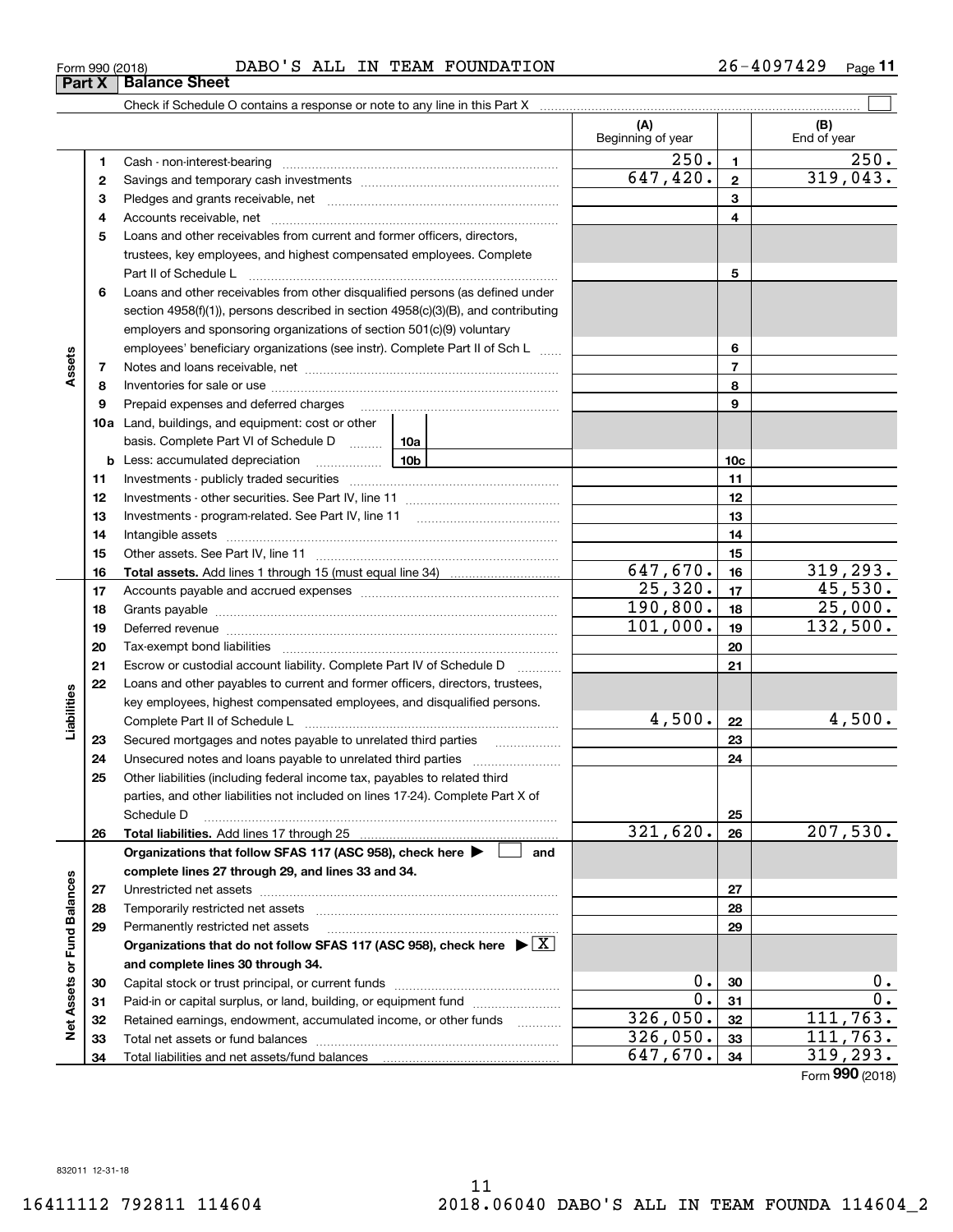Form 990 (2018) DABO'S ALL IN TEAM FOUNDATION 26-4097429

## Part X | Balance Sheet

Check if Schedule O contains a response or note to any line in this Part X ☐

| | | | (A) Beginning of year | | (B) End of year |
|---|---|---|---|---|---|
| Assets | 1 | Cash - non-interest-bearing | 250. | 1 | 250. |
| | 2 | Savings and temporary cash investments | 647,420. | 2 | 319,043. |
| | 3 | Pledges and grants receivable, net | | 3 | |
| | 4 | Accounts receivable, net | | 4 | |
| | 5 | Loans and other receivables from current and former officers, directors, trustees, key employees, and highest compensated employees. Complete Part II of Schedule L | | 5 | |
| | 6 | Loans and other receivables from other disqualified persons (as defined under section 4958(f)(1)), persons described in section 4958(c)(3)(B), and contributing employers and sponsoring organizations of section 501(c)(9) voluntary employees' beneficiary organizations (see instr). Complete Part II of Sch L | | 6 | |
| | 7 | Notes and loans receivable, net | | 7 | |
| | 8 | Inventories for sale or use | | 8 | |
| | 9 | Prepaid expenses and deferred charges | | 9 | |
| | 10a | Land, buildings, and equipment: cost or other basis. Complete Part VI of Schedule D — 10a | | | |
| | b | Less: accumulated depreciation — 10b | | 10c | |
| | 11 | Investments - publicly traded securities | | 11 | |
| | 12 | Investments - other securities. See Part IV, line 11 | | 12 | |
| | 13 | Investments - program-related. See Part IV, line 11 | | 13 | |
| | 14 | Intangible assets | | 14 | |
| | 15 | Other assets. See Part IV, line 11 | | 15 | |
| | 16 | **Total assets.** Add lines 1 through 15 (must equal line 34) | 647,670. | 16 | 319,293. |
| Liabilities | 17 | Accounts payable and accrued expenses | 25,320. | 17 | 45,530. |
| | 18 | Grants payable | 190,800. | 18 | 25,000. |
| | 19 | Deferred revenue | 101,000. | 19 | 132,500. |
| | 20 | Tax-exempt bond liabilities | | 20 | |
| | 21 | Escrow or custodial account liability. Complete Part IV of Schedule D | | 21 | |
| | 22 | Loans and other payables to current and former officers, directors, trustees, key employees, highest compensated employees, and disqualified persons. Complete Part II of Schedule L | 4,500. | 22 | 4,500. |
| | 23 | Secured mortgages and notes payable to unrelated third parties | | 23 | |
| | 24 | Unsecured notes and loans payable to unrelated third parties | | 24 | |
| | 25 | Other liabilities (including federal income tax, payables to related third parties, and other liabilities not included on lines 17-24). Complete Part X of Schedule D | | 25 | |
| | 26 | **Total liabilities.** Add lines 17 through 25 | 321,620. | 26 | 207,530. |
| Net Assets or Fund Balances | | **Organizations that follow SFAS 117 (ASC 958), check here ▶ ☐ and complete lines 27 through 29, and lines 33 and 34.** | | | |
| | 27 | Unrestricted net assets | | 27 | |
| | 28 | Temporarily restricted net assets | | 28 | |
| | 29 | Permanently restricted net assets | | 29 | |
| | | **Organizations that do not follow SFAS 117 (ASC 958), check here ▶ ☒ and complete lines 30 through 34.** | | | |
| | 30 | Capital stock or trust principal, or current funds | 0. | 30 | 0. |
| | 31 | Paid-in or capital surplus, or land, building, or equipment fund | 0. | 31 | 0. |
| | 32 | Retained earnings, endowment, accumulated income, or other funds | 326,050. | 32 | 111,763. |
| | 33 | Total net assets or fund balances | 326,050. | 33 | 111,763. |
| | 34 | Total liabilities and net assets/fund balances | 647,670. | 34 | 319,293. |

Form **990** (2018)

832011 12-31-18

16411112 792811 114604 2018.06040 DABO'S ALL IN TEAM FOUNDA 114604_2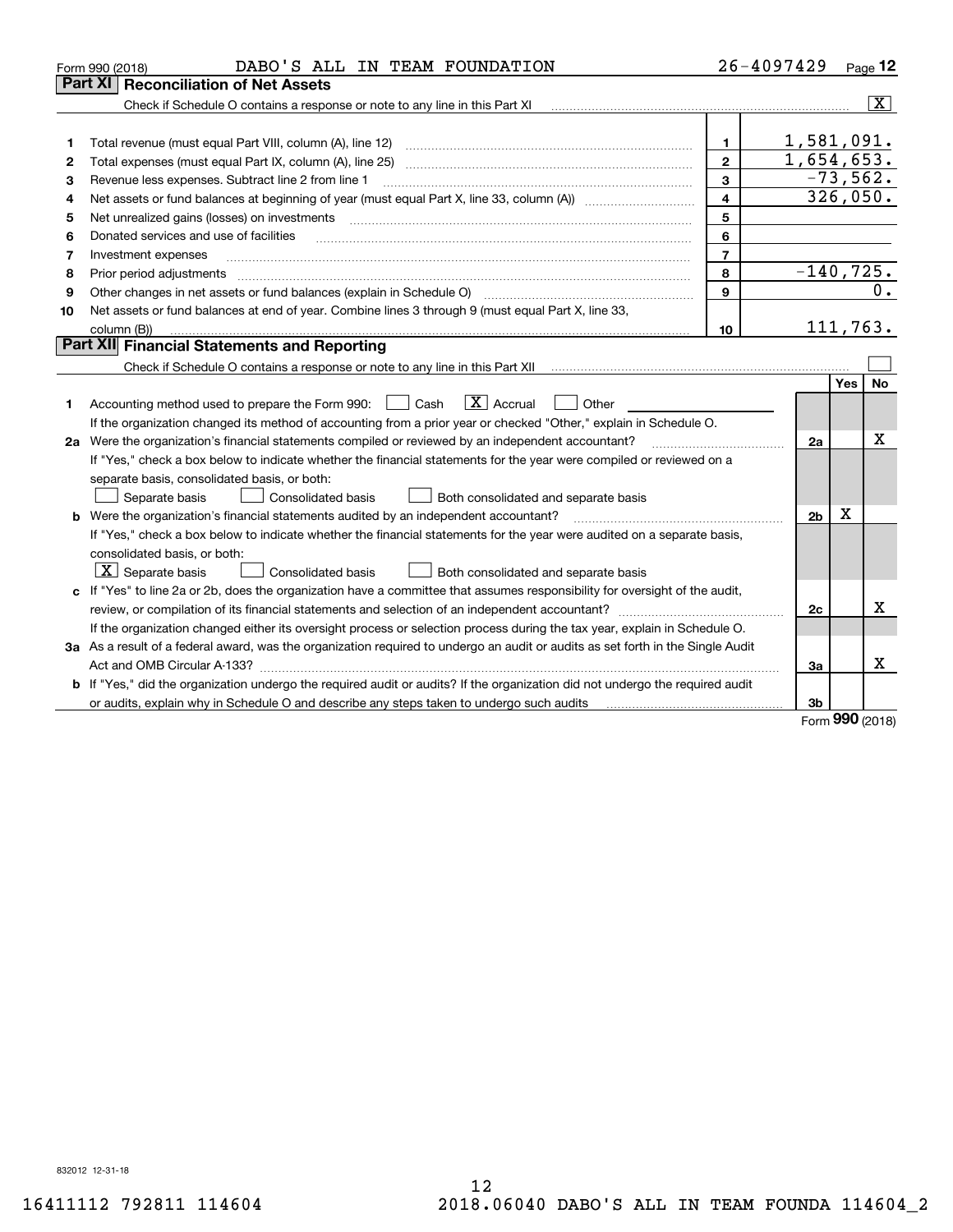Form 990 (2018) DABO'S ALL IN TEAM FOUNDATION 26-4097429 Page 12

## Part XI Reconciliation of Net Assets

Check if Schedule O contains a response or note to any line in this Part XI [X]

| | | | |
|---|---|---|---|
| 1 | Total revenue (must equal Part VIII, column (A), line 12) | 1 | 1,581,091. |
| 2 | Total expenses (must equal Part IX, column (A), line 25) | 2 | 1,654,653. |
| 3 | Revenue less expenses. Subtract line 2 from line 1 | 3 | -73,562. |
| 4 | Net assets or fund balances at beginning of year (must equal Part X, line 33, column (A)) | 4 | 326,050. |
| 5 | Net unrealized gains (losses) on investments | 5 | |
| 6 | Donated services and use of facilities | 6 | |
| 7 | Investment expenses | 7 | |
| 8 | Prior period adjustments | 8 | -140,725. |
| 9 | Other changes in net assets or fund balances (explain in Schedule O) | 9 | 0. |
| 10 | Net assets or fund balances at end of year. Combine lines 3 through 9 (must equal Part X, line 33, column (B)) | 10 | 111,763. |

## Part XII Financial Statements and Reporting

Check if Schedule O contains a response or note to any line in this Part XII [ ]

| | | | Yes | No |
|---|---|---|---|---|
| 1 | Accounting method used to prepare the Form 990: [ ] Cash [X] Accrual [ ] Other<br>If the organization changed its method of accounting from a prior year or checked "Other," explain in Schedule O. | | | |
| 2a | Were the organization's financial statements compiled or reviewed by an independent accountant? | 2a | | X |
| | If "Yes," check a box below to indicate whether the financial statements for the year were compiled or reviewed on a separate basis, consolidated basis, or both:<br>[ ] Separate basis [ ] Consolidated basis [ ] Both consolidated and separate basis | | | |
| b | Were the organization's financial statements audited by an independent accountant? | 2b | X | |
| | If "Yes," check a box below to indicate whether the financial statements for the year were audited on a separate basis, consolidated basis, or both:<br>[X] Separate basis [ ] Consolidated basis [ ] Both consolidated and separate basis | | | |
| c | If "Yes" to line 2a or 2b, does the organization have a committee that assumes responsibility for oversight of the audit, review, or compilation of its financial statements and selection of an independent accountant? | 2c | | X |
| | If the organization changed either its oversight process or selection process during the tax year, explain in Schedule O. | | | |
| 3a | As a result of a federal award, was the organization required to undergo an audit or audits as set forth in the Single Audit Act and OMB Circular A-133? | 3a | | X |
| b | If "Yes," did the organization undergo the required audit or audits? If the organization did not undergo the required audit or audits, explain why in Schedule O and describe any steps taken to undergo such audits | 3b | | |

Form **990** (2018)

832012 12-31-18

16411112 792811 114604 2018.06040 DABO'S ALL IN TEAM FOUNDA 114604_2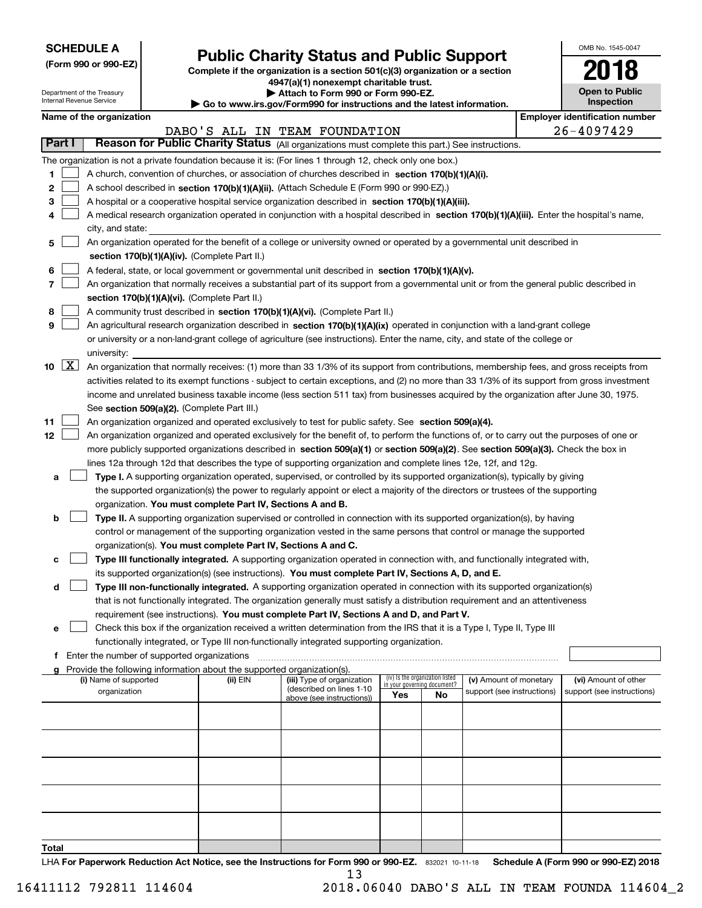**SCHEDULE A**
**(Form 990 or 990-EZ)**

Department of the Treasury
Internal Revenue Service

# Public Charity Status and Public Support

**Complete if the organization is a section 501(c)(3) organization or a section 4947(a)(1) nonexempt charitable trust.**
**▶ Attach to Form 990 or Form 990-EZ.**
**▶ Go to www.irs.gov/Form990 for instructions and the latest information.**

OMB No. 1545-0047
**2018**
**Open to Public Inspection**

**Name of the organization:** DABO'S ALL IN TEAM FOUNDATION
**Employer identification number:** 26-4097429

## Part I — Reason for Public Charity Status (All organizations must complete this part.) See instructions.

The organization is not a private foundation because it is: (For lines 1 through 12, check only one box.)

1. [ ] A church, convention of churches, or association of churches described in **section 170(b)(1)(A)(i).**
2. [ ] A school described in **section 170(b)(1)(A)(ii).** (Attach Schedule E (Form 990 or 990-EZ).)
3. [ ] A hospital or a cooperative hospital service organization described in **section 170(b)(1)(A)(iii).**
4. [ ] A medical research organization operated in conjunction with a hospital described in **section 170(b)(1)(A)(iii).** Enter the hospital's name, city, and state:
5. [ ] An organization operated for the benefit of a college or university owned or operated by a governmental unit described in **section 170(b)(1)(A)(iv).** (Complete Part II.)
6. [ ] A federal, state, or local government or governmental unit described in **section 170(b)(1)(A)(v).**
7. [ ] An organization that normally receives a substantial part of its support from a governmental unit or from the general public described in **section 170(b)(1)(A)(vi).** (Complete Part II.)
8. [ ] A community trust described in **section 170(b)(1)(A)(vi).** (Complete Part II.)
9. [ ] An agricultural research organization described in **section 170(b)(1)(A)(ix)** operated in conjunction with a land-grant college or university or a non-land-grant college of agriculture (see instructions). Enter the name, city, and state of the college or university:
10. [X] An organization that normally receives: (1) more than 33 1/3% of its support from contributions, membership fees, and gross receipts from activities related to its exempt functions - subject to certain exceptions, and (2) no more than 33 1/3% of its support from gross investment income and unrelated business taxable income (less section 511 tax) from businesses acquired by the organization after June 30, 1975. See **section 509(a)(2).** (Complete Part III.)
11. [ ] An organization organized and operated exclusively to test for public safety. See **section 509(a)(4).**
12. [ ] An organization organized and operated exclusively for the benefit of, to perform the functions of, or to carry out the purposes of one or more publicly supported organizations described in **section 509(a)(1)** or **section 509(a)(2)**. See **section 509(a)(3).** Check the box in lines 12a through 12d that describes the type of supporting organization and complete lines 12e, 12f, and 12g.
   - **a** [ ] **Type I.** A supporting organization operated, supervised, or controlled by its supported organization(s), typically by giving the supported organization(s) the power to regularly appoint or elect a majority of the directors or trustees of the supporting organization. **You must complete Part IV, Sections A and B.**
   - **b** [ ] **Type II.** A supporting organization supervised or controlled in connection with its supported organization(s), by having control or management of the supporting organization vested in the same persons that control or manage the supported organization(s). **You must complete Part IV, Sections A and C.**
   - **c** [ ] **Type III functionally integrated.** A supporting organization operated in connection with, and functionally integrated with, its supported organization(s) (see instructions). **You must complete Part IV, Sections A, D, and E.**
   - **d** [ ] **Type III non-functionally integrated.** A supporting organization operated in connection with its supported organization(s) that is not functionally integrated. The organization generally must satisfy a distribution requirement and an attentiveness requirement (see instructions). **You must complete Part IV, Sections A and D, and Part V.**
   - **e** [ ] Check this box if the organization received a written determination from the IRS that it is a Type I, Type II, Type III functionally integrated, or Type III non-functionally integrated supporting organization.
   - **f** Enter the number of supported organizations
   - **g** Provide the following information about the supported organization(s).

| (i) Name of supported organization | (ii) EIN | (iii) Type of organization (described on lines 1-10 above (see instructions)) | (iv) Is the organization listed in your governing document? Yes | No | (v) Amount of monetary support (see instructions) | (vi) Amount of other support (see instructions) |
|---|---|---|---|---|---|---|
| | | | | | | |
| | | | | | | |
| | | | | | | |
| | | | | | | |
| | | | | | | |
| **Total** | | | | | | |

LHA **For Paperwork Reduction Act Notice, see the Instructions for Form 990 or 990-EZ.** 832021 10-11-18 **Schedule A (Form 990 or 990-EZ) 2018**

16411112 792811 114604 2018.06040 DABO'S ALL IN TEAM FOUNDA 114604_2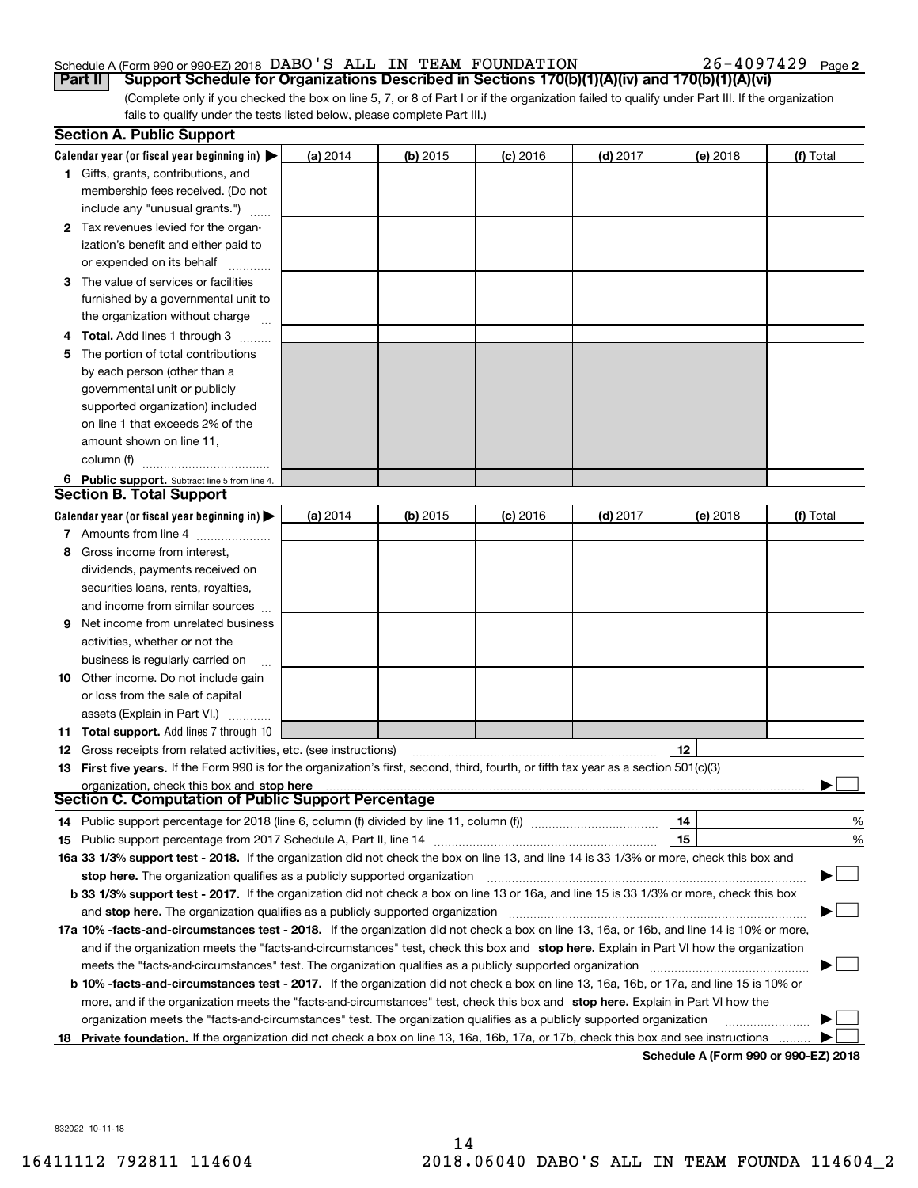Schedule A (Form 990 or 990-EZ) 2018 DABO'S ALL IN TEAM FOUNDATION 26-4097429 Page 2

## Part II Support Schedule for Organizations Described in Sections 170(b)(1)(A)(iv) and 170(b)(1)(A)(vi)

(Complete only if you checked the box on line 5, 7, or 8 of Part I or if the organization failed to qualify under Part III. If the organization fails to qualify under the tests listed below, please complete Part III.)

### Section A. Public Support

| Calendar year (or fiscal year beginning in) ▶ | (a) 2014 | (b) 2015 | (c) 2016 | (d) 2017 | (e) 2018 | (f) Total |
|---|---|---|---|---|---|---|
| 1 Gifts, grants, contributions, and membership fees received. (Do not include any "unusual grants.") | | | | | | |
| 2 Tax revenues levied for the organization's benefit and either paid to or expended on its behalf | | | | | | |
| 3 The value of services or facilities furnished by a governmental unit to the organization without charge | | | | | | |
| 4 **Total.** Add lines 1 through 3 | | | | | | |
| 5 The portion of total contributions by each person (other than a governmental unit or publicly supported organization) included on line 1 that exceeds 2% of the amount shown on line 11, column (f) | | | | | | |
| 6 **Public support.** Subtract line 5 from line 4. | | | | | | |

### Section B. Total Support

| Calendar year (or fiscal year beginning in) ▶ | (a) 2014 | (b) 2015 | (c) 2016 | (d) 2017 | (e) 2018 | (f) Total |
|---|---|---|---|---|---|---|
| 7 Amounts from line 4 | | | | | | |
| 8 Gross income from interest, dividends, payments received on securities loans, rents, royalties, and income from similar sources | | | | | | |
| 9 Net income from unrelated business activities, whether or not the business is regularly carried on | | | | | | |
| 10 Other income. Do not include gain or loss from the sale of capital assets (Explain in Part VI.) | | | | | | |
| 11 **Total support.** Add lines 7 through 10 | | | | | | |

12 Gross receipts from related activities, etc. (see instructions) | 12 |

13 **First five years.** If the Form 990 is for the organization's first, second, third, fourth, or fifth tax year as a section 501(c)(3) organization, check this box and **stop here** ▶ ☐

### Section C. Computation of Public Support Percentage

14 Public support percentage for 2018 (line 6, column (f) divided by line 11, column (f)) | 14 | %

15 Public support percentage from 2017 Schedule A, Part II, line 14 | 15 | %

16a **33 1/3% support test - 2018.** If the organization did not check the box on line 13, and line 14 is 33 1/3% or more, check this box and **stop here.** The organization qualifies as a publicly supported organization ▶ ☐

b **33 1/3% support test - 2017.** If the organization did not check a box on line 13 or 16a, and line 15 is 33 1/3% or more, check this box and **stop here.** The organization qualifies as a publicly supported organization ▶ ☐

17a **10% -facts-and-circumstances test - 2018.** If the organization did not check a box on line 13, 16a, or 16b, and line 14 is 10% or more, and if the organization meets the "facts-and-circumstances" test, check this box and **stop here.** Explain in Part VI how the organization meets the "facts-and-circumstances" test. The organization qualifies as a publicly supported organization ▶ ☐

b **10% -facts-and-circumstances test - 2017.** If the organization did not check a box on line 13, 16a, 16b, or 17a, and line 15 is 10% or more, and if the organization meets the "facts-and-circumstances" test, check this box and **stop here.** Explain in Part VI how the organization meets the "facts-and-circumstances" test. The organization qualifies as a publicly supported organization ▶ ☐

18 **Private foundation.** If the organization did not check a box on line 13, 16a, 16b, 17a, or 17b, check this box and see instructions ▶ ☐

**Schedule A (Form 990 or 990-EZ) 2018**

832022 10-11-18

16411112 792811 114604 2018.06040 DABO'S ALL IN TEAM FOUNDA 114604_2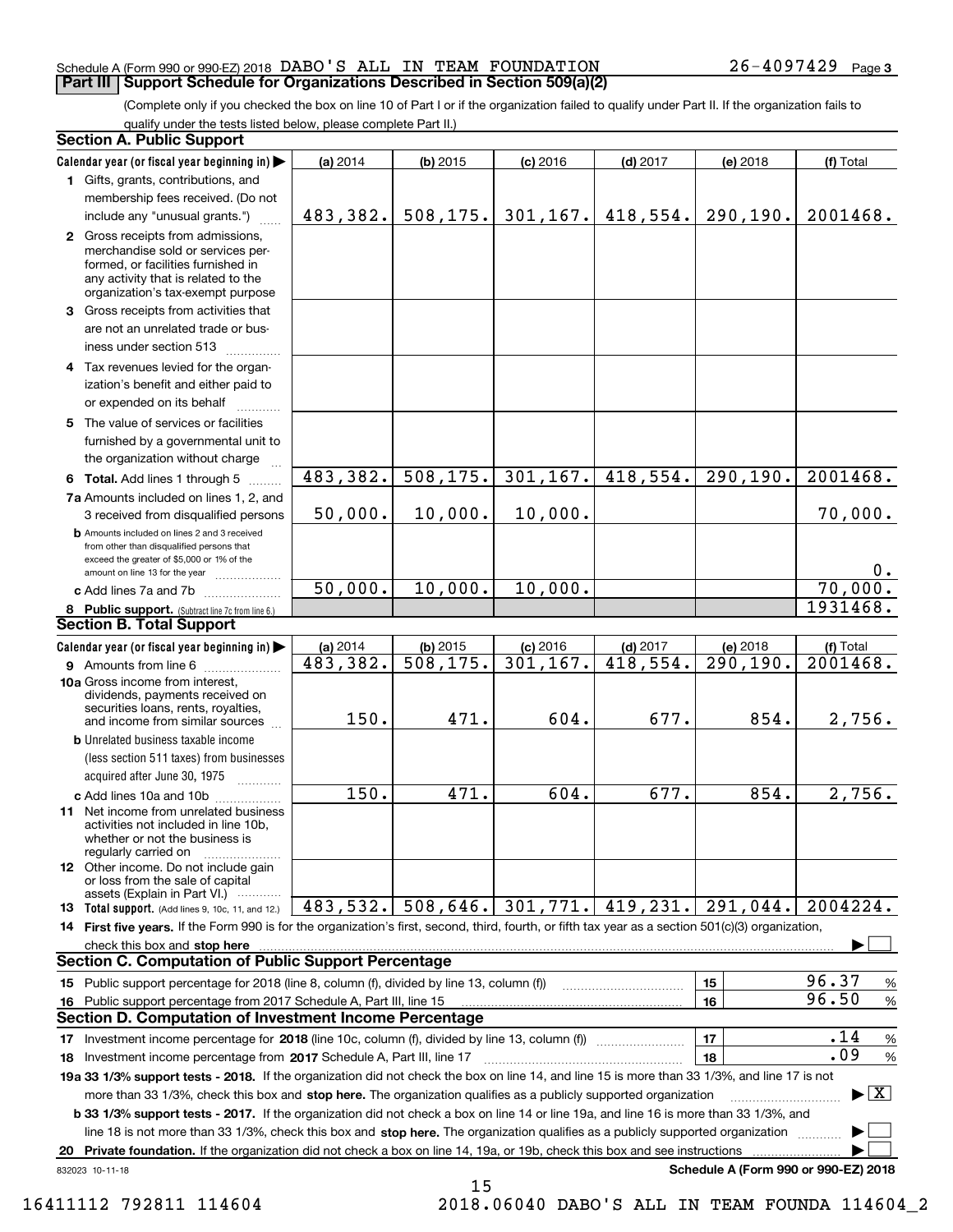Schedule A (Form 990 or 990-EZ) 2018 DABO'S ALL IN TEAM FOUNDATION 26-4097429

## Part III | Support Schedule for Organizations Described in Section 509(a)(2)

(Complete only if you checked the box on line 10 of Part I or if the organization failed to qualify under Part II. If the organization fails to qualify under the tests listed below, please complete Part II.)

### Section A. Public Support

| Calendar year (or fiscal year beginning in) | (a) 2014 | (b) 2015 | (c) 2016 | (d) 2017 | (e) 2018 | (f) Total |
|---|---|---|---|---|---|---|
| 1 Gifts, grants, contributions, and membership fees received. (Do not include any "unusual grants.") | 483,382. | 508,175. | 301,167. | 418,554. | 290,190. | 2001468. |
| 2 Gross receipts from admissions, merchandise sold or services performed, or facilities furnished in any activity that is related to the organization's tax-exempt purpose | | | | | | |
| 3 Gross receipts from activities that are not an unrelated trade or business under section 513 | | | | | | |
| 4 Tax revenues levied for the organization's benefit and either paid to or expended on its behalf | | | | | | |
| 5 The value of services or facilities furnished by a governmental unit to the organization without charge | | | | | | |
| 6 Total. Add lines 1 through 5 | 483,382. | 508,175. | 301,167. | 418,554. | 290,190. | 2001468. |
| 7a Amounts included on lines 1, 2, and 3 received from disqualified persons | 50,000. | 10,000. | 10,000. | | | 70,000. |
| b Amounts included on lines 2 and 3 received from other than disqualified persons that exceed the greater of $5,000 or 1% of the amount on line 13 for the year | | | | | | 0. |
| c Add lines 7a and 7b | 50,000. | 10,000. | 10,000. | | | 70,000. |
| 8 Public support. (Subtract line 7c from line 6.) | | | | | | 1931468. |

### Section B. Total Support

| Calendar year (or fiscal year beginning in) | (a) 2014 | (b) 2015 | (c) 2016 | (d) 2017 | (e) 2018 | (f) Total |
|---|---|---|---|---|---|---|
| 9 Amounts from line 6 | 483,382. | 508,175. | 301,167. | 418,554. | 290,190. | 2001468. |
| 10a Gross income from interest, dividends, payments received on securities loans, rents, royalties, and income from similar sources | 150. | 471. | 604. | 677. | 854. | 2,756. |
| b Unrelated business taxable income (less section 511 taxes) from businesses acquired after June 30, 1975 | | | | | | |
| c Add lines 10a and 10b | 150. | 471. | 604. | 677. | 854. | 2,756. |
| 11 Net income from unrelated business activities not included in line 10b, whether or not the business is regularly carried on | | | | | | |
| 12 Other income. Do not include gain or loss from the sale of capital assets (Explain in Part VI.) | | | | | | |
| 13 Total support. (Add lines 9, 10c, 11, and 12.) | 483,532. | 508,646. | 301,771. | 419,231. | 291,044. | 2004224. |

**14 First five years.** If the Form 990 is for the organization's first, second, third, fourth, or fifth tax year as a section 501(c)(3) organization, check this box and **stop here** ☐

### Section C. Computation of Public Support Percentage

| | | | |
|---|---|---|---|
| 15 Public support percentage for 2018 (line 8, column (f), divided by line 13, column (f)) | 15 | 96.37 | % |
| 16 Public support percentage from 2017 Schedule A, Part III, line 15 | 16 | 96.50 | % |

### Section D. Computation of Investment Income Percentage

| | | | |
|---|---|---|---|
| 17 Investment income percentage for **2018** (line 10c, column (f), divided by line 13, column (f)) | 17 | .14 | % |
| 18 Investment income percentage from **2017** Schedule A, Part III, line 17 | 18 | .09 | % |

**19a 33 1/3% support tests - 2018.** If the organization did not check the box on line 14, and line 15 is more than 33 1/3%, and line 17 is not more than 33 1/3%, check this box and **stop here.** The organization qualifies as a publicly supported organization ☒

**b 33 1/3% support tests - 2017.** If the organization did not check a box on line 14 or line 19a, and line 16 is more than 33 1/3%, and line 18 is not more than 33 1/3%, check this box and **stop here.** The organization qualifies as a publicly supported organization ☐

**20 Private foundation.** If the organization did not check a box on line 14, 19a, or 19b, check this box and see instructions ☐

832023 10-11-18

**Schedule A (Form 990 or 990-EZ) 2018**

16411112 792811 114604 2018.06040 DABO'S ALL IN TEAM FOUNDA 114604_2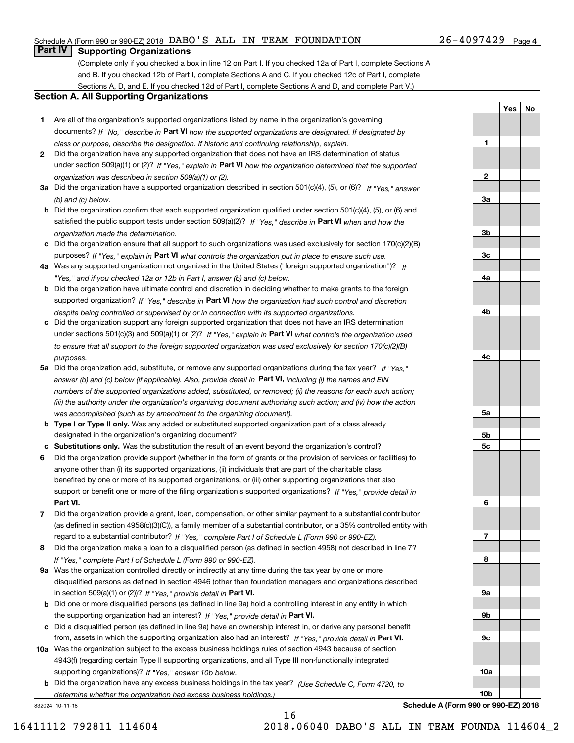Schedule A (Form 990 or 990-EZ) 2018 DABO'S ALL IN TEAM FOUNDATION 26-4097429 Page 4

## Part IV Supporting Organizations

(Complete only if you checked a box in line 12 on Part I. If you checked 12a of Part I, complete Sections A and B. If you checked 12b of Part I, complete Sections A and C. If you checked 12c of Part I, complete Sections A, D, and E. If you checked 12d of Part I, complete Sections A and D, and complete Part V.)

### Section A. All Supporting Organizations

| | | | Yes | No |
|---|---|---|---|---|
| 1 | Are all of the organization's supported organizations listed by name in the organization's governing documents? *If "No," describe in* **Part VI** *how the supported organizations are designated. If designated by class or purpose, describe the designation. If historic and continuing relationship, explain.* | 1 | | |
| 2 | Did the organization have any supported organization that does not have an IRS determination of status under section 509(a)(1) or (2)? *If "Yes," explain in* **Part VI** *how the organization determined that the supported organization was described in section 509(a)(1) or (2).* | 2 | | |
| 3a | Did the organization have a supported organization described in section 501(c)(4), (5), or (6)? *If "Yes," answer (b) and (c) below.* | 3a | | |
| b | Did the organization confirm that each supported organization qualified under section 501(c)(4), (5), or (6) and satisfied the public support tests under section 509(a)(2)? *If "Yes," describe in* **Part VI** *when and how the organization made the determination.* | 3b | | |
| c | Did the organization ensure that all support to such organizations was used exclusively for section 170(c)(2)(B) purposes? *If "Yes," explain in* **Part VI** *what controls the organization put in place to ensure such use.* | 3c | | |
| 4a | Was any supported organization not organized in the United States ("foreign supported organization")? *If "Yes," and if you checked 12a or 12b in Part I, answer (b) and (c) below.* | 4a | | |
| b | Did the organization have ultimate control and discretion in deciding whether to make grants to the foreign supported organization? *If "Yes," describe in* **Part VI** *how the organization had such control and discretion despite being controlled or supervised by or in connection with its supported organizations.* | 4b | | |
| c | Did the organization support any foreign supported organization that does not have an IRS determination under sections 501(c)(3) and 509(a)(1) or (2)? *If "Yes," explain in* **Part VI** *what controls the organization used to ensure that all support to the foreign supported organization was used exclusively for section 170(c)(2)(B) purposes.* | 4c | | |
| 5a | Did the organization add, substitute, or remove any supported organizations during the tax year? *If "Yes," answer (b) and (c) below (if applicable). Also, provide detail in* **Part VI,** *including (i) the names and EIN numbers of the supported organizations added, substituted, or removed; (ii) the reasons for each such action; (iii) the authority under the organization's organizing document authorizing such action; and (iv) how the action was accomplished (such as by amendment to the organizing document).* | 5a | | |
| b | **Type I or Type II only.** Was any added or substituted supported organization part of a class already designated in the organization's organizing document? | 5b | | |
| c | **Substitutions only.** Was the substitution the result of an event beyond the organization's control? | 5c | | |
| 6 | Did the organization provide support (whether in the form of grants or the provision of services or facilities) to anyone other than (i) its supported organizations, (ii) individuals that are part of the charitable class benefited by one or more of its supported organizations, or (iii) other supporting organizations that also support or benefit one or more of the filing organization's supported organizations? *If "Yes," provide detail in* **Part VI.** | 6 | | |
| 7 | Did the organization provide a grant, loan, compensation, or other similar payment to a substantial contributor (as defined in section 4958(c)(3)(C)), a family member of a substantial contributor, or a 35% controlled entity with regard to a substantial contributor? *If "Yes," complete Part I of Schedule L (Form 990 or 990-EZ).* | 7 | | |
| 8 | Did the organization make a loan to a disqualified person (as defined in section 4958) not described in line 7? *If "Yes," complete Part I of Schedule L (Form 990 or 990-EZ).* | 8 | | |
| 9a | Was the organization controlled directly or indirectly at any time during the tax year by one or more disqualified persons as defined in section 4946 (other than foundation managers and organizations described in section 509(a)(1) or (2))? *If "Yes," provide detail in* **Part VI.** | 9a | | |
| b | Did one or more disqualified persons (as defined in line 9a) hold a controlling interest in any entity in which the supporting organization had an interest? *If "Yes," provide detail in* **Part VI.** | 9b | | |
| c | Did a disqualified person (as defined in line 9a) have an ownership interest in, or derive any personal benefit from, assets in which the supporting organization also had an interest? *If "Yes," provide detail in* **Part VI.** | 9c | | |
| 10a | Was the organization subject to the excess business holdings rules of section 4943 because of section 4943(f) (regarding certain Type II supporting organizations, and all Type III non-functionally integrated supporting organizations)? *If "Yes," answer 10b below.* | 10a | | |
| b | Did the organization have any excess business holdings in the tax year? *(Use Schedule C, Form 4720, to determine whether the organization had excess business holdings.)* | 10b | | |

832024 10-11-18

Schedule A (Form 990 or 990-EZ) 2018

16411112 792811 114604 2018.06040 DABO'S ALL IN TEAM FOUNDA 114604_2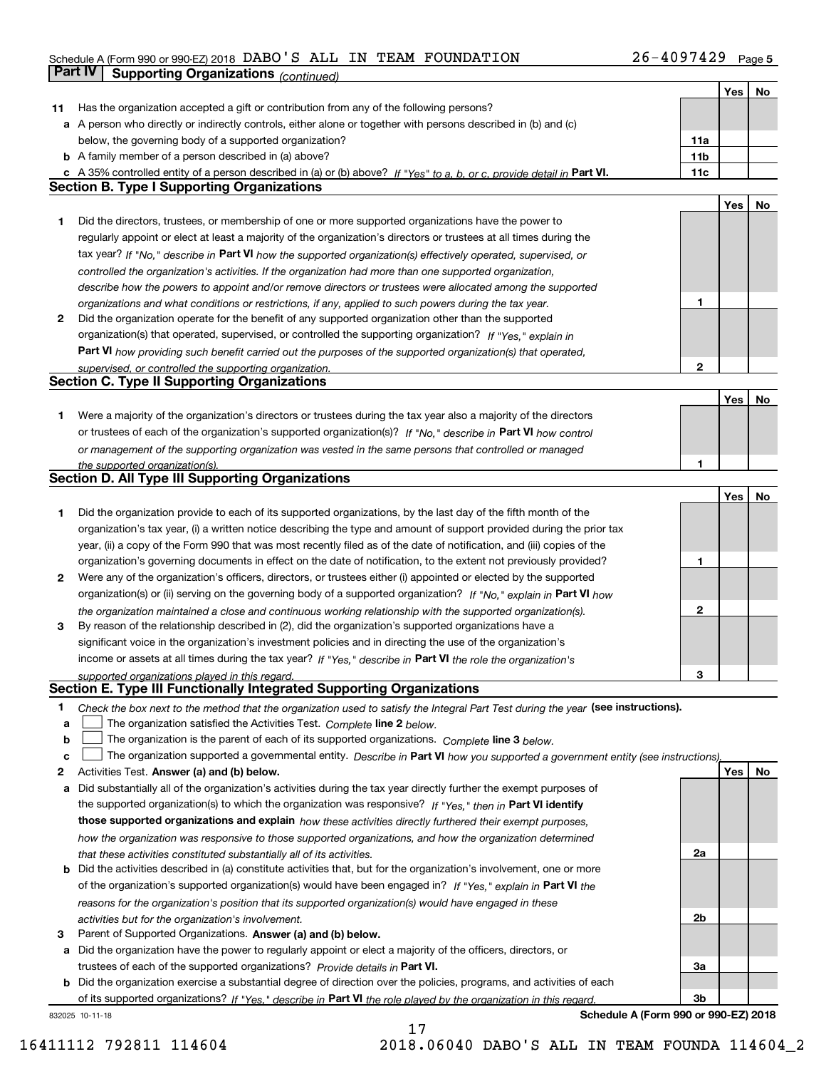Schedule A (Form 990 or 990-EZ) 2018 DABO'S ALL IN TEAM FOUNDATION 26-4097429 Page 5

## Part IV Supporting Organizations *(continued)*

| | | | Yes | No |
|---|---|---|---|---|
| **11** | Has the organization accepted a gift or contribution from any of the following persons? | | | |
| **a** | A person who directly or indirectly controls, either alone or together with persons described in (b) and (c) below, the governing body of a supported organization? | **11a** | | |
| **b** | A family member of a person described in (a) above? | **11b** | | |
| **c** | A 35% controlled entity of a person described in (a) or (b) above? *If "Yes" to a, b, or c, provide detail in* **Part VI.** | **11c** | | |

### Section B. Type I Supporting Organizations

| | | | Yes | No |
|---|---|---|---|---|
| **1** | Did the directors, trustees, or membership of one or more supported organizations have the power to regularly appoint or elect at least a majority of the organization's directors or trustees at all times during the tax year? *If "No," describe in* **Part VI** *how the supported organization(s) effectively operated, supervised, or controlled the organization's activities. If the organization had more than one supported organization, describe how the powers to appoint and/or remove directors or trustees were allocated among the supported organizations and what conditions or restrictions, if any, applied to such powers during the tax year.* | **1** | | |
| **2** | Did the organization operate for the benefit of any supported organization other than the supported organization(s) that operated, supervised, or controlled the supporting organization? *If "Yes," explain in* **Part VI** *how providing such benefit carried out the purposes of the supported organization(s) that operated, supervised, or controlled the supporting organization.* | **2** | | |

### Section C. Type II Supporting Organizations

| | | | Yes | No |
|---|---|---|---|---|
| **1** | Were a majority of the organization's directors or trustees during the tax year also a majority of the directors or trustees of each of the organization's supported organization(s)? *If "No," describe in* **Part VI** *how control or management of the supporting organization was vested in the same persons that controlled or managed the supported organization(s).* | **1** | | |

### Section D. All Type III Supporting Organizations

| | | | Yes | No |
|---|---|---|---|---|
| **1** | Did the organization provide to each of its supported organizations, by the last day of the fifth month of the organization's tax year, (i) a written notice describing the type and amount of support provided during the prior tax year, (ii) a copy of the Form 990 that was most recently filed as of the date of notification, and (iii) copies of the organization's governing documents in effect on the date of notification, to the extent not previously provided? | **1** | | |
| **2** | Were any of the organization's officers, directors, or trustees either (i) appointed or elected by the supported organization(s) or (ii) serving on the governing body of a supported organization? *If "No," explain in* **Part VI** *how the organization maintained a close and continuous working relationship with the supported organization(s).* | **2** | | |
| **3** | By reason of the relationship described in (2), did the organization's supported organizations have a significant voice in the organization's investment policies and in directing the use of the organization's income or assets at all times during the tax year? *If "Yes," describe in* **Part VI** *the role the organization's supported organizations played in this regard.* | **3** | | |

### Section E. Type III Functionally Integrated Supporting Organizations

**1** *Check the box next to the method that the organization used to satisfy the Integral Part Test during the year* **(see instructions).**

- **a** ☐ The organization satisfied the Activities Test. *Complete* **line 2** *below.*
- **b** ☐ The organization is the parent of each of its supported organizations. *Complete* **line 3** *below.*
- **c** ☐ The organization supported a governmental entity. *Describe in* **Part VI** *how you supported a government entity (see instructions).*

| | | | Yes | No |
|---|---|---|---|---|
| **2** | Activities Test. **Answer (a) and (b) below.** | | | |
| **a** | Did substantially all of the organization's activities during the tax year directly further the exempt purposes of the supported organization(s) to which the organization was responsive? *If "Yes," then in* **Part VI identify those supported organizations and explain** *how these activities directly furthered their exempt purposes, how the organization was responsive to those supported organizations, and how the organization determined that these activities constituted substantially all of its activities.* | **2a** | | |
| **b** | Did the activities described in (a) constitute activities that, but for the organization's involvement, one or more of the organization's supported organization(s) would have been engaged in? *If "Yes," explain in* **Part VI** *the reasons for the organization's position that its supported organization(s) would have engaged in these activities but for the organization's involvement.* | **2b** | | |
| **3** | Parent of Supported Organizations. **Answer (a) and (b) below.** | | | |
| **a** | Did the organization have the power to regularly appoint or elect a majority of the officers, directors, or trustees of each of the supported organizations? *Provide details in* **Part VI.** | **3a** | | |
| **b** | Did the organization exercise a substantial degree of direction over the policies, programs, and activities of each of its supported organizations? *If "Yes," describe in* **Part VI** *the role played by the organization in this regard.* | **3b** | | |

832025 10-11-18 **Schedule A (Form 990 or 990-EZ) 2018**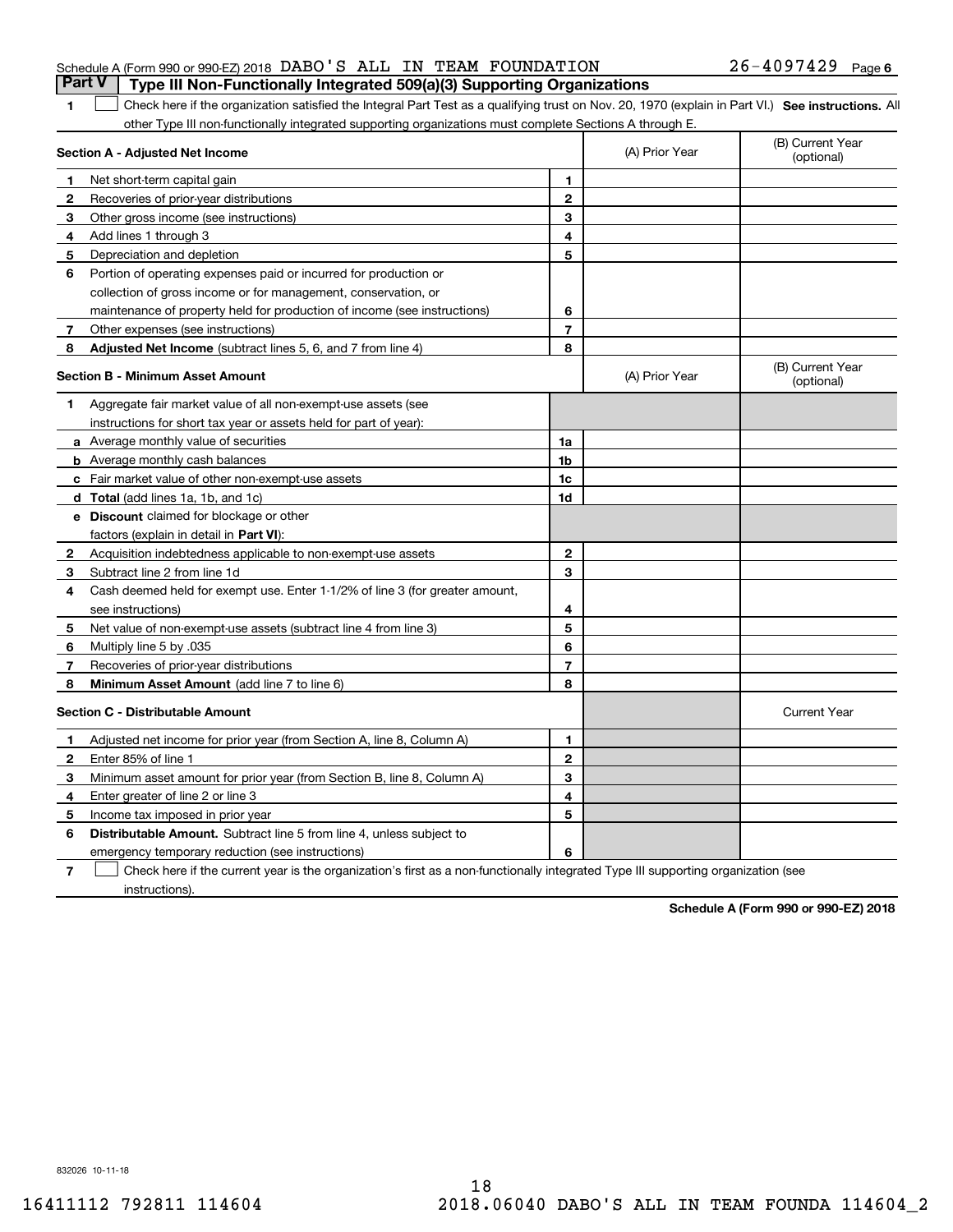Schedule A (Form 990 or 990-EZ) 2018 DABO'S ALL IN TEAM FOUNDATION 26-4097429 Page 6

## Part V Type III Non-Functionally Integrated 509(a)(3) Supporting Organizations

1 ☐ Check here if the organization satisfied the Integral Part Test as a qualifying trust on Nov. 20, 1970 (explain in Part VI.) **See instructions.** All other Type III non-functionally integrated supporting organizations must complete Sections A through E.

| **Section A - Adjusted Net Income** | | (A) Prior Year | (B) Current Year (optional) |
|---|---|---|---|
| **1** Net short-term capital gain | 1 | | |
| **2** Recoveries of prior-year distributions | 2 | | |
| **3** Other gross income (see instructions) | 3 | | |
| **4** Add lines 1 through 3 | 4 | | |
| **5** Depreciation and depletion | 5 | | |
| **6** Portion of operating expenses paid or incurred for production or collection of gross income or for management, conservation, or maintenance of property held for production of income (see instructions) | 6 | | |
| **7** Other expenses (see instructions) | 7 | | |
| **8** **Adjusted Net Income** (subtract lines 5, 6, and 7 from line 4) | 8 | | |

| **Section B - Minimum Asset Amount** | | (A) Prior Year | (B) Current Year (optional) |
|---|---|---|---|
| **1** Aggregate fair market value of all non-exempt-use assets (see instructions for short tax year or assets held for part of year): | | | |
| **a** Average monthly value of securities | 1a | | |
| **b** Average monthly cash balances | 1b | | |
| **c** Fair market value of other non-exempt-use assets | 1c | | |
| **d** **Total** (add lines 1a, 1b, and 1c) | 1d | | |
| **e** **Discount** claimed for blockage or other factors (explain in detail in **Part VI**): | | | |
| **2** Acquisition indebtedness applicable to non-exempt-use assets | 2 | | |
| **3** Subtract line 2 from line 1d | 3 | | |
| **4** Cash deemed held for exempt use. Enter 1-1/2% of line 3 (for greater amount, see instructions) | 4 | | |
| **5** Net value of non-exempt-use assets (subtract line 4 from line 3) | 5 | | |
| **6** Multiply line 5 by .035 | 6 | | |
| **7** Recoveries of prior-year distributions | 7 | | |
| **8** **Minimum Asset Amount** (add line 7 to line 6) | 8 | | |

| **Section C - Distributable Amount** | | | Current Year |
|---|---|---|---|
| **1** Adjusted net income for prior year (from Section A, line 8, Column A) | 1 | | |
| **2** Enter 85% of line 1 | 2 | | |
| **3** Minimum asset amount for prior year (from Section B, line 8, Column A) | 3 | | |
| **4** Enter greater of line 2 or line 3 | 4 | | |
| **5** Income tax imposed in prior year | 5 | | |
| **6** **Distributable Amount.** Subtract line 5 from line 4, unless subject to emergency temporary reduction (see instructions) | 6 | | |

7 ☐ Check here if the current year is the organization's first as a non-functionally integrated Type III supporting organization (see instructions).

**Schedule A (Form 990 or 990-EZ) 2018**

832026 10-11-18

16411112 792811 114604 2018.06040 DABO'S ALL IN TEAM FOUNDA 114604_2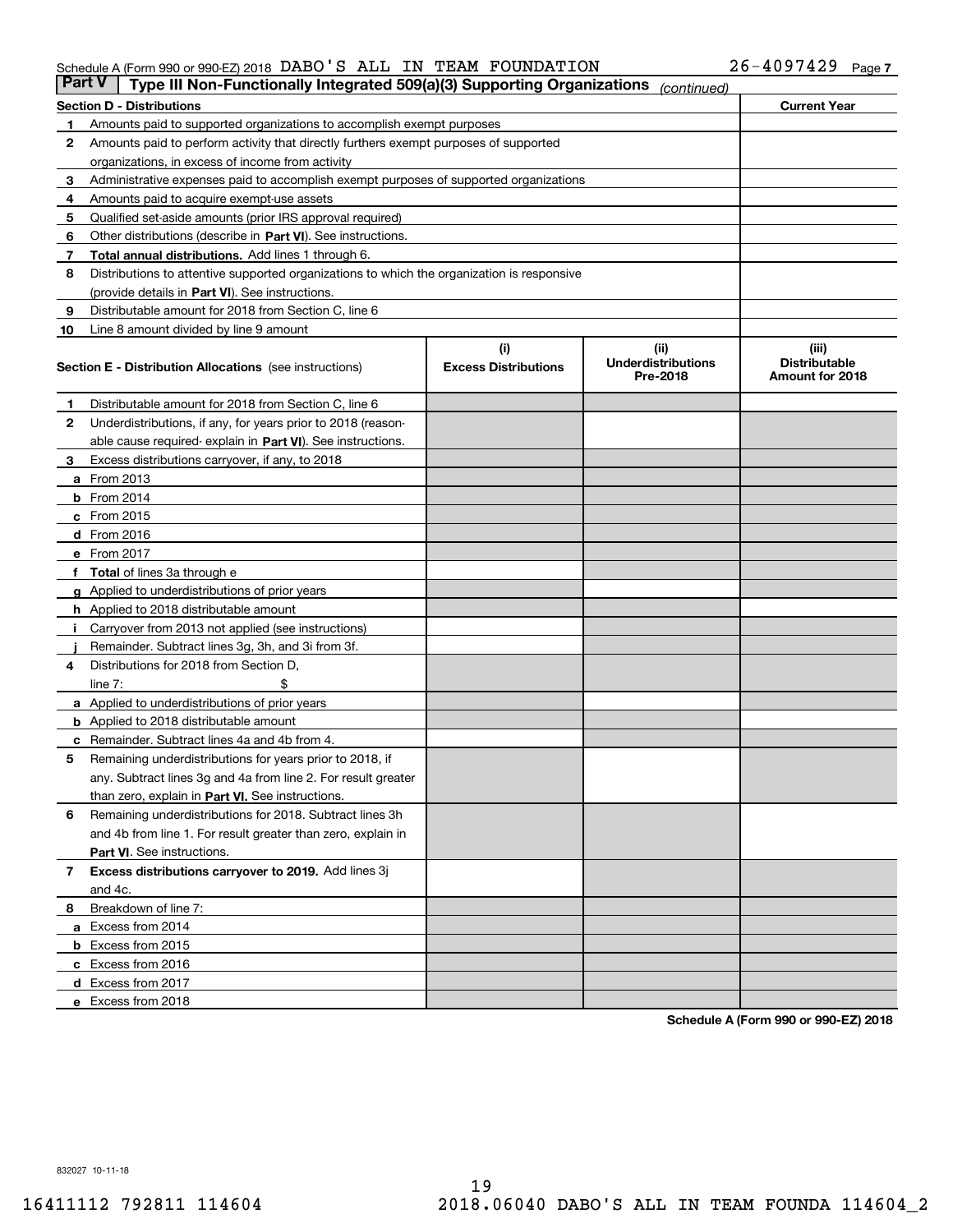Schedule A (Form 990 or 990-EZ) 2018 DABO'S ALL IN TEAM FOUNDATION 26-4097429 Page 7

## Part V | Type III Non-Functionally Integrated 509(a)(3) Supporting Organizations *(continued)*

| Section D - Distributions | | Current Year |
|---|---|---|
| 1 | Amounts paid to supported organizations to accomplish exempt purposes | |
| 2 | Amounts paid to perform activity that directly furthers exempt purposes of supported organizations, in excess of income from activity | |
| 3 | Administrative expenses paid to accomplish exempt purposes of supported organizations | |
| 4 | Amounts paid to acquire exempt-use assets | |
| 5 | Qualified set-aside amounts (prior IRS approval required) | |
| 6 | Other distributions (describe in **Part VI**). See instructions. | |
| 7 | **Total annual distributions.** Add lines 1 through 6. | |
| 8 | Distributions to attentive supported organizations to which the organization is responsive (provide details in **Part VI**). See instructions. | |
| 9 | Distributable amount for 2018 from Section C, line 6 | |
| 10 | Line 8 amount divided by line 9 amount | |

| **Section E - Distribution Allocations** (see instructions) | (i) Excess Distributions | (ii) Underdistributions Pre-2018 | (iii) Distributable Amount for 2018 |
|---|---|---|---|
| **1** Distributable amount for 2018 from Section C, line 6 | | | |
| **2** Underdistributions, if any, for years prior to 2018 (reasonable cause required- explain in **Part VI**). See instructions. | | | |
| **3** Excess distributions carryover, if any, to 2018 | | | |
| **a** From 2013 | | | |
| **b** From 2014 | | | |
| **c** From 2015 | | | |
| **d** From 2016 | | | |
| **e** From 2017 | | | |
| **f Total** of lines 3a through e | | | |
| **g** Applied to underdistributions of prior years | | | |
| **h** Applied to 2018 distributable amount | | | |
| **i** Carryover from 2013 not applied (see instructions) | | | |
| **j** Remainder. Subtract lines 3g, 3h, and 3i from 3f. | | | |
| **4** Distributions for 2018 from Section D, line 7: $ | | | |
| **a** Applied to underdistributions of prior years | | | |
| **b** Applied to 2018 distributable amount | | | |
| **c** Remainder. Subtract lines 4a and 4b from 4. | | | |
| **5** Remaining underdistributions for years prior to 2018, if any. Subtract lines 3g and 4a from line 2. For result greater than zero, explain in **Part VI.** See instructions. | | | |
| **6** Remaining underdistributions for 2018. Subtract lines 3h and 4b from line 1. For result greater than zero, explain in **Part VI**. See instructions. | | | |
| **7 Excess distributions carryover to 2019.** Add lines 3j and 4c. | | | |
| **8** Breakdown of line 7: | | | |
| **a** Excess from 2014 | | | |
| **b** Excess from 2015 | | | |
| **c** Excess from 2016 | | | |
| **d** Excess from 2017 | | | |
| **e** Excess from 2018 | | | |

**Schedule A (Form 990 or 990-EZ) 2018**

832027 10-11-18

16411112 792811 114604 2018.06040 DABO'S ALL IN TEAM FOUNDA 114604_2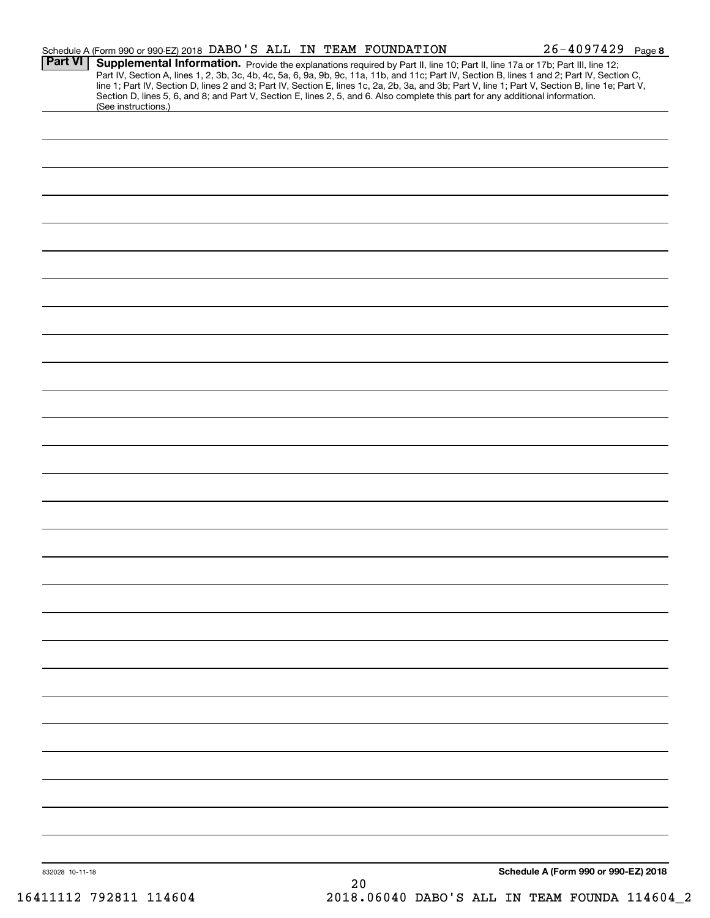Schedule A (Form 990 or 990-EZ) 2018 DABO'S ALL IN TEAM FOUNDATION 26-4097429 Page 8

**Part VI** **Supplemental Information.** Provide the explanations required by Part II, line 10; Part II, line 17a or 17b; Part III, line 12; Part IV, Section A, lines 1, 2, 3b, 3c, 4b, 4c, 5a, 6, 9a, 9b, 9c, 11a, 11b, and 11c; Part IV, Section B, lines 1 and 2; Part IV, Section C, line 1; Part IV, Section D, lines 2 and 3; Part IV, Section E, lines 1c, 2a, 2b, 3a, and 3b; Part V, line 1; Part V, Section B, line 1e; Part V, Section D, lines 5, 6, and 8; and Part V, Section E, lines 2, 5, and 6. Also complete this part for any additional information. (See instructions.)

832028 10-11-18

**Schedule A (Form 990 or 990-EZ) 2018**

16411112 792811 114604 2018.06040 DABO'S ALL IN TEAM FOUNDA 114604_2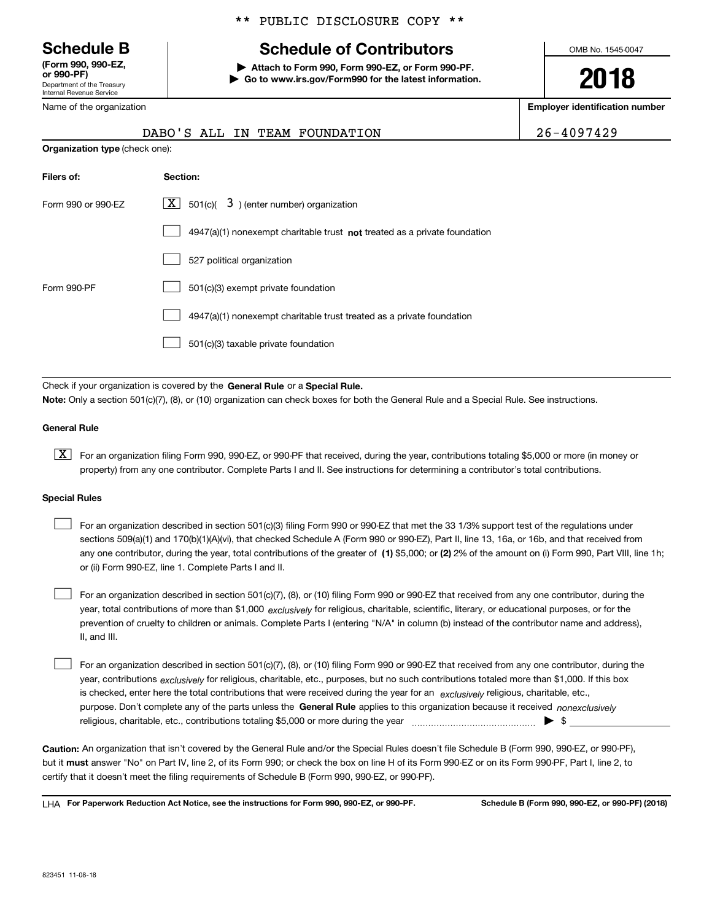** PUBLIC DISCLOSURE COPY **

# Schedule B

**(Form 990, 990-EZ, or 990-PF)**
Department of the Treasury
Internal Revenue Service

## Schedule of Contributors

▶ **Attach to Form 990, Form 990-EZ, or Form 990-PF.**
▶ **Go to www.irs.gov/Form990 for the latest information.**

OMB No. 1545-0047

**2018**

| Name of the organization | Employer identification number |
|---|---|
| DABO'S ALL IN TEAM FOUNDATION | 26-4097429 |

**Organization type** (check one):

| Filers of: | Section: |
|---|---|
| Form 990 or 990-EZ | [X] 501(c)( 3 ) (enter number) organization |
| | [ ] 4947(a)(1) nonexempt charitable trust **not** treated as a private foundation |
| | [ ] 527 political organization |
| Form 990-PF | [ ] 501(c)(3) exempt private foundation |
| | [ ] 4947(a)(1) nonexempt charitable trust treated as a private foundation |
| | [ ] 501(c)(3) taxable private foundation |

Check if your organization is covered by the **General Rule** or a **Special Rule.**

**Note:** Only a section 501(c)(7), (8), or (10) organization can check boxes for both the General Rule and a Special Rule. See instructions.

**General Rule**

[X] For an organization filing Form 990, 990-EZ, or 990-PF that received, during the year, contributions totaling $5,000 or more (in money or property) from any one contributor. Complete Parts I and II. See instructions for determining a contributor's total contributions.

**Special Rules**

[ ] For an organization described in section 501(c)(3) filing Form 990 or 990-EZ that met the 33 1/3% support test of the regulations under sections 509(a)(1) and 170(b)(1)(A)(vi), that checked Schedule A (Form 990 or 990-EZ), Part II, line 13, 16a, or 16b, and that received from any one contributor, during the year, total contributions of the greater of **(1)** $5,000; or **(2)** 2% of the amount on (i) Form 990, Part VIII, line 1h; or (ii) Form 990-EZ, line 1. Complete Parts I and II.

[ ] For an organization described in section 501(c)(7), (8), or (10) filing Form 990 or 990-EZ that received from any one contributor, during the year, total contributions of more than $1,000 *exclusively* for religious, charitable, scientific, literary, or educational purposes, or for the prevention of cruelty to children or animals. Complete Parts I (entering "N/A" in column (b) instead of the contributor name and address), II, and III.

[ ] For an organization described in section 501(c)(7), (8), or (10) filing Form 990 or 990-EZ that received from any one contributor, during the year, contributions *exclusively* for religious, charitable, etc., purposes, but no such contributions totaled more than $1,000. If this box is checked, enter here the total contributions that were received during the year for an *exclusively* religious, charitable, etc., purpose. Don't complete any of the parts unless the **General Rule** applies to this organization because it received *nonexclusively* religious, charitable, etc., contributions totaling $5,000 or more during the year ▶ $

**Caution:** An organization that isn't covered by the General Rule and/or the Special Rules doesn't file Schedule B (Form 990, 990-EZ, or 990-PF), but it **must** answer "No" on Part IV, line 2, of its Form 990; or check the box on line H of its Form 990-EZ or on its Form 990-PF, Part I, line 2, to certify that it doesn't meet the filing requirements of Schedule B (Form 990, 990-EZ, or 990-PF).

LHA **For Paperwork Reduction Act Notice, see the instructions for Form 990, 990-EZ, or 990-PF.** **Schedule B (Form 990, 990-EZ, or 990-PF) (2018)**

823451 11-08-18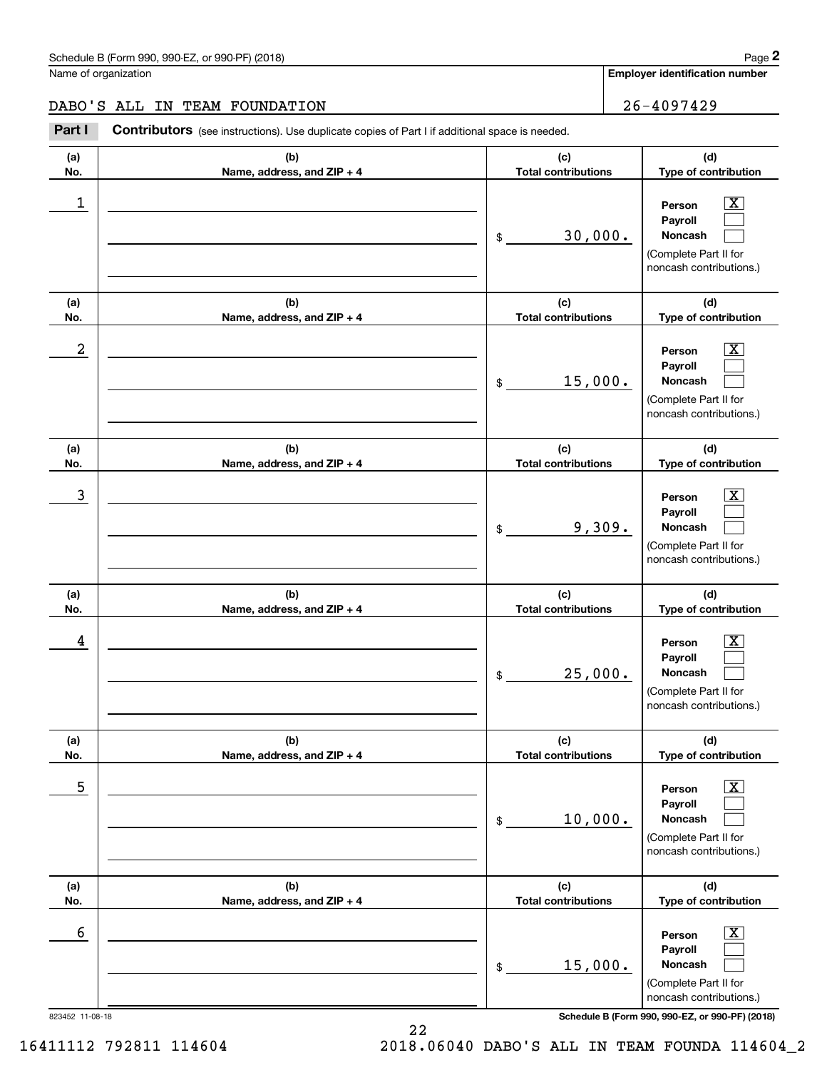Schedule B (Form 990, 990-EZ, or 990-PF) (2018)

Name of organization: DABO'S ALL IN TEAM FOUNDATION

Employer identification number: 26-4097429

**Part I** **Contributors** (see instructions). Use duplicate copies of Part I if additional space is needed.

| (a) No. | (b) Name, address, and ZIP + 4 | (c) Total contributions | (d) Type of contribution |
|---|---|---|---|
| 1 | | $ 30,000. | Person [X] Payroll [ ] Noncash [ ] (Complete Part II for noncash contributions.) |
| 2 | | $ 15,000. | Person [X] Payroll [ ] Noncash [ ] (Complete Part II for noncash contributions.) |
| 3 | | $ 9,309. | Person [X] Payroll [ ] Noncash [ ] (Complete Part II for noncash contributions.) |
| 4 | | $ 25,000. | Person [X] Payroll [ ] Noncash [ ] (Complete Part II for noncash contributions.) |
| 5 | | $ 10,000. | Person [X] Payroll [ ] Noncash [ ] (Complete Part II for noncash contributions.) |
| 6 | | $ 15,000. | Person [X] Payroll [ ] Noncash [ ] (Complete Part II for noncash contributions.) |

823452 11-08-18

Schedule B (Form 990, 990-EZ, or 990-PF) (2018)

16411112 792811 114604 2018.06040 DABO'S ALL IN TEAM FOUNDA 114604_2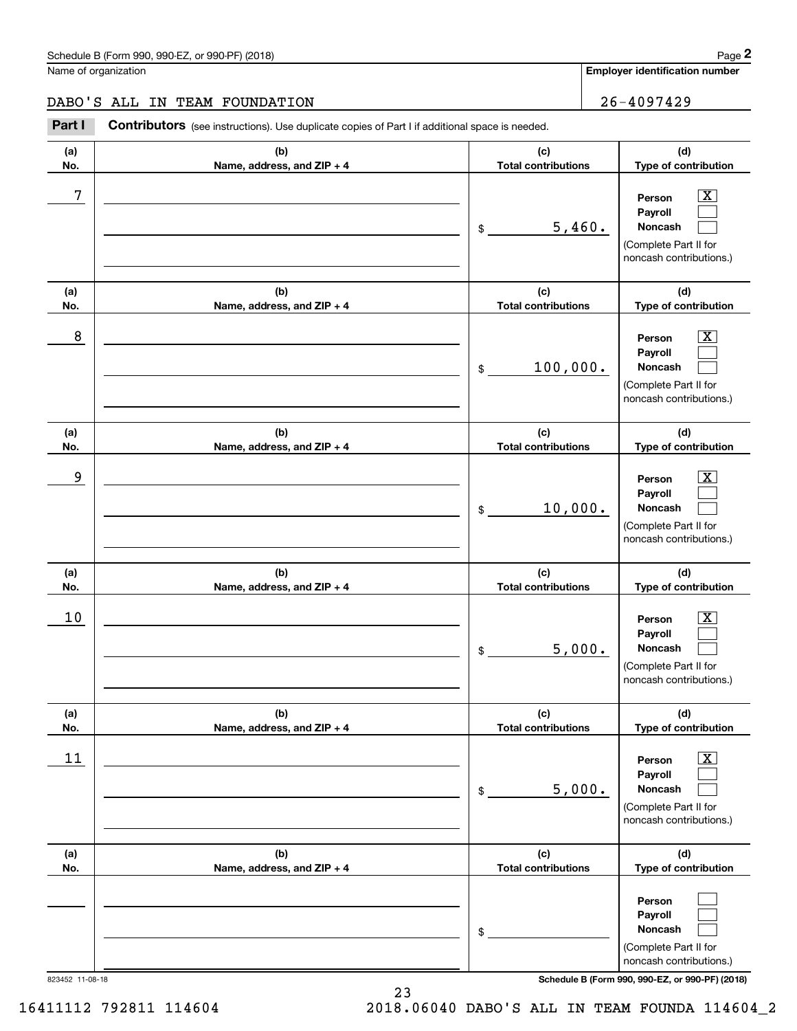Schedule B (Form 990, 990-EZ, or 990-PF) (2018)

Name of organization: DABO'S ALL IN TEAM FOUNDATION

Employer identification number: 26-4097429

**Part I** **Contributors** (see instructions). Use duplicate copies of Part I if additional space is needed.

| (a) No. | (b) Name, address, and ZIP + 4 | (c) Total contributions | (d) Type of contribution |
|---|---|---|---|
| 7 | | $ 5,460. | Person [X] Payroll [ ] Noncash [ ] (Complete Part II for noncash contributions.) |
| 8 | | $ 100,000. | Person [X] Payroll [ ] Noncash [ ] (Complete Part II for noncash contributions.) |
| 9 | | $ 10,000. | Person [X] Payroll [ ] Noncash [ ] (Complete Part II for noncash contributions.) |
| 10 | | $ 5,000. | Person [X] Payroll [ ] Noncash [ ] (Complete Part II for noncash contributions.) |
| 11 | | $ 5,000. | Person [X] Payroll [ ] Noncash [ ] (Complete Part II for noncash contributions.) |
| | | $ | Person [ ] Payroll [ ] Noncash [ ] (Complete Part II for noncash contributions.) |

823452 11-08-18

Schedule B (Form 990, 990-EZ, or 990-PF) (2018)

16411112 792811 114604 2018.06040 DABO'S ALL IN TEAM FOUNDA 114604_2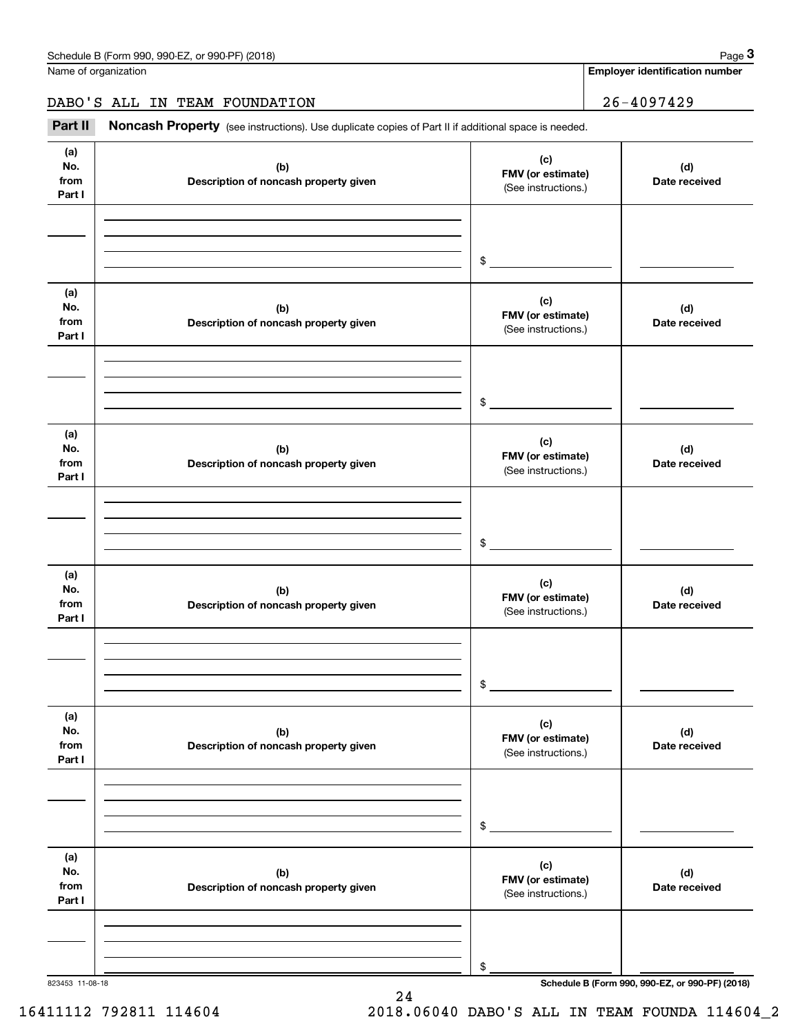Name of organization

**Employer identification number**

DABO'S ALL IN TEAM FOUNDATION

26-4097429

**Part II** **Noncash Property** (see instructions). Use duplicate copies of Part II if additional space is needed.

| (a) No. from Part I | (b) Description of noncash property given | (c) FMV (or estimate) (See instructions.) | (d) Date received |
|---|---|---|---|
| | | $ | |

| (a) No. from Part I | (b) Description of noncash property given | (c) FMV (or estimate) (See instructions.) | (d) Date received |
|---|---|---|---|
| | | $ | |

| (a) No. from Part I | (b) Description of noncash property given | (c) FMV (or estimate) (See instructions.) | (d) Date received |
|---|---|---|---|
| | | $ | |

| (a) No. from Part I | (b) Description of noncash property given | (c) FMV (or estimate) (See instructions.) | (d) Date received |
|---|---|---|---|
| | | $ | |

| (a) No. from Part I | (b) Description of noncash property given | (c) FMV (or estimate) (See instructions.) | (d) Date received |
|---|---|---|---|
| | | $ | |

| (a) No. from Part I | (b) Description of noncash property given | (c) FMV (or estimate) (See instructions.) | (d) Date received |
|---|---|---|---|
| | | $ | |

823453 11-08-18

**Schedule B (Form 990, 990-EZ, or 990-PF) (2018)**

16411112 792811 114604    2018.06040 DABO'S ALL IN TEAM FOUNDA 114604_2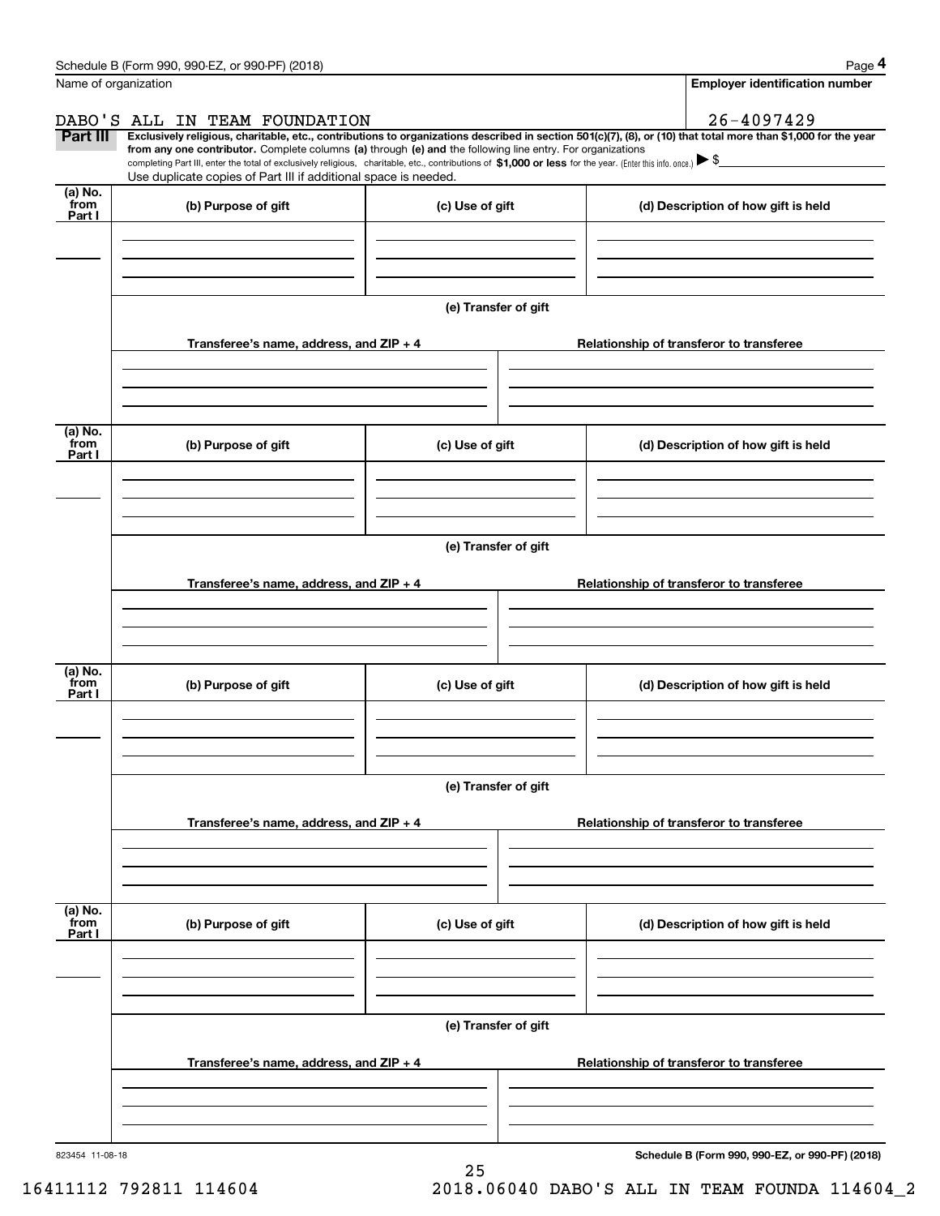Name of organization

DABO'S ALL IN TEAM FOUNDATION

**Employer identification number**

26-4097429

**Part III** **Exclusively religious, charitable, etc., contributions to organizations described in section 501(c)(7), (8), or (10) that total more than $1,000 for the year from any one contributor.** Complete columns **(a)** through **(e) and** the following line entry. For organizations completing Part III, enter the total of exclusively religious, charitable, etc., contributions of **$1,000 or less** for the year. (Enter this info. once.) ▶ $

Use duplicate copies of Part III if additional space is needed.

| (a) No. from Part I | (b) Purpose of gift | (c) Use of gift | (d) Description of how gift is held |
|---|---|---|---|
| | | | |

**(e) Transfer of gift**

| Transferee's name, address, and ZIP + 4 | Relationship of transferor to transferee |
|---|---|
| | |

| (a) No. from Part I | (b) Purpose of gift | (c) Use of gift | (d) Description of how gift is held |
|---|---|---|---|
| | | | |

**(e) Transfer of gift**

| Transferee's name, address, and ZIP + 4 | Relationship of transferor to transferee |
|---|---|
| | |

| (a) No. from Part I | (b) Purpose of gift | (c) Use of gift | (d) Description of how gift is held |
|---|---|---|---|
| | | | |

**(e) Transfer of gift**

| Transferee's name, address, and ZIP + 4 | Relationship of transferor to transferee |
|---|---|
| | |

| (a) No. from Part I | (b) Purpose of gift | (c) Use of gift | (d) Description of how gift is held |
|---|---|---|---|
| | | | |

**(e) Transfer of gift**

| Transferee's name, address, and ZIP + 4 | Relationship of transferor to transferee |
|---|---|
| | |

823454 11-08-18

**Schedule B (Form 990, 990-EZ, or 990-PF) (2018)**

16411112 792811 114604 2018.06040 DABO'S ALL IN TEAM FOUNDA 114604_2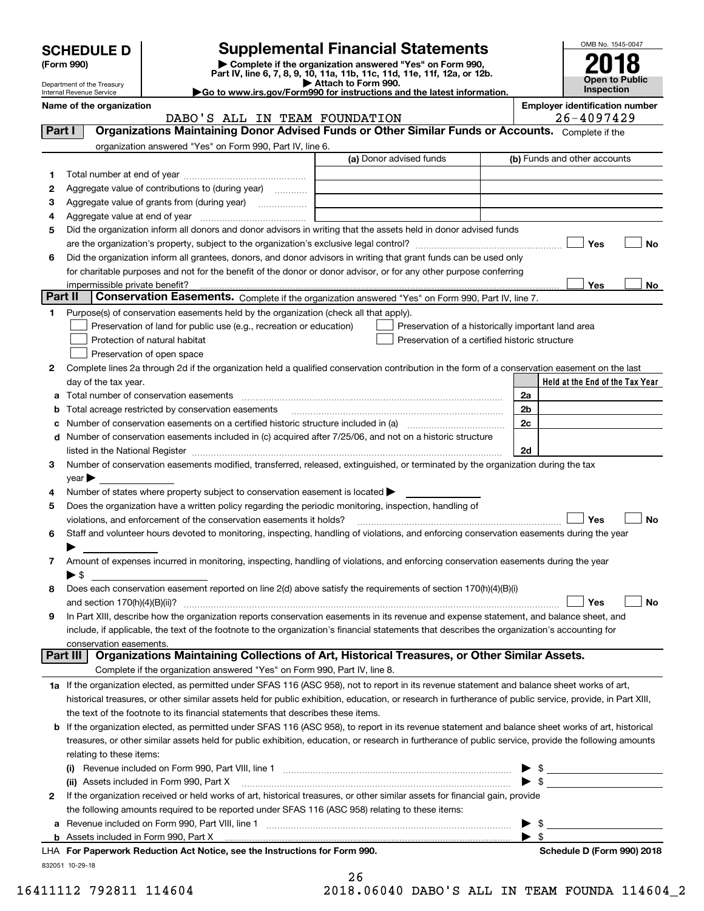# SCHEDULE D (Form 990)

Department of the Treasury
Internal Revenue Service

## Supplemental Financial Statements

▶ Complete if the organization answered "Yes" on Form 990, Part IV, line 6, 7, 8, 9, 10, 11a, 11b, 11c, 11d, 11e, 11f, 12a, or 12b.
▶ Attach to Form 990.
▶Go to www.irs.gov/Form990 for instructions and the latest information.

OMB No. 1545-0047

**2018**

**Open to Public Inspection**

**Name of the organization**
DABO'S ALL IN TEAM FOUNDATION

**Employer identification number**
26-4097429

## Part I — Organizations Maintaining Donor Advised Funds or Other Similar Funds or Accounts.

Complete if the organization answered "Yes" on Form 990, Part IV, line 6.

| | | (a) Donor advised funds | (b) Funds and other accounts |
|---|---|---|---|
| 1 | Total number at end of year | | |
| 2 | Aggregate value of contributions to (during year) | | |
| 3 | Aggregate value of grants from (during year) | | |
| 4 | Aggregate value at end of year | | |

5 Did the organization inform all donors and donor advisors in writing that the assets held in donor advised funds are the organization's property, subject to the organization's exclusive legal control? ☐ Yes ☐ No

6 Did the organization inform all grantees, donors, and donor advisors in writing that grant funds can be used only for charitable purposes and not for the benefit of the donor or donor advisor, or for any other purpose conferring impermissible private benefit? ☐ Yes ☐ No

## Part II — Conservation Easements.

Complete if the organization answered "Yes" on Form 990, Part IV, line 7.

1 Purpose(s) of conservation easements held by the organization (check all that apply).
- ☐ Preservation of land for public use (e.g., recreation or education)
- ☐ Protection of natural habitat
- ☐ Preservation of open space
- ☐ Preservation of a historically important land area
- ☐ Preservation of a certified historic structure

2 Complete lines 2a through 2d if the organization held a qualified conservation contribution in the form of a conservation easement on the last day of the tax year.

| | | | Held at the End of the Tax Year |
|---|---|---|---|
| a | Total number of conservation easements | 2a | |
| b | Total acreage restricted by conservation easements | 2b | |
| c | Number of conservation easements on a certified historic structure included in (a) | 2c | |
| d | Number of conservation easements included in (c) acquired after 7/25/06, and not on a historic structure listed in the National Register | 2d | |

3 Number of conservation easements modified, transferred, released, extinguished, or terminated by the organization during the tax year ▶

4 Number of states where property subject to conservation easement is located ▶

5 Does the organization have a written policy regarding the periodic monitoring, inspection, handling of violations, and enforcement of the conservation easements it holds? ☐ Yes ☐ No

6 Staff and volunteer hours devoted to monitoring, inspecting, handling of violations, and enforcing conservation easements during the year ▶

7 Amount of expenses incurred in monitoring, inspecting, handling of violations, and enforcing conservation easements during the year ▶ $

8 Does each conservation easement reported on line 2(d) above satisfy the requirements of section 170(h)(4)(B)(i) and section 170(h)(4)(B)(ii)? ☐ Yes ☐ No

9 In Part XIII, describe how the organization reports conservation easements in its revenue and expense statement, and balance sheet, and include, if applicable, the text of the footnote to the organization's financial statements that describes the organization's accounting for conservation easements.

## Part III — Organizations Maintaining Collections of Art, Historical Treasures, or Other Similar Assets.

Complete if the organization answered "Yes" on Form 990, Part IV, line 8.

1a If the organization elected, as permitted under SFAS 116 (ASC 958), not to report in its revenue statement and balance sheet works of art, historical treasures, or other similar assets held for public exhibition, education, or research in furtherance of public service, provide, in Part XIII, the text of the footnote to its financial statements that describes these items.

b If the organization elected, as permitted under SFAS 116 (ASC 958), to report in its revenue statement and balance sheet works of art, historical treasures, or other similar assets held for public exhibition, education, or research in furtherance of public service, provide the following amounts relating to these items:

(i) Revenue included on Form 990, Part VIII, line 1 ▶ $

(ii) Assets included in Form 990, Part X ▶ $

2 If the organization received or held works of art, historical treasures, or other similar assets for financial gain, provide the following amounts required to be reported under SFAS 116 (ASC 958) relating to these items:

a Revenue included on Form 990, Part VIII, line 1 ▶ $

b Assets included in Form 990, Part X ▶ $

**LHA For Paperwork Reduction Act Notice, see the Instructions for Form 990.** **Schedule D (Form 990) 2018**

832051 10-29-18

16411112 792811 114604 2018.06040 DABO'S ALL IN TEAM FOUNDA 114604_2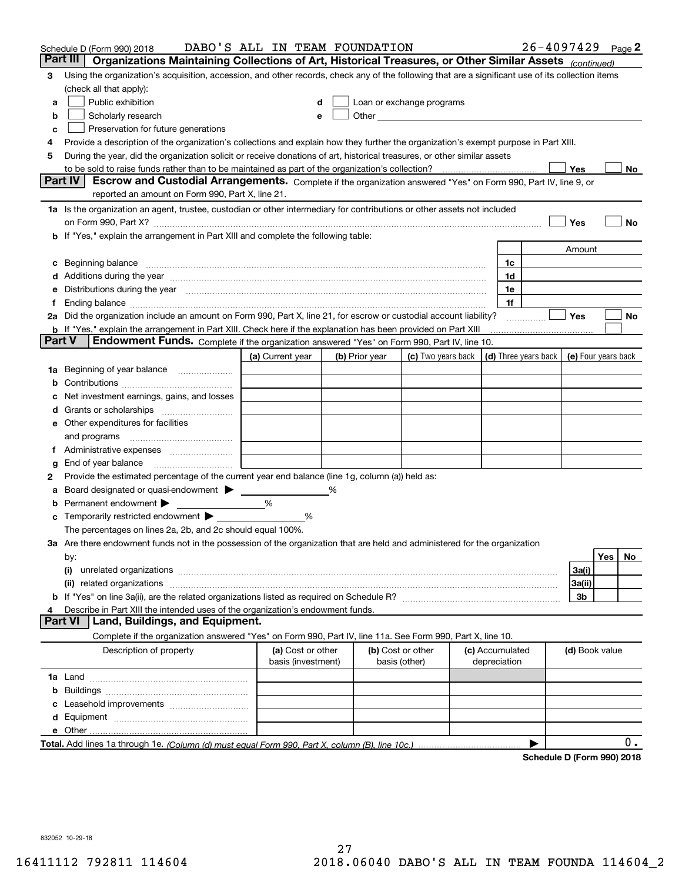Schedule D (Form 990) 2018 DABO'S ALL IN TEAM FOUNDATION 26-4097429 Page 2

## Part III Organizations Maintaining Collections of Art, Historical Treasures, or Other Similar Assets *(continued)*

**3** Using the organization's acquisition, accession, and other records, check any of the following that are a significant use of its collection items (check all that apply):

- **a** ☐ Public exhibition
- **b** ☐ Scholarly research
- **c** ☐ Preservation for future generations
- **d** ☐ Loan or exchange programs
- **e** ☐ Other

**4** Provide a description of the organization's collections and explain how they further the organization's exempt purpose in Part XIII.

**5** During the year, did the organization solicit or receive donations of art, historical treasures, or other similar assets to be sold to raise funds rather than to be maintained as part of the organization's collection? ☐ Yes ☐ No

## Part IV Escrow and Custodial Arrangements.

Complete if the organization answered "Yes" on Form 990, Part IV, line 9, or reported an amount on Form 990, Part X, line 21.

**1a** Is the organization an agent, trustee, custodian or other intermediary for contributions or other assets not included on Form 990, Part X? ☐ Yes ☐ No

**b** If "Yes," explain the arrangement in Part XIII and complete the following table:

| | | Amount |
|---|---|---|
| **c** Beginning balance | 1c | |
| **d** Additions during the year | 1d | |
| **e** Distributions during the year | 1e | |
| **f** Ending balance | 1f | |

**2a** Did the organization include an amount on Form 990, Part X, line 21, for escrow or custodial account liability? ☐ Yes ☐ No

**b** If "Yes," explain the arrangement in Part XIII. Check here if the explanation has been provided on Part XIII ☐

## Part V Endowment Funds.

Complete if the organization answered "Yes" on Form 990, Part IV, line 10.

| | (a) Current year | (b) Prior year | (c) Two years back | (d) Three years back | (e) Four years back |
|---|---|---|---|---|---|
| **1a** Beginning of year balance | | | | | |
| **b** Contributions | | | | | |
| **c** Net investment earnings, gains, and losses | | | | | |
| **d** Grants or scholarships | | | | | |
| **e** Other expenditures for facilities and programs | | | | | |
| **f** Administrative expenses | | | | | |
| **g** End of year balance | | | | | |

**2** Provide the estimated percentage of the current year end balance (line 1g, column (a)) held as:

- **a** Board designated or quasi-endowment ▶ _____ %
- **b** Permanent endowment ▶ _____ %
- **c** Temporarily restricted endowment ▶ _____ %

The percentages on lines 2a, 2b, and 2c should equal 100%.

**3a** Are there endowment funds not in the possession of the organization that are held and administered for the organization by:

| | | Yes | No |
|---|---|---|---|
| **(i)** unrelated organizations | 3a(i) | | |
| **(ii)** related organizations | 3a(ii) | | |
| **b** If "Yes" on line 3a(ii), are the related organizations listed as required on Schedule R? | 3b | | |

**4** Describe in Part XIII the intended uses of the organization's endowment funds.

## Part VI Land, Buildings, and Equipment.

Complete if the organization answered "Yes" on Form 990, Part IV, line 11a. See Form 990, Part X, line 10.

| Description of property | (a) Cost or other basis (investment) | (b) Cost or other basis (other) | (c) Accumulated depreciation | (d) Book value |
|---|---|---|---|---|
| **1a** Land | | | | |
| **b** Buildings | | | | |
| **c** Leasehold improvements | | | | |
| **d** Equipment | | | | |
| **e** Other | | | | |
| **Total.** Add lines 1a through 1e. *(Column (d) must equal Form 990, Part X, column (B), line 10c.)* ▶ | | | | 0. |

**Schedule D (Form 990) 2018**

832052 10-29-18

16411112 792811 114604 2018.06040 DABO'S ALL IN TEAM FOUNDA 114604_2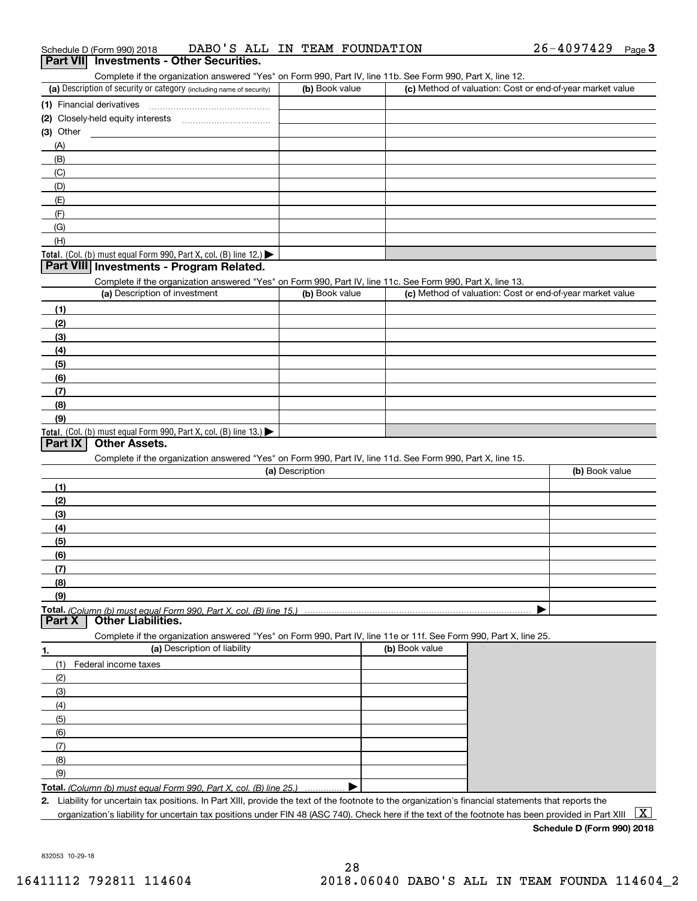Schedule D (Form 990) 2018 DABO'S ALL IN TEAM FOUNDATION 26-4097429 Page 3

## Part VII Investments - Other Securities.

Complete if the organization answered "Yes" on Form 990, Part IV, line 11b. See Form 990, Part X, line 12.

| (a) Description of security or category (including name of security) | (b) Book value | (c) Method of valuation: Cost or end-of-year market value |
|---|---|---|
| (1) Financial derivatives | | |
| (2) Closely-held equity interests | | |
| (3) Other | | |
| (A) | | |
| (B) | | |
| (C) | | |
| (D) | | |
| (E) | | |
| (F) | | |
| (G) | | |
| (H) | | |
| **Total.** (Col. (b) must equal Form 990, Part X, col. (B) line 12.) ▶ | | |

## Part VIII Investments - Program Related.

Complete if the organization answered "Yes" on Form 990, Part IV, line 11c. See Form 990, Part X, line 13.

| (a) Description of investment | (b) Book value | (c) Method of valuation: Cost or end-of-year market value |
|---|---|---|
| (1) | | |
| (2) | | |
| (3) | | |
| (4) | | |
| (5) | | |
| (6) | | |
| (7) | | |
| (8) | | |
| (9) | | |
| **Total.** (Col. (b) must equal Form 990, Part X, col. (B) line 13.) ▶ | | |

## Part IX Other Assets.

Complete if the organization answered "Yes" on Form 990, Part IV, line 11d. See Form 990, Part X, line 15.

| (a) Description | (b) Book value |
|---|---|
| (1) | |
| (2) | |
| (3) | |
| (4) | |
| (5) | |
| (6) | |
| (7) | |
| (8) | |
| (9) | |
| **Total.** *(Column (b) must equal Form 990, Part X, col. (B) line 15.)* ▶ | |

## Part X Other Liabilities.

Complete if the organization answered "Yes" on Form 990, Part IV, line 11e or 11f. See Form 990, Part X, line 25.

| 1. (a) Description of liability | (b) Book value |
|---|---|
| (1) Federal income taxes | |
| (2) | |
| (3) | |
| (4) | |
| (5) | |
| (6) | |
| (7) | |
| (8) | |
| (9) | |
| **Total.** *(Column (b) must equal Form 990, Part X, col. (B) line 25.)* ▶ | |

2. Liability for uncertain tax positions. In Part XIII, provide the text of the footnote to the organization's financial statements that reports the organization's liability for uncertain tax positions under FIN 48 (ASC 740). Check here if the text of the footnote has been provided in Part XIII [X]

**Schedule D (Form 990) 2018**

832053 10-29-18

16411112 792811 114604 2018.06040 DABO'S ALL IN TEAM FOUNDA 114604_2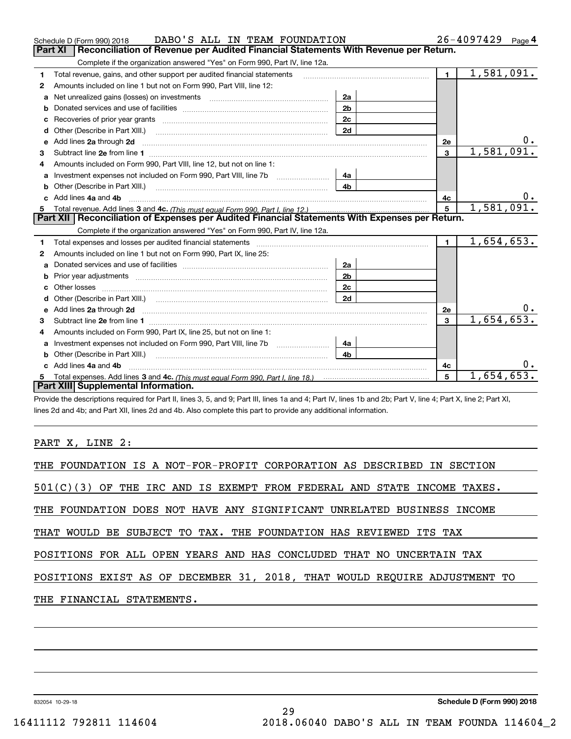Schedule D (Form 990) 2018 DABO'S ALL IN TEAM FOUNDATION 26-4097429 Page 4

## Part XI Reconciliation of Revenue per Audited Financial Statements With Revenue per Return.

Complete if the organization answered "Yes" on Form 990, Part IV, line 12a.

| | | | | | |
|---|---|---|---|---|---|
| 1 | Total revenue, gains, and other support per audited financial statements | | | 1 | 1,581,091. |
| 2 | Amounts included on line 1 but not on Form 990, Part VIII, line 12: | | | | |
| a | Net unrealized gains (losses) on investments | 2a | | | |
| b | Donated services and use of facilities | 2b | | | |
| c | Recoveries of prior year grants | 2c | | | |
| d | Other (Describe in Part XIII.) | 2d | | | |
| e | Add lines 2a through 2d | | | 2e | 0. |
| 3 | Subtract line 2e from line 1 | | | 3 | 1,581,091. |
| 4 | Amounts included on Form 990, Part VIII, line 12, but not on line 1: | | | | |
| a | Investment expenses not included on Form 990, Part VIII, line 7b | 4a | | | |
| b | Other (Describe in Part XIII.) | 4b | | | |
| c | Add lines 4a and 4b | | | 4c | 0. |
| 5 | Total revenue. Add lines 3 and 4c. *(This must equal Form 990, Part I, line 12.)* | | | 5 | 1,581,091. |

## Part XII Reconciliation of Expenses per Audited Financial Statements With Expenses per Return.

Complete if the organization answered "Yes" on Form 990, Part IV, line 12a.

| | | | | | |
|---|---|---|---|---|---|
| 1 | Total expenses and losses per audited financial statements | | | 1 | 1,654,653. |
| 2 | Amounts included on line 1 but not on Form 990, Part IX, line 25: | | | | |
| a | Donated services and use of facilities | 2a | | | |
| b | Prior year adjustments | 2b | | | |
| c | Other losses | 2c | | | |
| d | Other (Describe in Part XIII.) | 2d | | | |
| e | Add lines 2a through 2d | | | 2e | 0. |
| 3 | Subtract line 2e from line 1 | | | 3 | 1,654,653. |
| 4 | Amounts included on Form 990, Part IX, line 25, but not on line 1: | | | | |
| a | Investment expenses not included on Form 990, Part VIII, line 7b | 4a | | | |
| b | Other (Describe in Part XIII.) | 4b | | | |
| c | Add lines 4a and 4b | | | 4c | 0. |
| 5 | Total expenses. Add lines 3 and 4c. *(This must equal Form 990, Part I, line 18.)* | | | 5 | 1,654,653. |

## Part XIII Supplemental Information.

Provide the descriptions required for Part II, lines 3, 5, and 9; Part III, lines 1a and 4; Part IV, lines 1b and 2b; Part V, line 4; Part X, line 2; Part XI, lines 2d and 4b; and Part XII, lines 2d and 4b. Also complete this part to provide any additional information.

PART X, LINE 2:

THE FOUNDATION IS A NOT-FOR-PROFIT CORPORATION AS DESCRIBED IN SECTION 501(C)(3) OF THE IRC AND IS EXEMPT FROM FEDERAL AND STATE INCOME TAXES. THE FOUNDATION DOES NOT HAVE ANY SIGNIFICANT UNRELATED BUSINESS INCOME THAT WOULD BE SUBJECT TO TAX. THE FOUNDATION HAS REVIEWED ITS TAX POSITIONS FOR ALL OPEN YEARS AND HAS CONCLUDED THAT NO UNCERTAIN TAX POSITIONS EXIST AS OF DECEMBER 31, 2018, THAT WOULD REQUIRE ADJUSTMENT TO THE FINANCIAL STATEMENTS.

832054 10-29-18 **Schedule D (Form 990) 2018**

16411112 792811 114604 2018.06040 DABO'S ALL IN TEAM FOUNDA 114604_2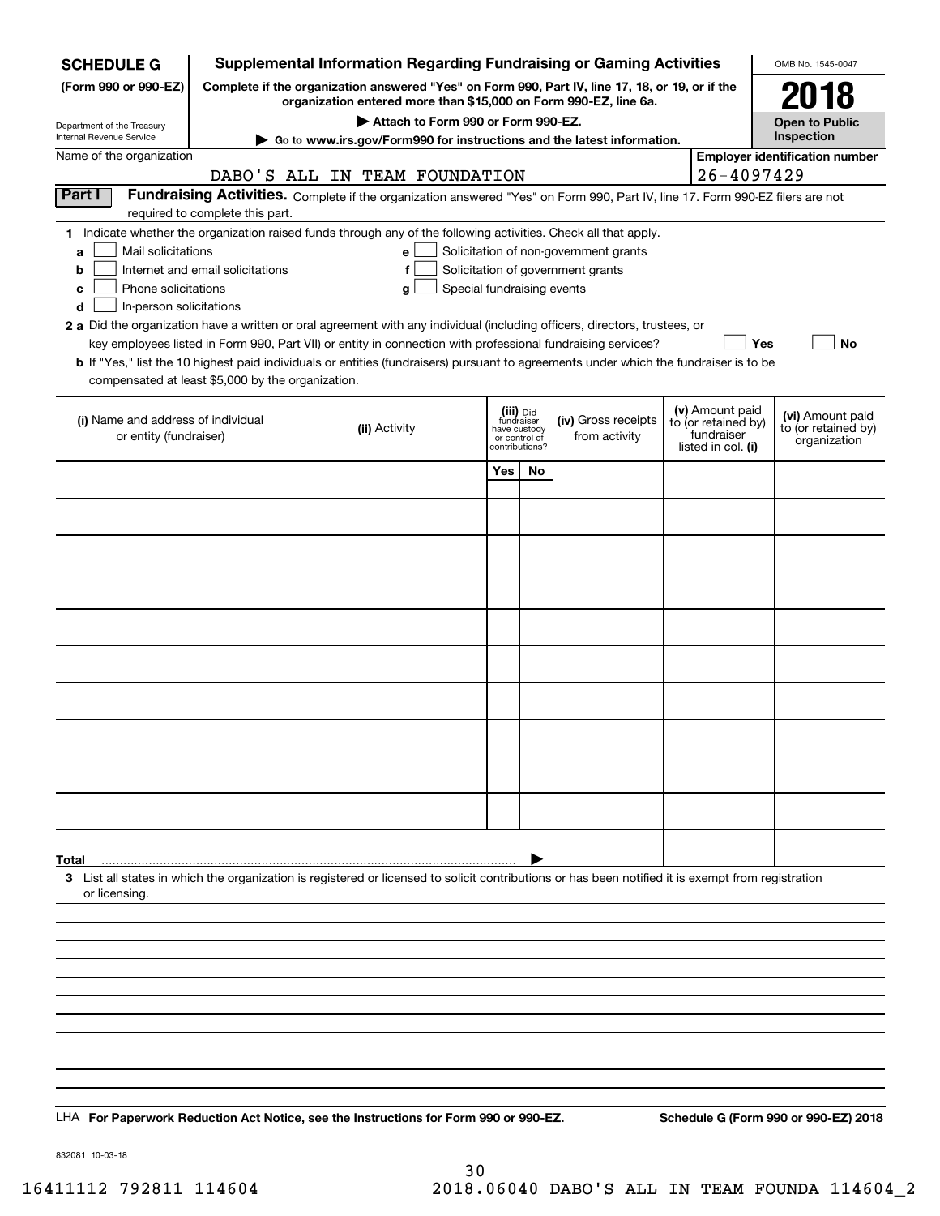**SCHEDULE G**
**(Form 990 or 990-EZ)**

Department of the Treasury
Internal Revenue Service

# Supplemental Information Regarding Fundraising or Gaming Activities

**Complete if the organization answered "Yes" on Form 990, Part IV, line 17, 18, or 19, or if the organization entered more than $15,000 on Form 990-EZ, line 6a.**

▶ **Attach to Form 990 or Form 990-EZ.**

▶ **Go to www.irs.gov/Form990 for instructions and the latest information.**

OMB No. 1545-0047

**2018**

**Open to Public Inspection**

Name of the organization: DABO'S ALL IN TEAM FOUNDATION

**Employer identification number:** 26-4097429

**Part I** **Fundraising Activities.** Complete if the organization answered "Yes" on Form 990, Part IV, line 17. Form 990-EZ filers are not required to complete this part.

**1** Indicate whether the organization raised funds through any of the following activities. Check all that apply.

- **a** ☐ Mail solicitations
- **b** ☐ Internet and email solicitations
- **c** ☐ Phone solicitations
- **d** ☐ In-person solicitations
- **e** ☐ Solicitation of non-government grants
- **f** ☐ Solicitation of government grants
- **g** ☐ Special fundraising events

**2 a** Did the organization have a written or oral agreement with any individual (including officers, directors, trustees, or key employees listed in Form 990, Part VII) or entity in connection with professional fundraising services? ☐ **Yes** ☐ **No**

**b** If "Yes," list the 10 highest paid individuals or entities (fundraisers) pursuant to agreements under which the fundraiser is to be compensated at least $5,000 by the organization.

| (i) Name and address of individual or entity (fundraiser) | (ii) Activity | (iii) Did fundraiser have custody or control of contributions? | | (iv) Gross receipts from activity | (v) Amount paid to (or retained by) fundraiser listed in col. (i) | (vi) Amount paid to (or retained by) organization |
|---|---|---|---|---|---|---|
| | | Yes | No | | | |
| | | | | | | |
| | | | | | | |
| | | | | | | |
| | | | | | | |
| | | | | | | |
| | | | | | | |
| | | | | | | |
| | | | | | | |
| | | | | | | |
| | | | | | | |
| **Total** ▶ | | | | | | |

**3** List all states in which the organization is registered or licensed to solicit contributions or has been notified it is exempt from registration or licensing.

LHA **For Paperwork Reduction Act Notice, see the Instructions for Form 990 or 990-EZ.** **Schedule G (Form 990 or 990-EZ) 2018**

832081 10-03-18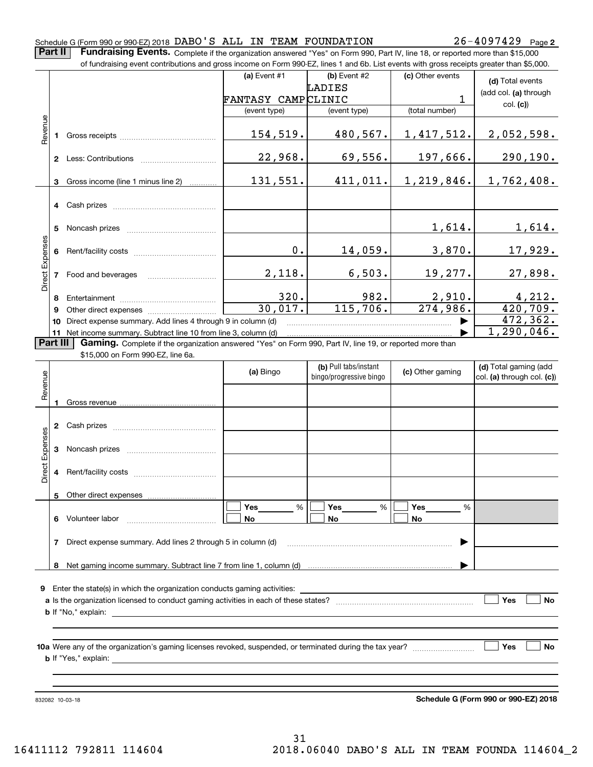Schedule G (Form 990 or 990-EZ) 2018 DABO'S ALL IN TEAM FOUNDATION 26-4097429 Page **2**

**Part II** **Fundraising Events.** Complete if the organization answered "Yes" on Form 990, Part IV, line 18, or reported more than $15,000 of fundraising event contributions and gross income on Form 990-EZ, lines 1 and 6b. List events with gross receipts greater than $5,000.

| | | | (a) Event #1 | (b) Event #2 | (c) Other events | (d) Total events (add col. (a) through col. (c)) |
|---|---|---|---|---|---|---|
| | | | FANTASY CAMP | LADIES CLINIC | 1 | |
| | | | (event type) | (event type) | (total number) | |
| Revenue | 1 | Gross receipts | 154,519. | 480,567. | 1,417,512. | 2,052,598. |
| | 2 | Less: Contributions | 22,968. | 69,556. | 197,666. | 290,190. |
| | 3 | Gross income (line 1 minus line 2) | 131,551. | 411,011. | 1,219,846. | 1,762,408. |
| Direct Expenses | 4 | Cash prizes | | | | |
| | 5 | Noncash prizes | | | 1,614. | 1,614. |
| | 6 | Rent/facility costs | 0. | 14,059. | 3,870. | 17,929. |
| | 7 | Food and beverages | 2,118. | 6,503. | 19,277. | 27,898. |
| | 8 | Entertainment | 320. | 982. | 2,910. | 4,212. |
| | 9 | Other direct expenses | 30,017. | 115,706. | 274,986. | 420,709. |
| | 10 | Direct expense summary. Add lines 4 through 9 in column (d) | | | ▶ | 472,362. |
| | 11 | Net income summary. Subtract line 10 from line 3, column (d) | | | ▶ | 1,290,046. |

**Part III** **Gaming.** Complete if the organization answered "Yes" on Form 990, Part IV, line 19, or reported more than $15,000 on Form 990-EZ, line 6a.

| | | | (a) Bingo | (b) Pull tabs/instant bingo/progressive bingo | (c) Other gaming | (d) Total gaming (add col. (a) through col. (c)) |
|---|---|---|---|---|---|---|
| Revenue | 1 | Gross revenue | | | | |
| Direct Expenses | 2 | Cash prizes | | | | |
| | 3 | Noncash prizes | | | | |
| | 4 | Rent/facility costs | | | | |
| | 5 | Other direct expenses | | | | |
| | 6 | Volunteer labor | ☐ Yes ____ % ☐ No | ☐ Yes ____ % ☐ No | ☐ Yes ____ % ☐ No | |
| | 7 | Direct expense summary. Add lines 2 through 5 in column (d) | | | ▶ | |
| | 8 | Net gaming income summary. Subtract line 7 from line 1, column (d) | | | ▶ | |

**9** Enter the state(s) in which the organization conducts gaming activities:

**a** Is the organization licensed to conduct gaming activities in each of these states? ☐ Yes ☐ No

**b** If "No," explain:

**10a** Were any of the organization's gaming licenses revoked, suspended, or terminated during the tax year? ☐ Yes ☐ No

**b** If "Yes," explain:

832082 10-03-18 **Schedule G (Form 990 or 990-EZ) 2018**

16411112 792811 114604 2018.06040 DABO'S ALL IN TEAM FOUNDA 114604_2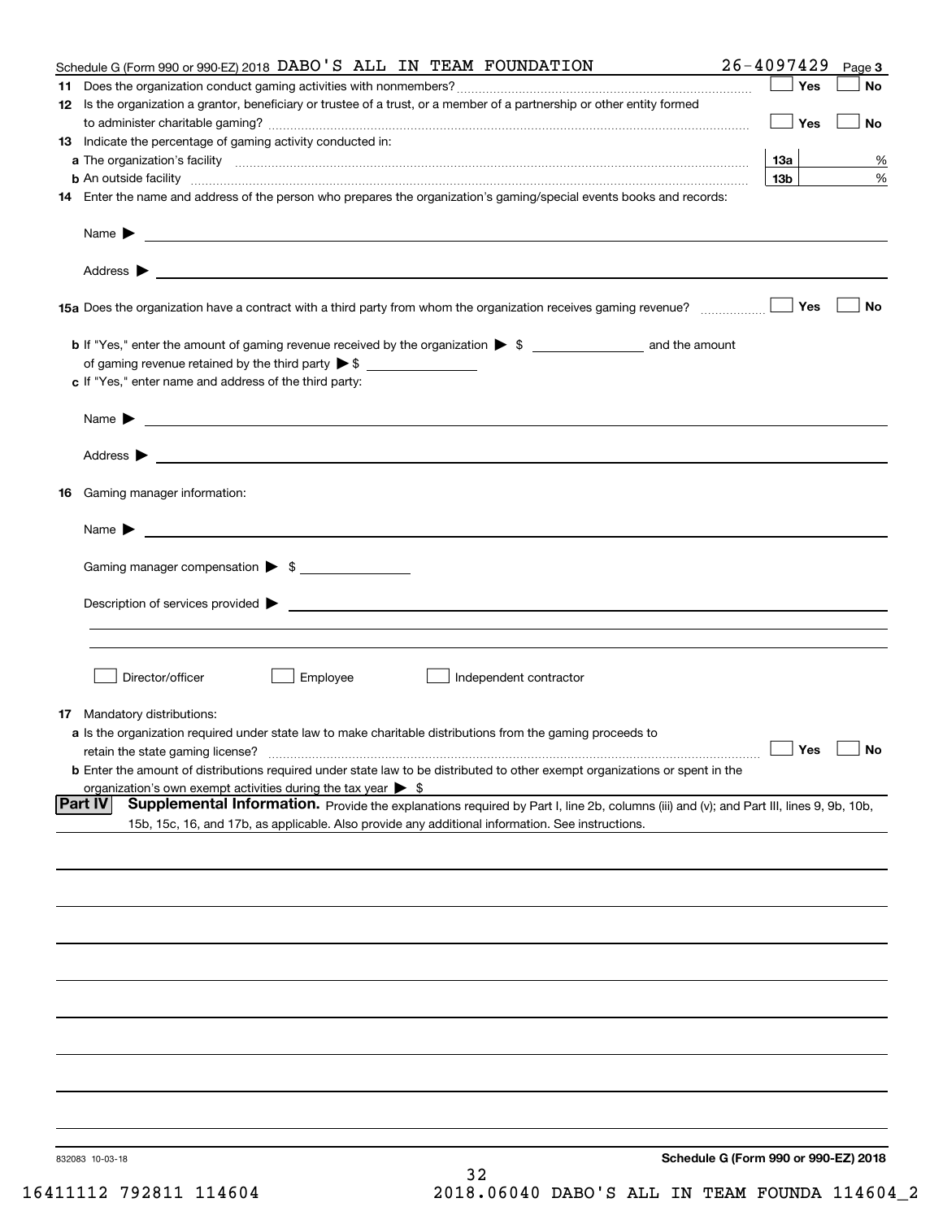Schedule G (Form 990 or 990-EZ) 2018 DABO'S ALL IN TEAM FOUNDATION 26-4097429 Page **3**

**11** Does the organization conduct gaming activities with nonmembers? ☐ Yes ☐ No

**12** Is the organization a grantor, beneficiary or trustee of a trust, or a member of a partnership or other entity formed to administer charitable gaming? ☐ Yes ☐ No

**13** Indicate the percentage of gaming activity conducted in:

**a** The organization's facility **13a** %

**b** An outside facility **13b** %

**14** Enter the name and address of the person who prepares the organization's gaming/special events books and records:

Name ▶

Address ▶

**15a** Does the organization have a contract with a third party from whom the organization receives gaming revenue? ☐ Yes ☐ No

**b** If "Yes," enter the amount of gaming revenue received by the organization ▶ $ ______ and the amount of gaming revenue retained by the third party ▶ $ ______

**c** If "Yes," enter name and address of the third party:

Name ▶

Address ▶

**16** Gaming manager information:

Name ▶

Gaming manager compensation ▶ $

Description of services provided ▶

☐ Director/officer ☐ Employee ☐ Independent contractor

**17** Mandatory distributions:

**a** Is the organization required under state law to make charitable distributions from the gaming proceeds to retain the state gaming license? ☐ Yes ☐ No

**b** Enter the amount of distributions required under state law to be distributed to other exempt organizations or spent in the organization's own exempt activities during the tax year ▶ $

**Part IV** **Supplemental Information.** Provide the explanations required by Part I, line 2b, columns (iii) and (v); and Part III, lines 9, 9b, 10b, 15b, 15c, 16, and 17b, as applicable. Also provide any additional information. See instructions.

832083 10-03-18

**Schedule G (Form 990 or 990-EZ) 2018**

16411112 792811 114604 2018.06040 DABO'S ALL IN TEAM FOUNDA 114604_2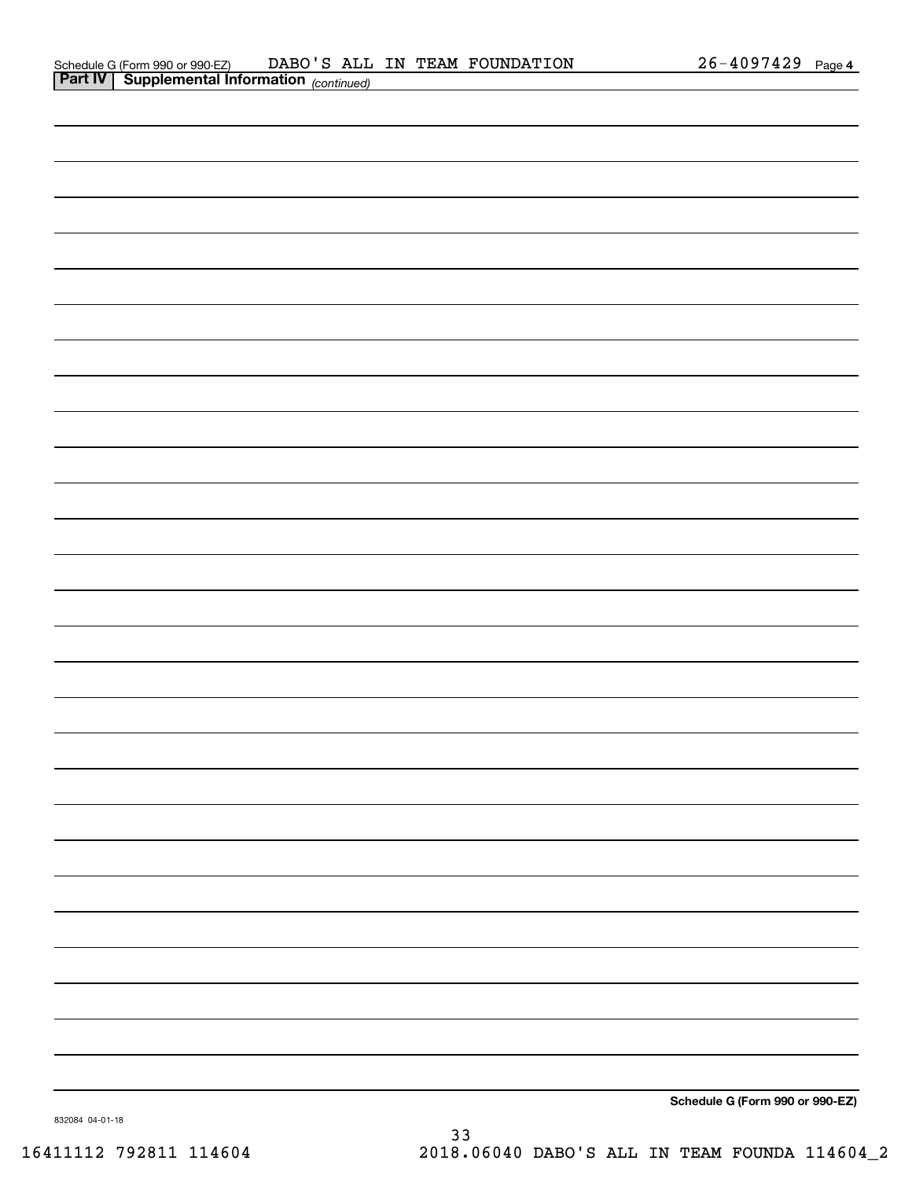Schedule G (Form 990 or 990-EZ) DABO'S ALL IN TEAM FOUNDATION 26-4097429 Page 4

## Part IV | Supplemental Information *(continued)*

**Schedule G (Form 990 or 990-EZ)**

832084 04-01-18

16411112 792811 114604 2018.06040 DABO'S ALL IN TEAM FOUNDA 114604_2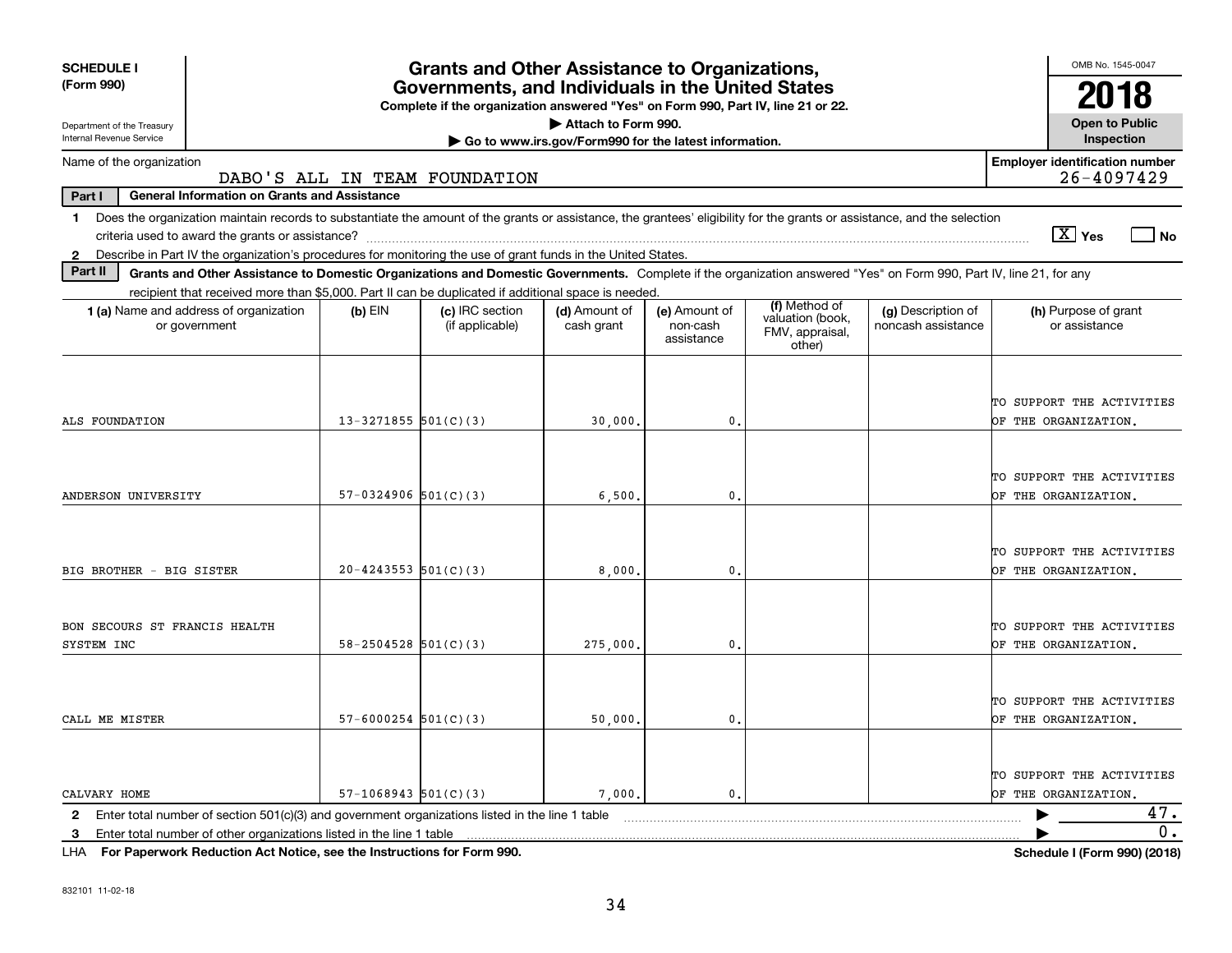**SCHEDULE I (Form 990)**

Department of the Treasury
Internal Revenue Service

# Grants and Other Assistance to Organizations, Governments, and Individuals in the United States

**Complete if the organization answered "Yes" on Form 990, Part IV, line 21 or 22.**
**▶ Attach to Form 990.**
**▶ Go to www.irs.gov/Form990 for the latest information.**

OMB No. 1545-0047

**2018**

**Open to Public Inspection**

Name of the organization: DABO'S ALL IN TEAM FOUNDATION

**Employer identification number** 26-4097429

**Part I — General Information on Grants and Assistance**

1 Does the organization maintain records to substantiate the amount of the grants or assistance, the grantees' eligibility for the grants or assistance, and the selection criteria used to award the grants or assistance? [X] Yes [ ] No

2 Describe in Part IV the organization's procedures for monitoring the use of grant funds in the United States.

**Part II — Grants and Other Assistance to Domestic Organizations and Domestic Governments.** Complete if the organization answered "Yes" on Form 990, Part IV, line 21, for any recipient that received more than $5,000. Part II can be duplicated if additional space is needed.

| 1 (a) Name and address of organization or government | (b) EIN | (c) IRC section (if applicable) | (d) Amount of cash grant | (e) Amount of non-cash assistance | (f) Method of valuation (book, FMV, appraisal, other) | (g) Description of noncash assistance | (h) Purpose of grant or assistance |
|---|---|---|---|---|---|---|---|
| ALS FOUNDATION | 13-3271855 | 501(C)(3) | 30,000. | 0. | | | TO SUPPORT THE ACTIVITIES OF THE ORGANIZATION. |
| ANDERSON UNIVERSITY | 57-0324906 | 501(C)(3) | 6,500. | 0. | | | TO SUPPORT THE ACTIVITIES OF THE ORGANIZATION. |
| BIG BROTHER - BIG SISTER | 20-4243553 | 501(C)(3) | 8,000. | 0. | | | TO SUPPORT THE ACTIVITIES OF THE ORGANIZATION. |
| BON SECOURS ST FRANCIS HEALTH SYSTEM INC | 58-2504528 | 501(C)(3) | 275,000. | 0. | | | TO SUPPORT THE ACTIVITIES OF THE ORGANIZATION. |
| CALL ME MISTER | 57-6000254 | 501(C)(3) | 50,000. | 0. | | | TO SUPPORT THE ACTIVITIES OF THE ORGANIZATION. |
| CALVARY HOME | 57-1068943 | 501(C)(3) | 7,000. | 0. | | | TO SUPPORT THE ACTIVITIES OF THE ORGANIZATION. |

2 Enter total number of section 501(c)(3) and government organizations listed in the line 1 table ▶ 47.

3 Enter total number of other organizations listed in the line 1 table ▶ 0.

LHA **For Paperwork Reduction Act Notice, see the Instructions for Form 990.** **Schedule I (Form 990) (2018)**

832101 11-02-18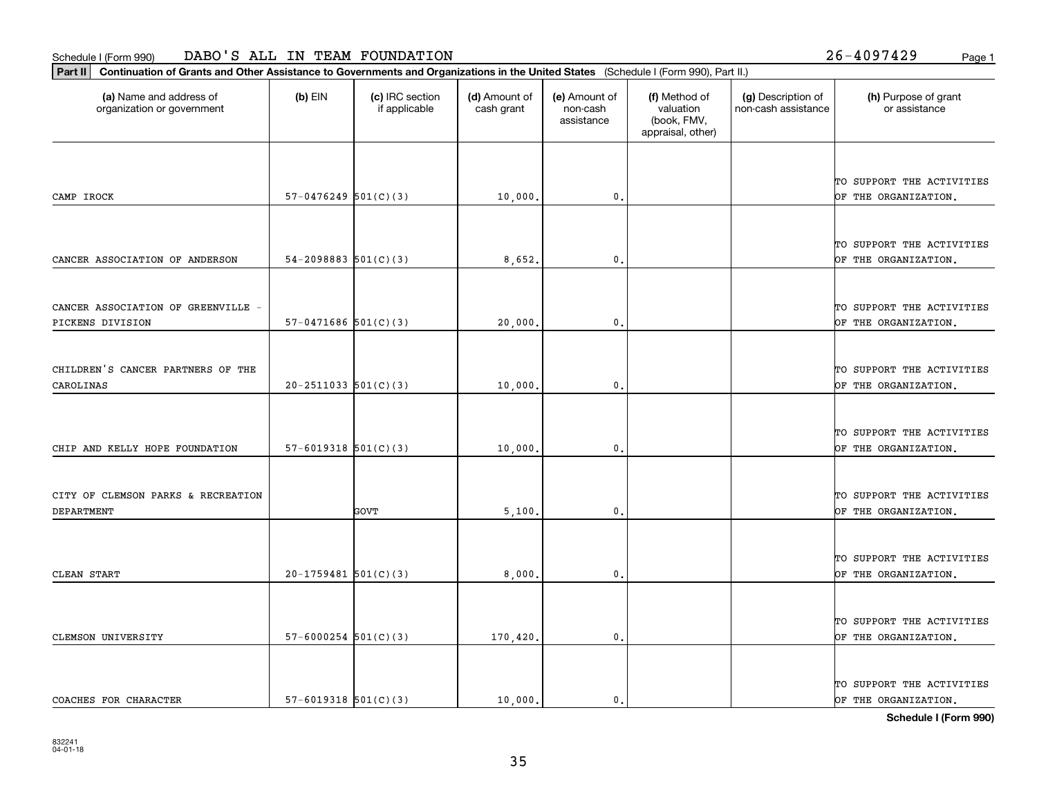Schedule I (Form 990) DABO'S ALL IN TEAM FOUNDATION 26-4097429

**Part II** **Continuation of Grants and Other Assistance to Governments and Organizations in the United States** (Schedule I (Form 990), Part II.)

| (a) Name and address of organization or government | (b) EIN | (c) IRC section if applicable | (d) Amount of cash grant | (e) Amount of non-cash assistance | (f) Method of valuation (book, FMV, appraisal, other) | (g) Description of non-cash assistance | (h) Purpose of grant or assistance |
|---|---|---|---|---|---|---|---|
| CAMP IROCK | 57-0476249 | 501(C)(3) | 10,000. | 0. | | | TO SUPPORT THE ACTIVITIES OF THE ORGANIZATION. |
| CANCER ASSOCIATION OF ANDERSON | 54-2098883 | 501(C)(3) | 8,652. | 0. | | | TO SUPPORT THE ACTIVITIES OF THE ORGANIZATION. |
| CANCER ASSOCIATION OF GREENVILLE - PICKENS DIVISION | 57-0471686 | 501(C)(3) | 20,000. | 0. | | | TO SUPPORT THE ACTIVITIES OF THE ORGANIZATION. |
| CHILDREN'S CANCER PARTNERS OF THE CAROLINAS | 20-2511033 | 501(C)(3) | 10,000. | 0. | | | TO SUPPORT THE ACTIVITIES OF THE ORGANIZATION. |
| CHIP AND KELLY HOPE FOUNDATION | 57-6019318 | 501(C)(3) | 10,000. | 0. | | | TO SUPPORT THE ACTIVITIES OF THE ORGANIZATION. |
| CITY OF CLEMSON PARKS & RECREATION DEPARTMENT | | GOVT | 5,100. | 0. | | | TO SUPPORT THE ACTIVITIES OF THE ORGANIZATION. |
| CLEAN START | 20-1759481 | 501(C)(3) | 8,000. | 0. | | | TO SUPPORT THE ACTIVITIES OF THE ORGANIZATION. |
| CLEMSON UNIVERSITY | 57-6000254 | 501(C)(3) | 170,420. | 0. | | | TO SUPPORT THE ACTIVITIES OF THE ORGANIZATION. |
| COACHES FOR CHARACTER | 57-6019318 | 501(C)(3) | 10,000. | 0. | | | TO SUPPORT THE ACTIVITIES OF THE ORGANIZATION. |

**Schedule I (Form 990)**

832241 04-01-18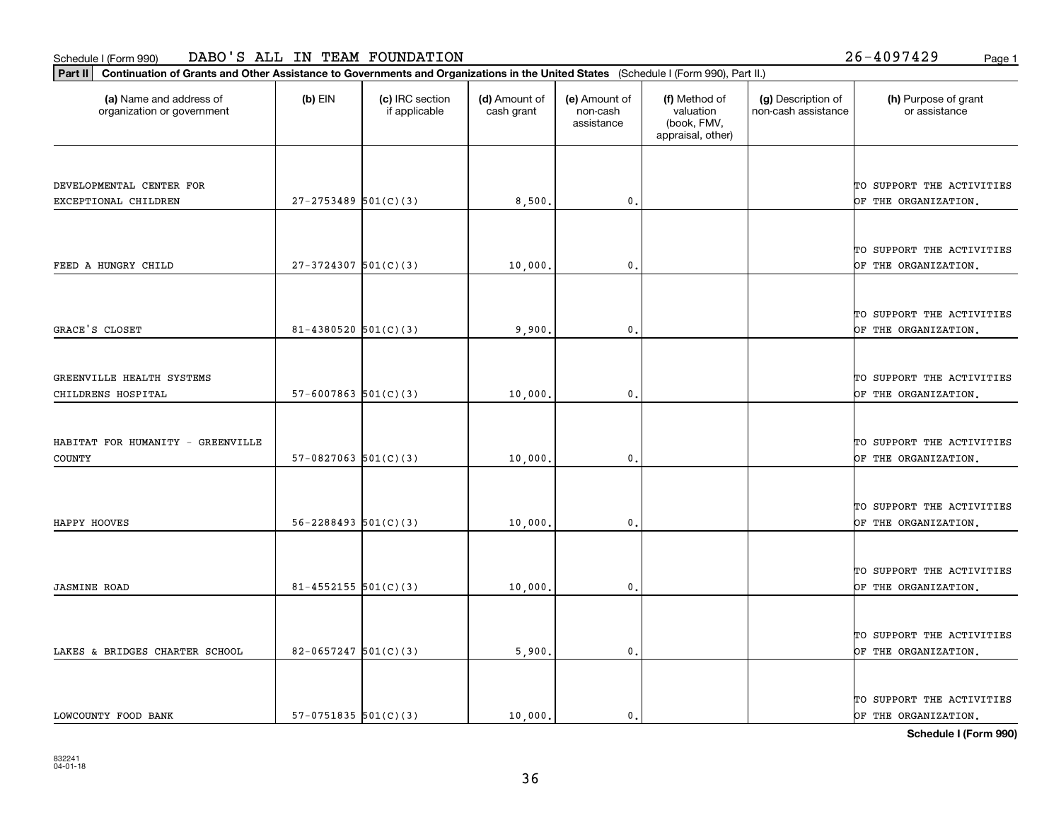Schedule I (Form 990) DABO'S ALL IN TEAM FOUNDATION 26-4097429

**Part II** **Continuation of Grants and Other Assistance to Governments and Organizations in the United States** (Schedule I (Form 990), Part II.)

| (a) Name and address of organization or government | (b) EIN | (c) IRC section if applicable | (d) Amount of cash grant | (e) Amount of non-cash assistance | (f) Method of valuation (book, FMV, appraisal, other) | (g) Description of non-cash assistance | (h) Purpose of grant or assistance |
|---|---|---|---|---|---|---|---|
| DEVELOPMENTAL CENTER FOR EXCEPTIONAL CHILDREN | 27-2753489 | 501(C)(3) | 8,500. | 0. | | | TO SUPPORT THE ACTIVITIES OF THE ORGANIZATION. |
| FEED A HUNGRY CHILD | 27-3724307 | 501(C)(3) | 10,000. | 0. | | | TO SUPPORT THE ACTIVITIES OF THE ORGANIZATION. |
| GRACE'S CLOSET | 81-4380520 | 501(C)(3) | 9,900. | 0. | | | TO SUPPORT THE ACTIVITIES OF THE ORGANIZATION. |
| GREENVILLE HEALTH SYSTEMS CHILDRENS HOSPITAL | 57-6007863 | 501(C)(3) | 10,000. | 0. | | | TO SUPPORT THE ACTIVITIES OF THE ORGANIZATION. |
| HABITAT FOR HUMANITY - GREENVILLE COUNTY | 57-0827063 | 501(C)(3) | 10,000. | 0. | | | TO SUPPORT THE ACTIVITIES OF THE ORGANIZATION. |
| HAPPY HOOVES | 56-2288493 | 501(C)(3) | 10,000. | 0. | | | TO SUPPORT THE ACTIVITIES OF THE ORGANIZATION. |
| JASMINE ROAD | 81-4552155 | 501(C)(3) | 10,000. | 0. | | | TO SUPPORT THE ACTIVITIES OF THE ORGANIZATION. |
| LAKES & BRIDGES CHARTER SCHOOL | 82-0657247 | 501(C)(3) | 5,900. | 0. | | | TO SUPPORT THE ACTIVITIES OF THE ORGANIZATION. |
| LOWCOUNTY FOOD BANK | 57-0751835 | 501(C)(3) | 10,000. | 0. | | | TO SUPPORT THE ACTIVITIES OF THE ORGANIZATION. |

**Schedule I (Form 990)**

832241
04-01-18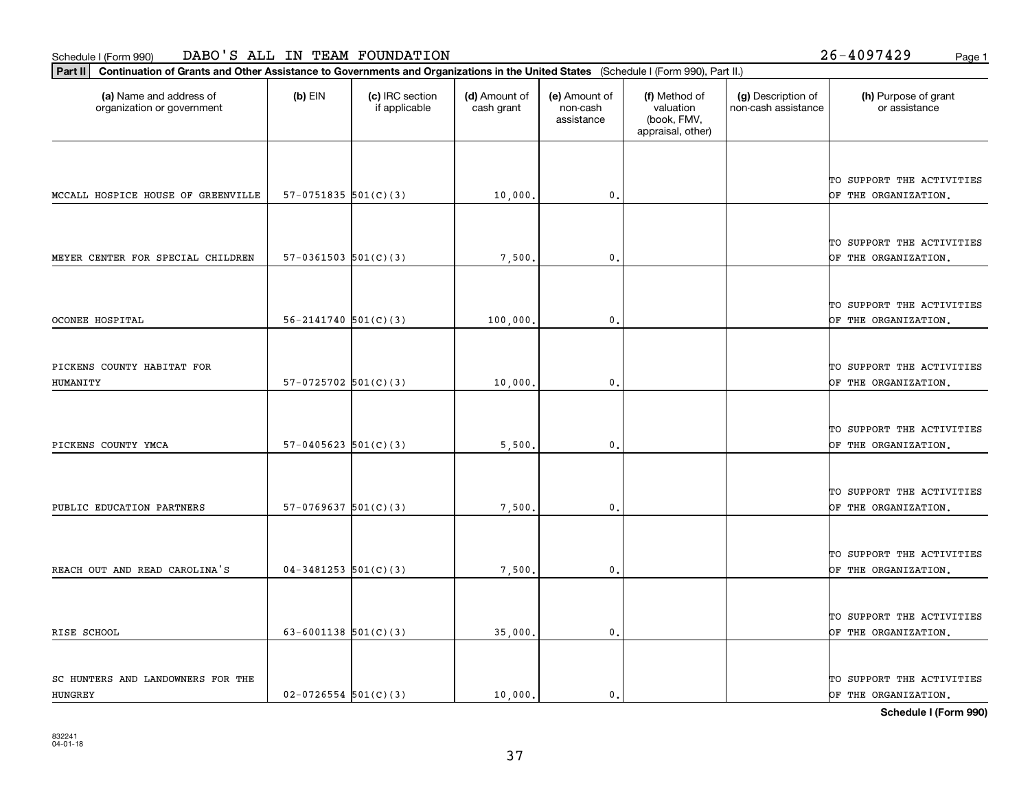Schedule I (Form 990) DABO'S ALL IN TEAM FOUNDATION 26-4097429

**Part II** **Continuation of Grants and Other Assistance to Governments and Organizations in the United States** (Schedule I (Form 990), Part II.)

| (a) Name and address of organization or government | (b) EIN | (c) IRC section if applicable | (d) Amount of cash grant | (e) Amount of non-cash assistance | (f) Method of valuation (book, FMV, appraisal, other) | (g) Description of non-cash assistance | (h) Purpose of grant or assistance |
|---|---|---|---|---|---|---|---|
| MCCALL HOSPICE HOUSE OF GREENVILLE | 57-0751835 | 501(C)(3) | 10,000. | 0. | | | TO SUPPORT THE ACTIVITIES OF THE ORGANIZATION. |
| MEYER CENTER FOR SPECIAL CHILDREN | 57-0361503 | 501(C)(3) | 7,500. | 0. | | | TO SUPPORT THE ACTIVITIES OF THE ORGANIZATION. |
| OCONEE HOSPITAL | 56-2141740 | 501(C)(3) | 100,000. | 0. | | | TO SUPPORT THE ACTIVITIES OF THE ORGANIZATION. |
| PICKENS COUNTY HABITAT FOR HUMANITY | 57-0725702 | 501(C)(3) | 10,000. | 0. | | | TO SUPPORT THE ACTIVITIES OF THE ORGANIZATION. |
| PICKENS COUNTY YMCA | 57-0405623 | 501(C)(3) | 5,500. | 0. | | | TO SUPPORT THE ACTIVITIES OF THE ORGANIZATION. |
| PUBLIC EDUCATION PARTNERS | 57-0769637 | 501(C)(3) | 7,500. | 0. | | | TO SUPPORT THE ACTIVITIES OF THE ORGANIZATION. |
| REACH OUT AND READ CAROLINA'S | 04-3481253 | 501(C)(3) | 7,500. | 0. | | | TO SUPPORT THE ACTIVITIES OF THE ORGANIZATION. |
| RISE SCHOOL | 63-6001138 | 501(C)(3) | 35,000. | 0. | | | TO SUPPORT THE ACTIVITIES OF THE ORGANIZATION. |
| SC HUNTERS AND LANDOWNERS FOR THE HUNGREY | 02-0726554 | 501(C)(3) | 10,000. | 0. | | | TO SUPPORT THE ACTIVITIES OF THE ORGANIZATION. |

**Schedule I (Form 990)**

832241
04-01-18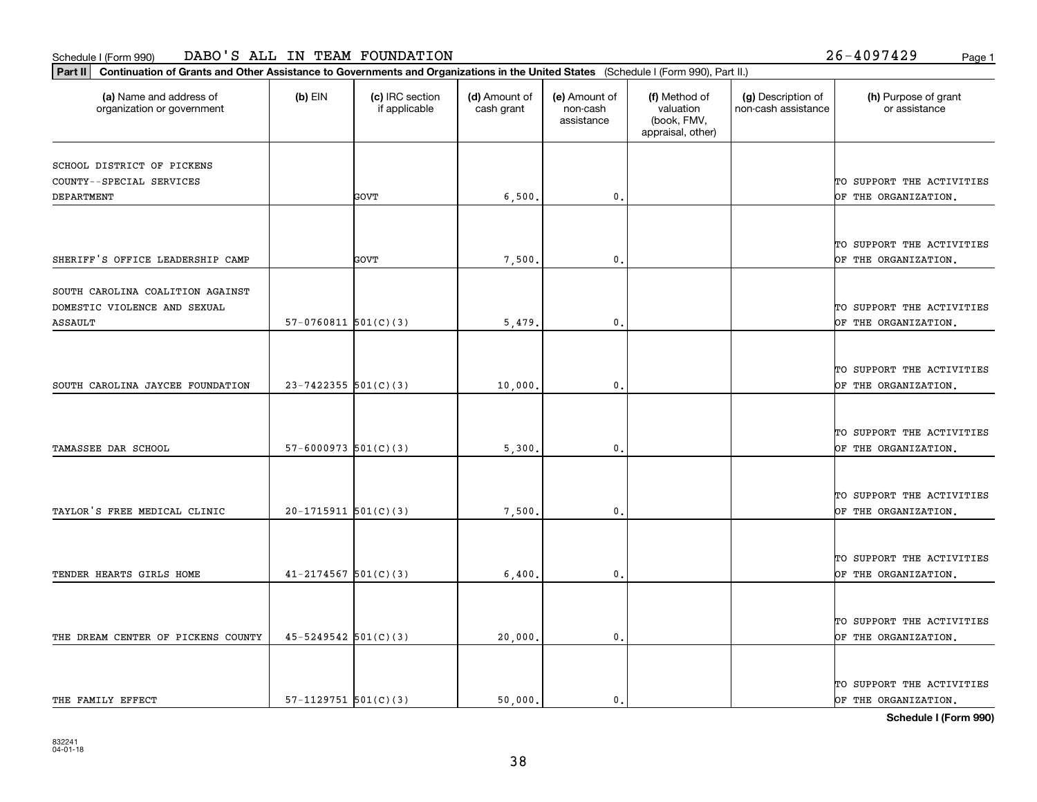Schedule I (Form 990) DABO'S ALL IN TEAM FOUNDATION 26-4097429 Page 1

**Part II** **Continuation of Grants and Other Assistance to Governments and Organizations in the United States** (Schedule I (Form 990), Part II.)

| (a) Name and address of organization or government | (b) EIN | (c) IRC section if applicable | (d) Amount of cash grant | (e) Amount of non-cash assistance | (f) Method of valuation (book, FMV, appraisal, other) | (g) Description of non-cash assistance | (h) Purpose of grant or assistance |
|---|---|---|---|---|---|---|---|
| SCHOOL DISTRICT OF PICKENS COUNTY--SPECIAL SERVICES DEPARTMENT | | GOVT | 6,500. | 0. | | | TO SUPPORT THE ACTIVITIES OF THE ORGANIZATION. |
| SHERIFF'S OFFICE LEADERSHIP CAMP | | GOVT | 7,500. | 0. | | | TO SUPPORT THE ACTIVITIES OF THE ORGANIZATION. |
| SOUTH CAROLINA COALITION AGAINST DOMESTIC VIOLENCE AND SEXUAL ASSAULT | 57-0760811 | 501(C)(3) | 5,479. | 0. | | | TO SUPPORT THE ACTIVITIES OF THE ORGANIZATION. |
| SOUTH CAROLINA JAYCEE FOUNDATION | 23-7422355 | 501(C)(3) | 10,000. | 0. | | | TO SUPPORT THE ACTIVITIES OF THE ORGANIZATION. |
| TAMASSEE DAR SCHOOL | 57-6000973 | 501(C)(3) | 5,300. | 0. | | | TO SUPPORT THE ACTIVITIES OF THE ORGANIZATION. |
| TAYLOR'S FREE MEDICAL CLINIC | 20-1715911 | 501(C)(3) | 7,500. | 0. | | | TO SUPPORT THE ACTIVITIES OF THE ORGANIZATION. |
| TENDER HEARTS GIRLS HOME | 41-2174567 | 501(C)(3) | 6,400. | 0. | | | TO SUPPORT THE ACTIVITIES OF THE ORGANIZATION. |
| THE DREAM CENTER OF PICKENS COUNTY | 45-5249542 | 501(C)(3) | 20,000. | 0. | | | TO SUPPORT THE ACTIVITIES OF THE ORGANIZATION. |
| THE FAMILY EFFECT | 57-1129751 | 501(C)(3) | 50,000. | 0. | | | TO SUPPORT THE ACTIVITIES OF THE ORGANIZATION. |

**Schedule I (Form 990)**

832241
04-01-18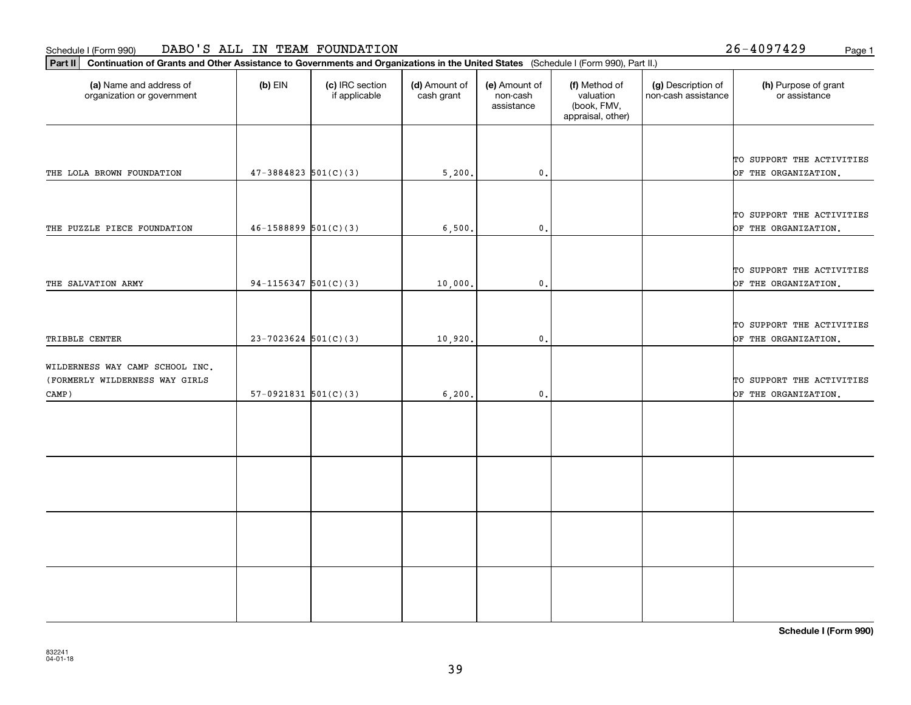Schedule I (Form 990) DABO'S ALL IN TEAM FOUNDATION 26-4097429

**Part II** **Continuation of Grants and Other Assistance to Governments and Organizations in the United States** (Schedule I (Form 990), Part II.)

| (a) Name and address of organization or government | (b) EIN | (c) IRC section if applicable | (d) Amount of cash grant | (e) Amount of non-cash assistance | (f) Method of valuation (book, FMV, appraisal, other) | (g) Description of non-cash assistance | (h) Purpose of grant or assistance |
|---|---|---|---|---|---|---|---|
| THE LOLA BROWN FOUNDATION | 47-3884823 | 501(C)(3) | 5,200. | 0. | | | TO SUPPORT THE ACTIVITIES OF THE ORGANIZATION. |
| THE PUZZLE PIECE FOUNDATION | 46-1588899 | 501(C)(3) | 6,500. | 0. | | | TO SUPPORT THE ACTIVITIES OF THE ORGANIZATION. |
| THE SALVATION ARMY | 94-1156347 | 501(C)(3) | 10,000. | 0. | | | TO SUPPORT THE ACTIVITIES OF THE ORGANIZATION. |
| TRIBBLE CENTER | 23-7023624 | 501(C)(3) | 10,920. | 0. | | | TO SUPPORT THE ACTIVITIES OF THE ORGANIZATION. |
| WILDERNESS WAY CAMP SCHOOL INC. (FORMERLY WILDERNESS WAY GIRLS CAMP) | 57-0921831 | 501(C)(3) | 6,200. | 0. | | | TO SUPPORT THE ACTIVITIES OF THE ORGANIZATION. |
| | | | | | | | |
| | | | | | | | |
| | | | | | | | |
| | | | | | | | |

**Schedule I (Form 990)**

832241
04-01-18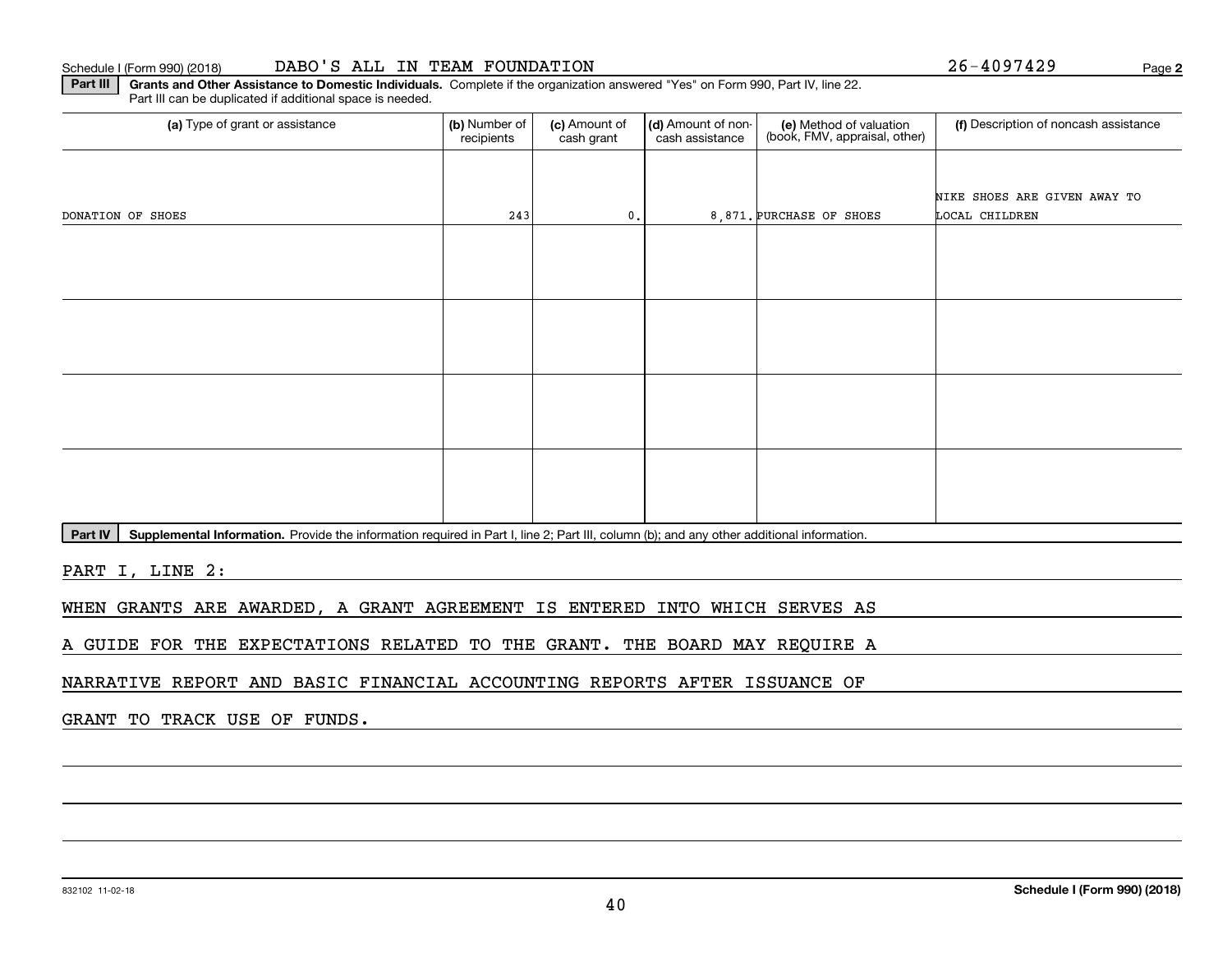Schedule I (Form 990) (2018) DABO'S ALL IN TEAM FOUNDATION 26-4097429 Page **2**

**Part III** **Grants and Other Assistance to Domestic Individuals.** Complete if the organization answered "Yes" on Form 990, Part IV, line 22. Part III can be duplicated if additional space is needed.

| (a) Type of grant or assistance | (b) Number of recipients | (c) Amount of cash grant | (d) Amount of non-cash assistance | (e) Method of valuation (book, FMV, appraisal, other) | (f) Description of noncash assistance |
|---|---|---|---|---|---|
| DONATION OF SHOES | 243 | 0. | 8,871. | PURCHASE OF SHOES | NIKE SHOES ARE GIVEN AWAY TO LOCAL CHILDREN |
| | | | | | |
| | | | | | |
| | | | | | |
| | | | | | |

**Part IV** **Supplemental Information.** Provide the information required in Part I, line 2; Part III, column (b); and any other additional information.

PART I, LINE 2:

WHEN GRANTS ARE AWARDED, A GRANT AGREEMENT IS ENTERED INTO WHICH SERVES AS A GUIDE FOR THE EXPECTATIONS RELATED TO THE GRANT. THE BOARD MAY REQUIRE A NARRATIVE REPORT AND BASIC FINANCIAL ACCOUNTING REPORTS AFTER ISSUANCE OF GRANT TO TRACK USE OF FUNDS.

832102 11-02-18 **Schedule I (Form 990) (2018)**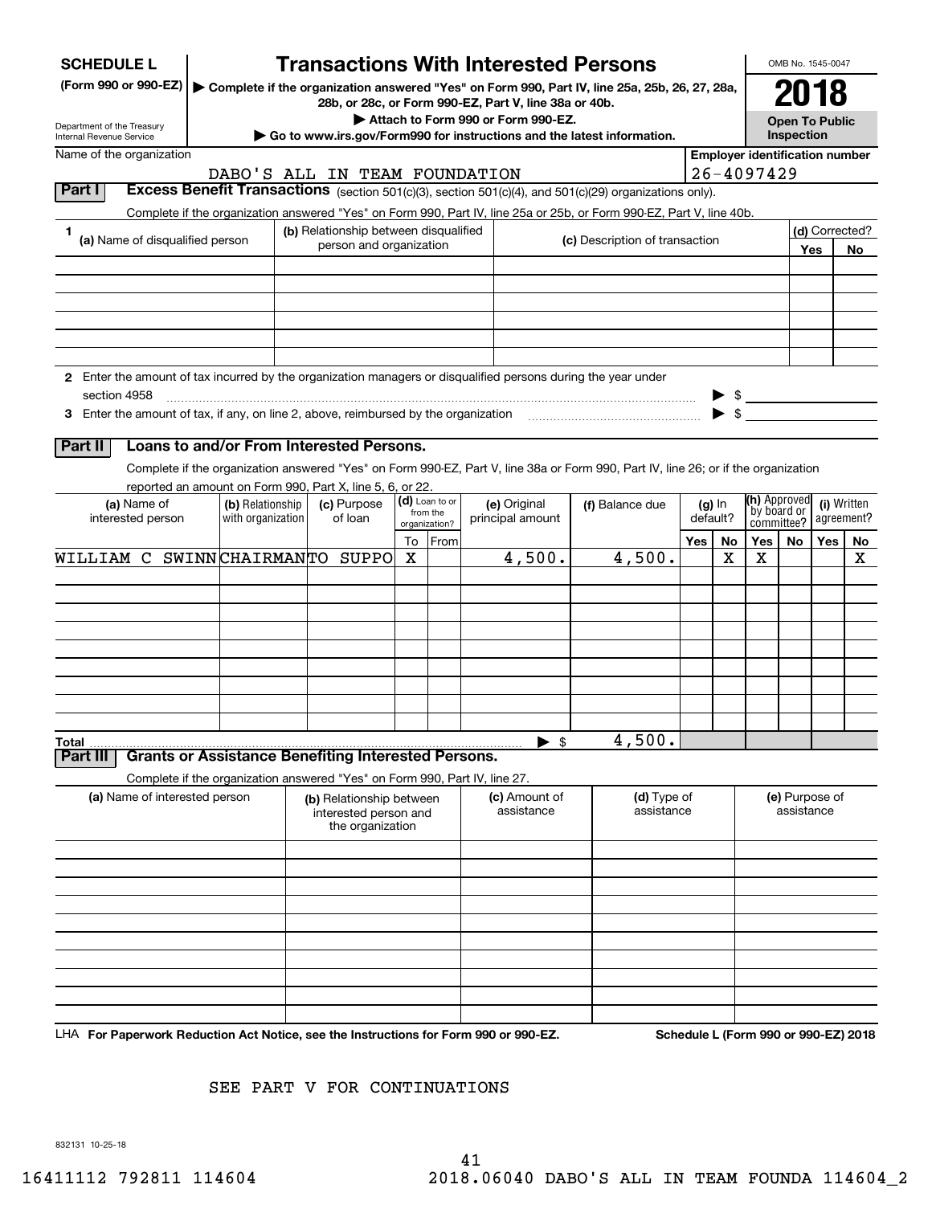# SCHEDULE L (Form 990 or 990-EZ)

## Transactions With Interested Persons

▶ Complete if the organization answered "Yes" on Form 990, Part IV, line 25a, 25b, 26, 27, 28a, 28b, or 28c, or Form 990-EZ, Part V, line 38a or 40b.

▶ Attach to Form 990 or Form 990-EZ.

▶ Go to www.irs.gov/Form990 for instructions and the latest information.

Department of the Treasury
Internal Revenue Service

OMB No. 1545-0047

**2018**

**Open To Public Inspection**

Name of the organization: DABO'S ALL IN TEAM FOUNDATION

Employer identification number: 26-4097429

### Part I — Excess Benefit Transactions (section 501(c)(3), section 501(c)(4), and 501(c)(29) organizations only).

Complete if the organization answered "Yes" on Form 990, Part IV, line 25a or 25b, or Form 990-EZ, Part V, line 40b.

| 1 (a) Name of disqualified person | (b) Relationship between disqualified person and organization | (c) Description of transaction | (d) Corrected? Yes | No |
|---|---|---|---|---|
| | | | | |
| | | | | |
| | | | | |
| | | | | |
| | | | | |
| | | | | |

**2** Enter the amount of tax incurred by the organization managers or disqualified persons during the year under section 4958 ▶ $

**3** Enter the amount of tax, if any, on line 2, above, reimbursed by the organization ▶ $

### Part II — Loans to and/or From Interested Persons.

Complete if the organization answered "Yes" on Form 990-EZ, Part V, line 38a or Form 990, Part IV, line 26; or if the organization reported an amount on Form 990, Part X, line 5, 6, or 22.

| (a) Name of interested person | (b) Relationship with organization | (c) Purpose of loan | (d) Loan to or from the organization? To | From | (e) Original principal amount | (f) Balance due | (g) In default? Yes | No | (h) Approved by board or committee? Yes | No | (i) Written agreement? Yes | No |
|---|---|---|---|---|---|---|---|---|---|---|---|---|
| WILLIAM C SWINN | CHAIRMAN | TO SUPPO | X | | 4,500. | 4,500. | | X | X | | | X |
| | | | | | | | | | | | | |
| | | | | | | | | | | | | |
| | | | | | | | | | | | | |
| | | | | | | | | | | | | |
| | | | | | | | | | | | | |
| | | | | | | | | | | | | |
| | | | | | | | | | | | | |
| | | | | | | | | | | | | |
| **Total** | | | | | ▶ $ | 4,500. | | | | | | |

### Part III — Grants or Assistance Benefiting Interested Persons.

Complete if the organization answered "Yes" on Form 990, Part IV, line 27.

| (a) Name of interested person | (b) Relationship between interested person and the organization | (c) Amount of assistance | (d) Type of assistance | (e) Purpose of assistance |
|---|---|---|---|---|
| | | | | |
| | | | | |
| | | | | |
| | | | | |
| | | | | |
| | | | | |
| | | | | |
| | | | | |
| | | | | |
| | | | | |

LHA **For Paperwork Reduction Act Notice, see the Instructions for Form 990 or 990-EZ.** **Schedule L (Form 990 or 990-EZ) 2018**

SEE PART V FOR CONTINUATIONS

832131 10-25-18

16411112 792811 114604 2018.06040 DABO'S ALL IN TEAM FOUNDA 114604_2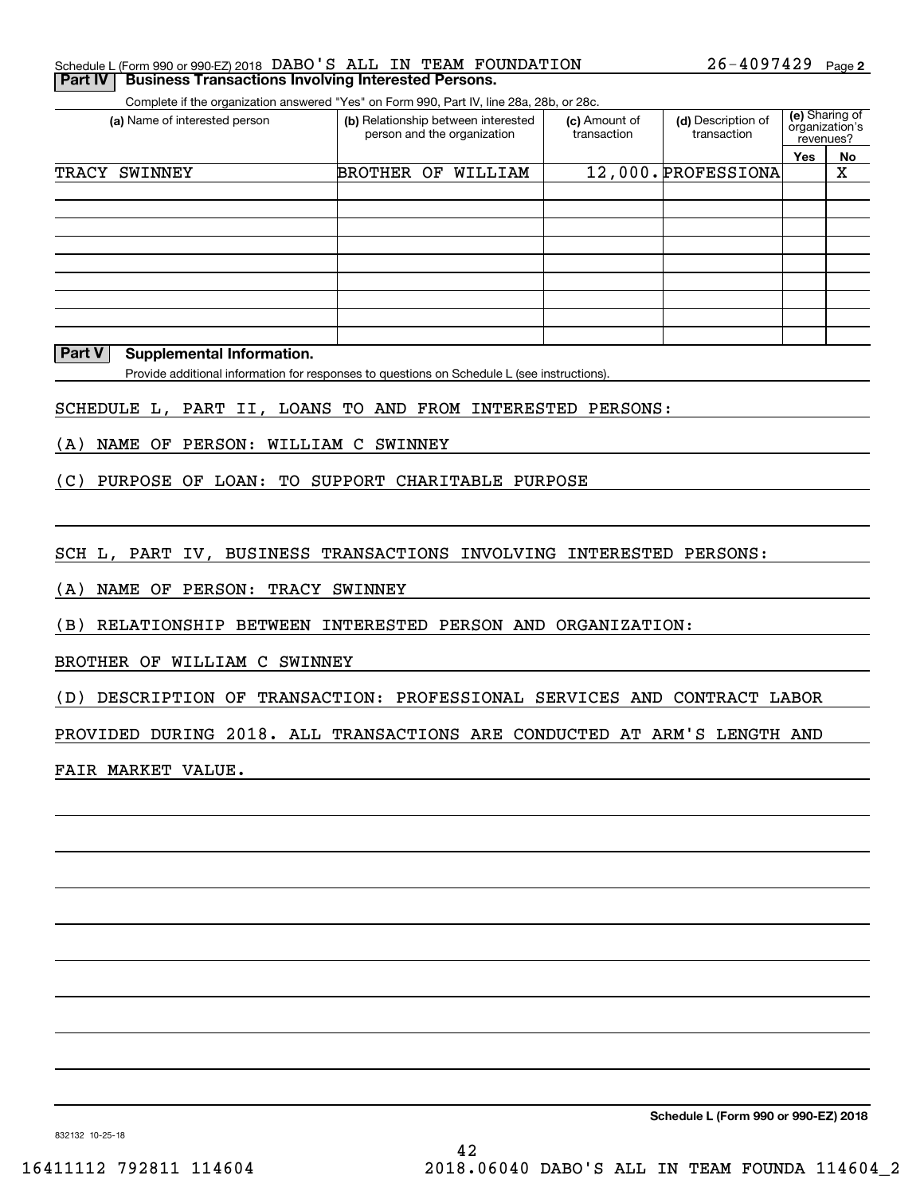Schedule L (Form 990 or 990-EZ) 2018 DABO'S ALL IN TEAM FOUNDATION 26-4097429 Page 2

**Part IV | Business Transactions Involving Interested Persons.**

Complete if the organization answered "Yes" on Form 990, Part IV, line 28a, 28b, or 28c.

| (a) Name of interested person | (b) Relationship between interested person and the organization | (c) Amount of transaction | (d) Description of transaction | (e) Sharing of organization's revenues? | |
|---|---|---|---|---|---|
| | | | | Yes | No |
| TRACY SWINNEY | BROTHER OF WILLIAM | 12,000. | PROFESSIONA | | X |
| | | | | | |
| | | | | | |
| | | | | | |
| | | | | | |
| | | | | | |
| | | | | | |
| | | | | | |
| | | | | | |

**Part V | Supplemental Information.**

Provide additional information for responses to questions on Schedule L (see instructions).

SCHEDULE L, PART II, LOANS TO AND FROM INTERESTED PERSONS:

(A) NAME OF PERSON: WILLIAM C SWINNEY

(C) PURPOSE OF LOAN: TO SUPPORT CHARITABLE PURPOSE

SCH L, PART IV, BUSINESS TRANSACTIONS INVOLVING INTERESTED PERSONS:

(A) NAME OF PERSON: TRACY SWINNEY

(B) RELATIONSHIP BETWEEN INTERESTED PERSON AND ORGANIZATION:

BROTHER OF WILLIAM C SWINNEY

(D) DESCRIPTION OF TRANSACTION: PROFESSIONAL SERVICES AND CONTRACT LABOR

PROVIDED DURING 2018. ALL TRANSACTIONS ARE CONDUCTED AT ARM'S LENGTH AND

FAIR MARKET VALUE.

**Schedule L (Form 990 or 990-EZ) 2018**

832132 10-25-18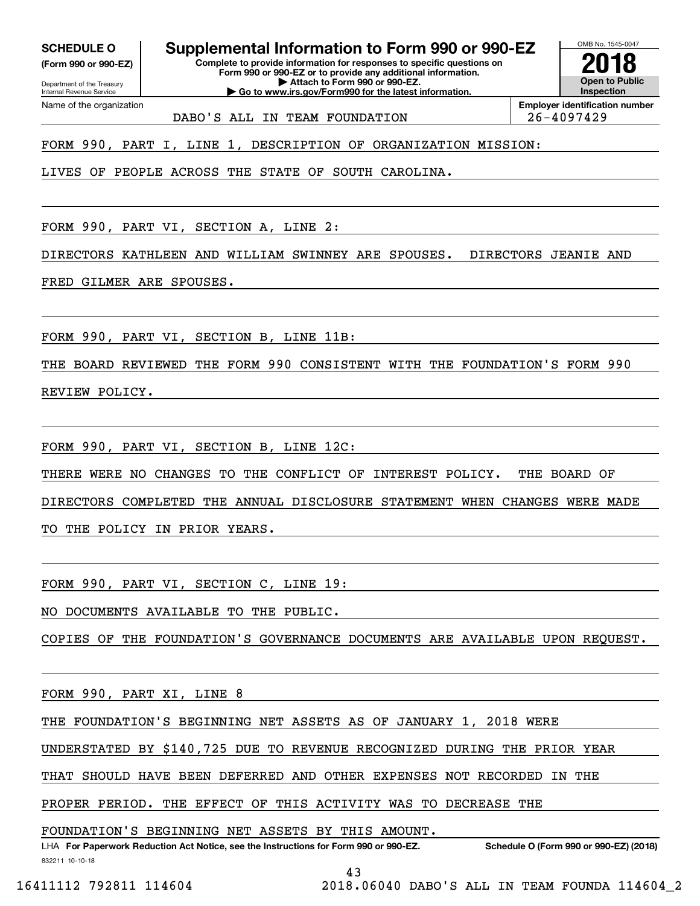**SCHEDULE O**
**(Form 990 or 990-EZ)**

Department of the Treasury
Internal Revenue Service

# Supplemental Information to Form 990 or 990-EZ

**Complete to provide information for responses to specific questions on Form 990 or 990-EZ or to provide any additional information.**
**▶ Attach to Form 990 or 990-EZ.**
**▶ Go to www.irs.gov/Form990 for the latest information.**

OMB No. 1545-0047
**2018**
**Open to Public Inspection**

| Name of the organization | Employer identification number |
|---|---|
| DABO'S ALL IN TEAM FOUNDATION | 26-4097429 |

FORM 990, PART I, LINE 1, DESCRIPTION OF ORGANIZATION MISSION:

LIVES OF PEOPLE ACROSS THE STATE OF SOUTH CAROLINA.

FORM 990, PART VI, SECTION A, LINE 2:

DIRECTORS KATHLEEN AND WILLIAM SWINNEY ARE SPOUSES. DIRECTORS JEANIE AND FRED GILMER ARE SPOUSES.

FORM 990, PART VI, SECTION B, LINE 11B:

THE BOARD REVIEWED THE FORM 990 CONSISTENT WITH THE FOUNDATION'S FORM 990 REVIEW POLICY.

FORM 990, PART VI, SECTION B, LINE 12C:

THERE WERE NO CHANGES TO THE CONFLICT OF INTEREST POLICY. THE BOARD OF DIRECTORS COMPLETED THE ANNUAL DISCLOSURE STATEMENT WHEN CHANGES WERE MADE TO THE POLICY IN PRIOR YEARS.

FORM 990, PART VI, SECTION C, LINE 19:

NO DOCUMENTS AVAILABLE TO THE PUBLIC.

COPIES OF THE FOUNDATION'S GOVERNANCE DOCUMENTS ARE AVAILABLE UPON REQUEST.

FORM 990, PART XI, LINE 8

THE FOUNDATION'S BEGINNING NET ASSETS AS OF JANUARY 1, 2018 WERE UNDERSTATED BY $140,725 DUE TO REVENUE RECOGNIZED DURING THE PRIOR YEAR THAT SHOULD HAVE BEEN DEFERRED AND OTHER EXPENSES NOT RECORDED IN THE PROPER PERIOD. THE EFFECT OF THIS ACTIVITY WAS TO DECREASE THE FOUNDATION'S BEGINNING NET ASSETS BY THIS AMOUNT.

LHA **For Paperwork Reduction Act Notice, see the Instructions for Form 990 or 990-EZ.** **Schedule O (Form 990 or 990-EZ) (2018)**

832211 10-10-18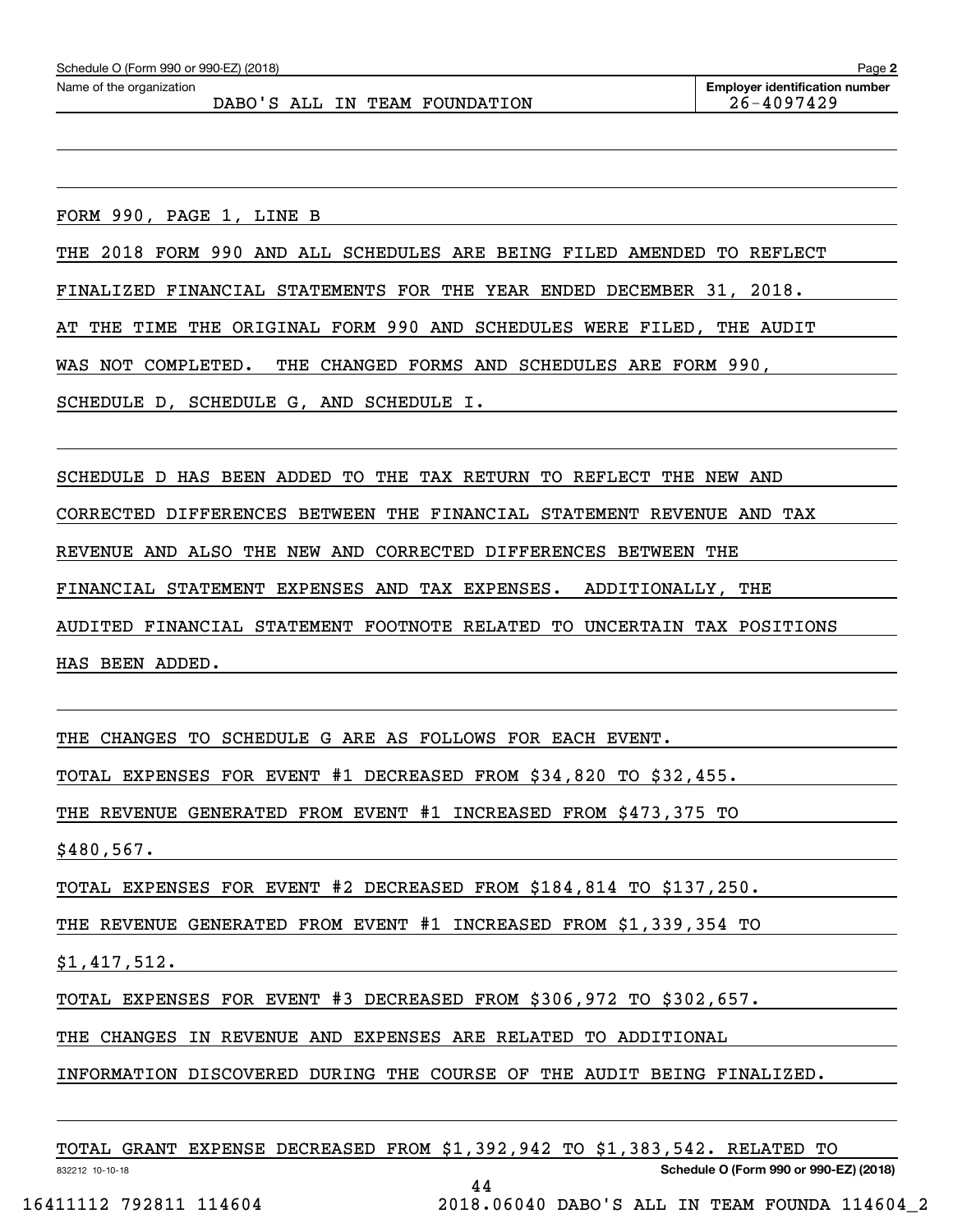FORM 990, PAGE 1, LINE B

THE 2018 FORM 990 AND ALL SCHEDULES ARE BEING FILED AMENDED TO REFLECT FINALIZED FINANCIAL STATEMENTS FOR THE YEAR ENDED DECEMBER 31, 2018. AT THE TIME THE ORIGINAL FORM 990 AND SCHEDULES WERE FILED, THE AUDIT WAS NOT COMPLETED. THE CHANGED FORMS AND SCHEDULES ARE FORM 990, SCHEDULE D, SCHEDULE G, AND SCHEDULE I.

SCHEDULE D HAS BEEN ADDED TO THE TAX RETURN TO REFLECT THE NEW AND CORRECTED DIFFERENCES BETWEEN THE FINANCIAL STATEMENT REVENUE AND TAX REVENUE AND ALSO THE NEW AND CORRECTED DIFFERENCES BETWEEN THE FINANCIAL STATEMENT EXPENSES AND TAX EXPENSES. ADDITIONALLY, THE AUDITED FINANCIAL STATEMENT FOOTNOTE RELATED TO UNCERTAIN TAX POSITIONS HAS BEEN ADDED.

THE CHANGES TO SCHEDULE G ARE AS FOLLOWS FOR EACH EVENT.

TOTAL EXPENSES FOR EVENT #1 DECREASED FROM $34,820 TO $32,455.

THE REVENUE GENERATED FROM EVENT #1 INCREASED FROM $473,375 TO $480,567.

TOTAL EXPENSES FOR EVENT #2 DECREASED FROM $184,814 TO $137,250.

THE REVENUE GENERATED FROM EVENT #1 INCREASED FROM $1,339,354 TO $1,417,512.

TOTAL EXPENSES FOR EVENT #3 DECREASED FROM $306,972 TO $302,657.

THE CHANGES IN REVENUE AND EXPENSES ARE RELATED TO ADDITIONAL INFORMATION DISCOVERED DURING THE COURSE OF THE AUDIT BEING FINALIZED.

TOTAL GRANT EXPENSE DECREASED FROM $1,392,942 TO $1,383,542. RELATED TO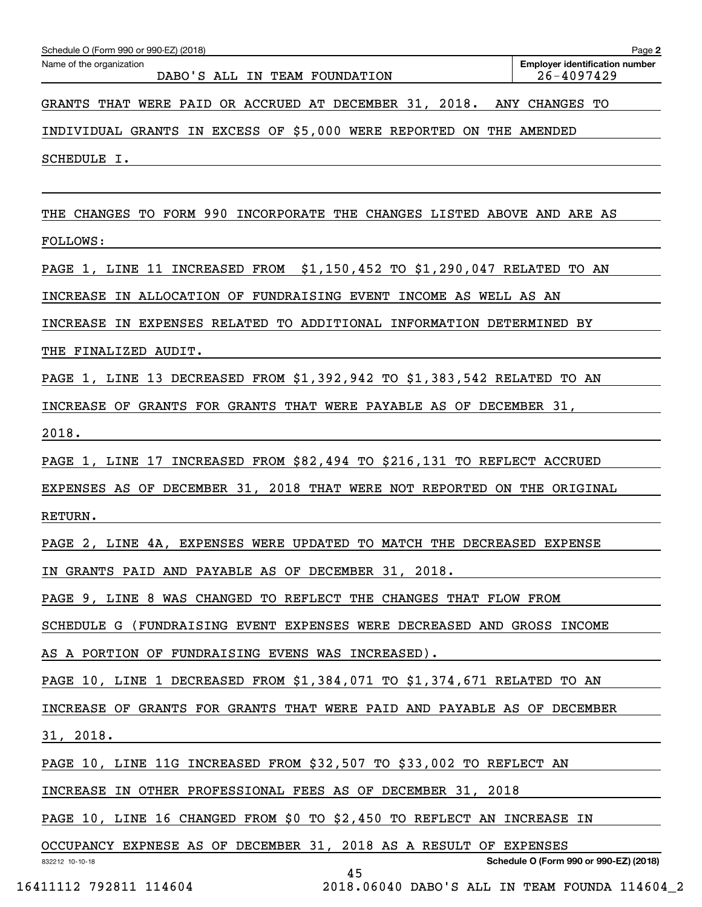Schedule O (Form 990 or 990-EZ) (2018)

Name of the organization: DABO'S ALL IN TEAM FOUNDATION

Employer identification number: 26-4097429

GRANTS THAT WERE PAID OR ACCRUED AT DECEMBER 31, 2018. ANY CHANGES TO INDIVIDUAL GRANTS IN EXCESS OF $5,000 WERE REPORTED ON THE AMENDED SCHEDULE I.

THE CHANGES TO FORM 990 INCORPORATE THE CHANGES LISTED ABOVE AND ARE AS FOLLOWS:

PAGE 1, LINE 11 INCREASED FROM $1,150,452 TO $1,290,047 RELATED TO AN INCREASE IN ALLOCATION OF FUNDRAISING EVENT INCOME AS WELL AS AN INCREASE IN EXPENSES RELATED TO ADDITIONAL INFORMATION DETERMINED BY THE FINALIZED AUDIT.

PAGE 1, LINE 13 DECREASED FROM $1,392,942 TO $1,383,542 RELATED TO AN INCREASE OF GRANTS FOR GRANTS THAT WERE PAYABLE AS OF DECEMBER 31, 2018.

PAGE 1, LINE 17 INCREASED FROM $82,494 TO $216,131 TO REFLECT ACCRUED EXPENSES AS OF DECEMBER 31, 2018 THAT WERE NOT REPORTED ON THE ORIGINAL RETURN.

PAGE 2, LINE 4A, EXPENSES WERE UPDATED TO MATCH THE DECREASED EXPENSE IN GRANTS PAID AND PAYABLE AS OF DECEMBER 31, 2018.

PAGE 9, LINE 8 WAS CHANGED TO REFLECT THE CHANGES THAT FLOW FROM SCHEDULE G (FUNDRAISING EVENT EXPENSES WERE DECREASED AND GROSS INCOME AS A PORTION OF FUNDRAISING EVENS WAS INCREASED).

PAGE 10, LINE 1 DECREASED FROM $1,384,071 TO $1,374,671 RELATED TO AN INCREASE OF GRANTS FOR GRANTS THAT WERE PAID AND PAYABLE AS OF DECEMBER 31, 2018.

PAGE 10, LINE 11G INCREASED FROM $32,507 TO $33,002 TO REFLECT AN INCREASE IN OTHER PROFESSIONAL FEES AS OF DECEMBER 31, 2018

PAGE 10, LINE 16 CHANGED FROM $0 TO $2,450 TO REFLECT AN INCREASE IN OCCUPANCY EXPNESE AS OF DECEMBER 31, 2018 AS A RESULT OF EXPENSES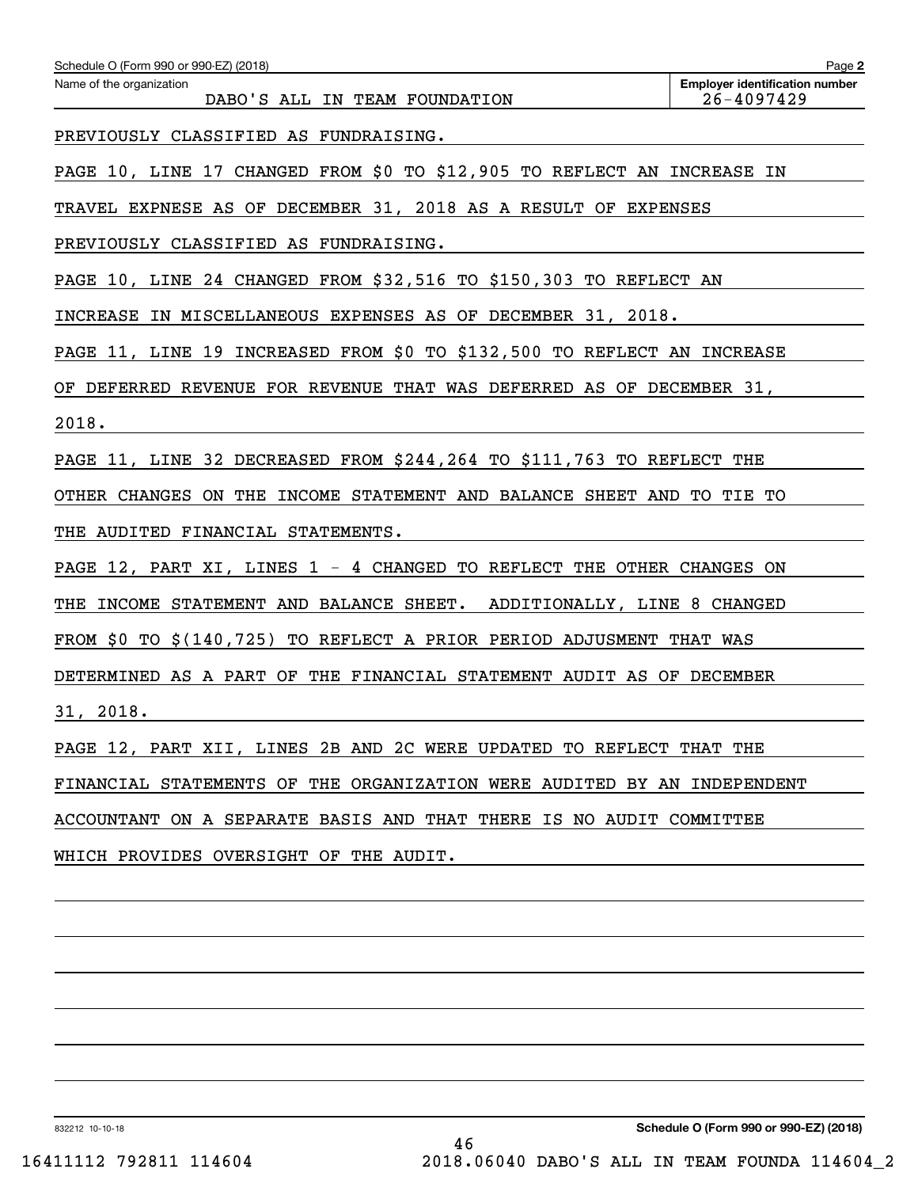Schedule O (Form 990 or 990-EZ) (2018)

Name of the organization: DABO'S ALL IN TEAM FOUNDATION

**Employer identification number** 26-4097429

PREVIOUSLY CLASSIFIED AS FUNDRAISING.

PAGE 10, LINE 17 CHANGED FROM $0 TO $12,905 TO REFLECT AN INCREASE IN TRAVEL EXPNESE AS OF DECEMBER 31, 2018 AS A RESULT OF EXPENSES PREVIOUSLY CLASSIFIED AS FUNDRAISING.

PAGE 10, LINE 24 CHANGED FROM $32,516 TO $150,303 TO REFLECT AN INCREASE IN MISCELLANEOUS EXPENSES AS OF DECEMBER 31, 2018.

PAGE 11, LINE 19 INCREASED FROM $0 TO $132,500 TO REFLECT AN INCREASE OF DEFERRED REVENUE FOR REVENUE THAT WAS DEFERRED AS OF DECEMBER 31, 2018.

PAGE 11, LINE 32 DECREASED FROM $244,264 TO $111,763 TO REFLECT THE OTHER CHANGES ON THE INCOME STATEMENT AND BALANCE SHEET AND TO TIE TO THE AUDITED FINANCIAL STATEMENTS.

PAGE 12, PART XI, LINES 1 - 4 CHANGED TO REFLECT THE OTHER CHANGES ON THE INCOME STATEMENT AND BALANCE SHEET. ADDITIONALLY, LINE 8 CHANGED FROM $0 TO $(140,725) TO REFLECT A PRIOR PERIOD ADJUSMENT THAT WAS DETERMINED AS A PART OF THE FINANCIAL STATEMENT AUDIT AS OF DECEMBER 31, 2018.

PAGE 12, PART XII, LINES 2B AND 2C WERE UPDATED TO REFLECT THAT THE FINANCIAL STATEMENTS OF THE ORGANIZATION WERE AUDITED BY AN INDEPENDENT ACCOUNTANT ON A SEPARATE BASIS AND THAT THERE IS NO AUDIT COMMITTEE WHICH PROVIDES OVERSIGHT OF THE AUDIT.

832212 10-10-18

**Schedule O (Form 990 or 990-EZ) (2018)**

16411112 792811 114604 2018.06040 DABO'S ALL IN TEAM FOUNDA 114604_2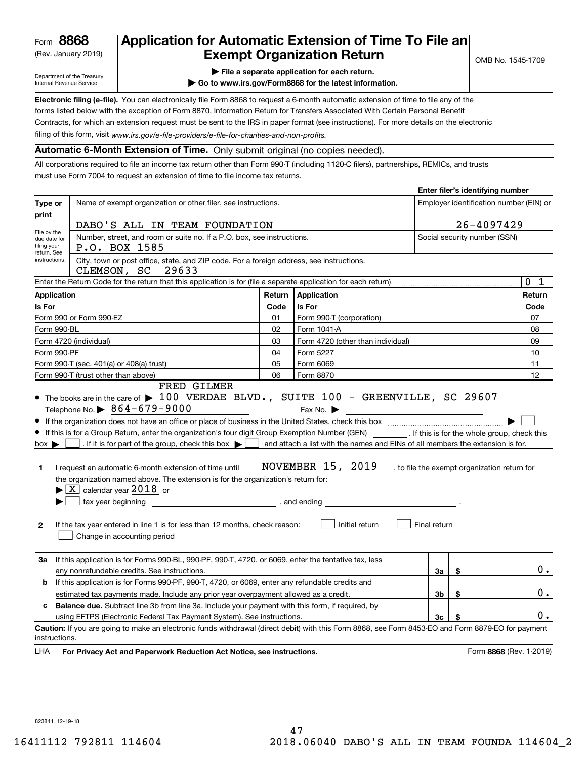Form **8868**
(Rev. January 2019)
Department of the Treasury
Internal Revenue Service

# Application for Automatic Extension of Time To File an Exempt Organization Return

▶ **File a separate application for each return.**
▶ **Go to www.irs.gov/Form8868 for the latest information.**

OMB No. 1545-1709

**Electronic filing (e-file).** You can electronically file Form 8868 to request a 6-month automatic extension of time to file any of the forms listed below with the exception of Form 8870, Information Return for Transfers Associated With Certain Personal Benefit Contracts, for which an extension request must be sent to the IRS in paper format (see instructions). For more details on the electronic filing of this form, visit *www.irs.gov/e-file-providers/e-file-for-charities-and-non-profits.*

**Automatic 6-Month Extension of Time.** Only submit original (no copies needed).

All corporations required to file an income tax return other than Form 990-T (including 1120-C filers), partnerships, REMICs, and trusts must use Form 7004 to request an extension of time to file income tax returns.

| | | **Enter filer's identifying number** |
|---|---|---|
| **Type or print** | Name of exempt organization or other filer, see instructions.<br>DABO'S ALL IN TEAM FOUNDATION | Employer identification number (EIN) or<br>26-4097429 |
| File by the due date for filing your return. See instructions. | Number, street, and room or suite no. If a P.O. box, see instructions.<br>P.O. BOX 1585 | Social security number (SSN) |
| | City, town or post office, state, and ZIP code. For a foreign address, see instructions.<br>CLEMSON, SC 29633 | |

Enter the Return Code for the return that this application is for (file a separate application for each return) ..... 0 1

| **Application Is For** | **Return Code** | **Application Is For** | **Return Code** |
|---|---|---|---|
| Form 990 or Form 990-EZ | 01 | Form 990-T (corporation) | 07 |
| Form 990-BL | 02 | Form 1041-A | 08 |
| Form 4720 (individual) | 03 | Form 4720 (other than individual) | 09 |
| Form 990-PF | 04 | Form 5227 | 10 |
| Form 990-T (sec. 401(a) or 408(a) trust) | 05 | Form 6069 | 11 |
| Form 990-T (trust other than above) | 06 | Form 8870 | 12 |

- The books are in the care of ▶ FRED GILMER 100 VERDAE BLVD., SUITE 100 - GREENVILLE, SC 29607
  Telephone No. ▶ 864-679-9000 Fax No. ▶
- If the organization does not have an office or place of business in the United States, check this box ..... ▶ ☐
- If this is for a Group Return, enter the organization's four digit Group Exemption Number (GEN) ______ . If this is for the whole group, check this box ▶ ☐ . If it is for part of the group, check this box ▶ ☐ and attach a list with the names and EINs of all members the extension is for.

**1** I request an automatic 6-month extension of time until NOVEMBER 15, 2019 , to file the exempt organization return for the organization named above. The extension is for the organization's return for:
▶ ☒ calendar year 2018 or
▶ ☐ tax year beginning ________________ , and ending ________________ .

**2** If the tax year entered in line 1 is for less than 12 months, check reason: ☐ Initial return ☐ Final return
☐ Change in accounting period

| | | | | |
|---|---|---|---|---|
| **3a** | If this application is for Forms 990-BL, 990-PF, 990-T, 4720, or 6069, enter the tentative tax, less any nonrefundable credits. See instructions. | **3a** | $ | 0. |
| **b** | If this application is for Forms 990-PF, 990-T, 4720, or 6069, enter any refundable credits and estimated tax payments made. Include any prior year overpayment allowed as a credit. | **3b** | $ | 0. |
| **c** | **Balance due.** Subtract line 3b from line 3a. Include your payment with this form, if required, by using EFTPS (Electronic Federal Tax Payment System). See instructions. | **3c** | $ | 0. |

**Caution:** If you are going to make an electronic funds withdrawal (direct debit) with this Form 8868, see Form 8453-EO and Form 8879-EO for payment instructions.

LHA **For Privacy Act and Paperwork Reduction Act Notice, see instructions.** Form **8868** (Rev. 1-2019)

823841 12-19-18

16411112 792811 114604 2018.06040 DABO'S ALL IN TEAM FOUNDA 114604_2